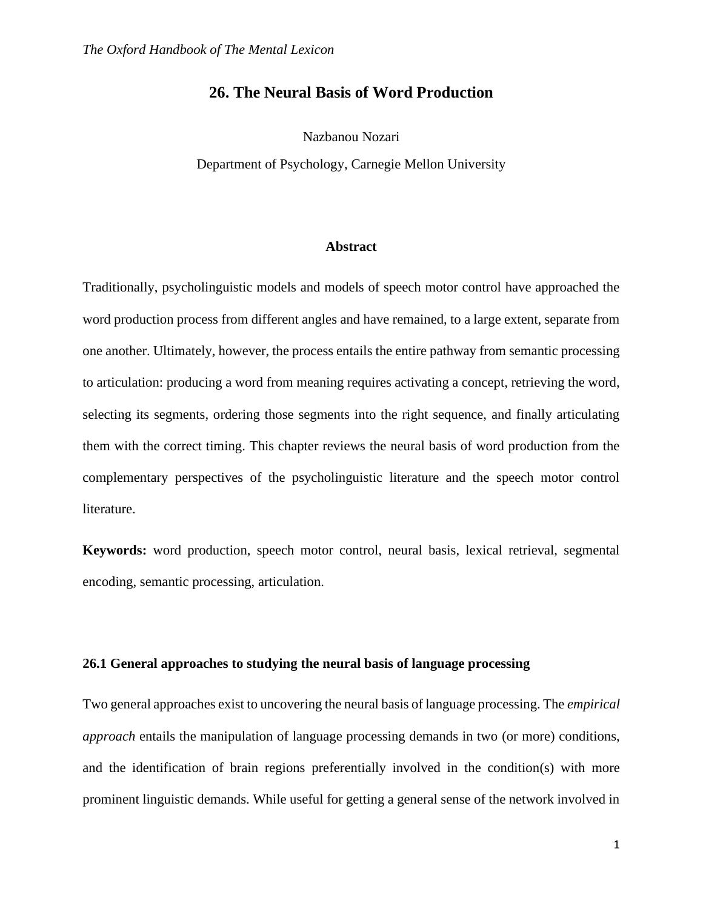*The Oxford Handbook of The Mental Lexicon*

# 26. The Neural Basis of Word Production

Nazbanou Nozari

Department of Psychology, Carnegie Mellon University

**Abstract**

Traditionally, psycholinguistic models and models of speech motor control have approached the word production process from different angles and have remained, to a large extent, separate from one another. Ultimately, however, the process entails the entire pathway from semantic processing to articulation: producing a word from meaning requires activating a concept, retrieving the word, selecting its segments, ordering those segments into the right sequence, and finally articulating them with the correct timing. This chapter reviews the neural basis of word production from the complementary perspectives of the psycholinguistic literature and the speech motor control literature.

**Keywords:** word production, speech motor control, neural basis, lexical retrieval, segmental encoding, semantic processing, articulation.

## 26.1 General approaches to studying the neural basis of language processing

Two general approaches exist to uncovering the neural basis of language processing. The *empirical approach* entails the manipulation of language processing demands in two (or more) conditions, and the identification of brain regions preferentially involved in the condition(s) with more prominent linguistic demands. While useful for getting a general sense of the network involved in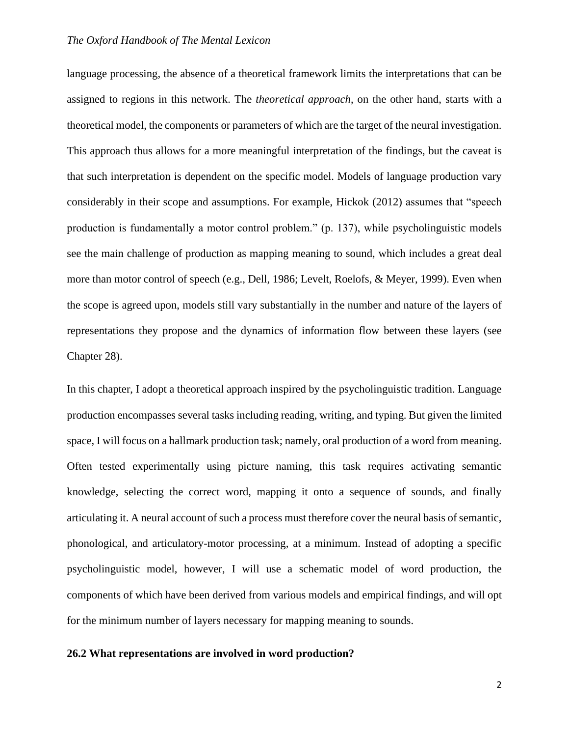language processing, the absence of a theoretical framework limits the interpretations that can be assigned to regions in this network. The *theoretical approach*, on the other hand, starts with a theoretical model, the components or parameters of which are the target of the neural investigation. This approach thus allows for a more meaningful interpretation of the findings, but the caveat is that such interpretation is dependent on the specific model. Models of language production vary considerably in their scope and assumptions. For example, Hickok (2012) assumes that "speech production is fundamentally a motor control problem." (p. 137), while psycholinguistic models see the main challenge of production as mapping meaning to sound, which includes a great deal more than motor control of speech (e.g., Dell, 1986; Levelt, Roelofs, & Meyer, 1999). Even when the scope is agreed upon, models still vary substantially in the number and nature of the layers of representations they propose and the dynamics of information flow between these layers (see Chapter 28).

In this chapter, I adopt a theoretical approach inspired by the psycholinguistic tradition. Language production encompasses several tasks including reading, writing, and typing. But given the limited space, I will focus on a hallmark production task; namely, oral production of a word from meaning. Often tested experimentally using picture naming, this task requires activating semantic knowledge, selecting the correct word, mapping it onto a sequence of sounds, and finally articulating it. A neural account of such a process must therefore cover the neural basis of semantic, phonological, and articulatory-motor processing, at a minimum. Instead of adopting a specific psycholinguistic model, however, I will use a schematic model of word production, the components of which have been derived from various models and empirical findings, and will opt for the minimum number of layers necessary for mapping meaning to sounds.

## 26.2 What representations are involved in word production?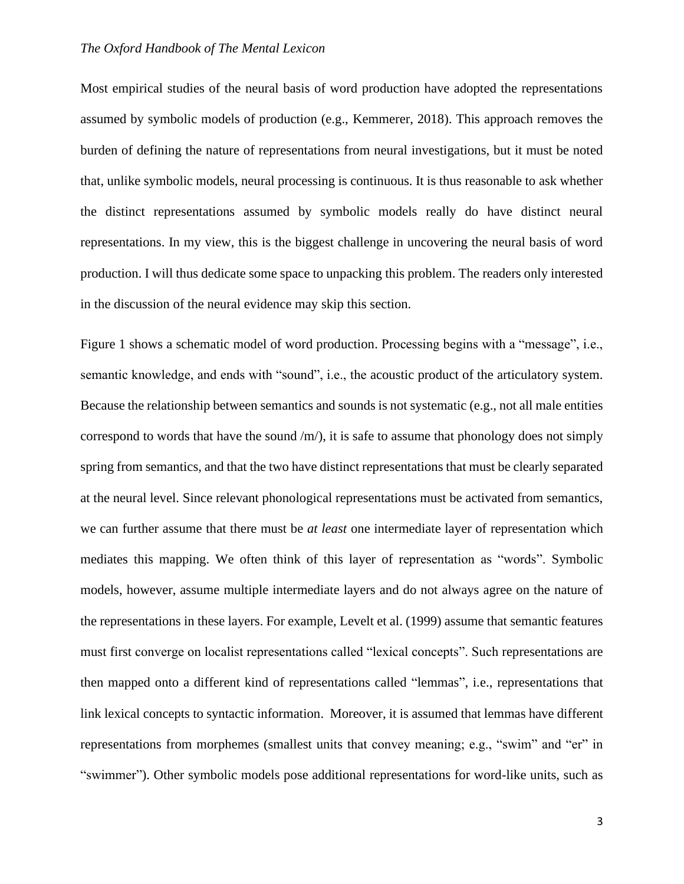Most empirical studies of the neural basis of word production have adopted the representations assumed by symbolic models of production (e.g., Kemmerer, 2018). This approach removes the burden of defining the nature of representations from neural investigations, but it must be noted that, unlike symbolic models, neural processing is continuous. It is thus reasonable to ask whether the distinct representations assumed by symbolic models really do have distinct neural representations. In my view, this is the biggest challenge in uncovering the neural basis of word production. I will thus dedicate some space to unpacking this problem. The readers only interested in the discussion of the neural evidence may skip this section.

Figure 1 shows a schematic model of word production. Processing begins with a "message", i.e., semantic knowledge, and ends with "sound", i.e., the acoustic product of the articulatory system. Because the relationship between semantics and sounds is not systematic (e.g., not all male entities correspond to words that have the sound /m/), it is safe to assume that phonology does not simply spring from semantics, and that the two have distinct representations that must be clearly separated at the neural level. Since relevant phonological representations must be activated from semantics, we can further assume that there must be *at least* one intermediate layer of representation which mediates this mapping. We often think of this layer of representation as "words". Symbolic models, however, assume multiple intermediate layers and do not always agree on the nature of the representations in these layers. For example, Levelt et al. (1999) assume that semantic features must first converge on localist representations called "lexical concepts". Such representations are then mapped onto a different kind of representations called "lemmas", i.e., representations that link lexical concepts to syntactic information. Moreover, it is assumed that lemmas have different representations from morphemes (smallest units that convey meaning; e.g., "swim" and "er" in "swimmer"). Other symbolic models pose additional representations for word-like units, such as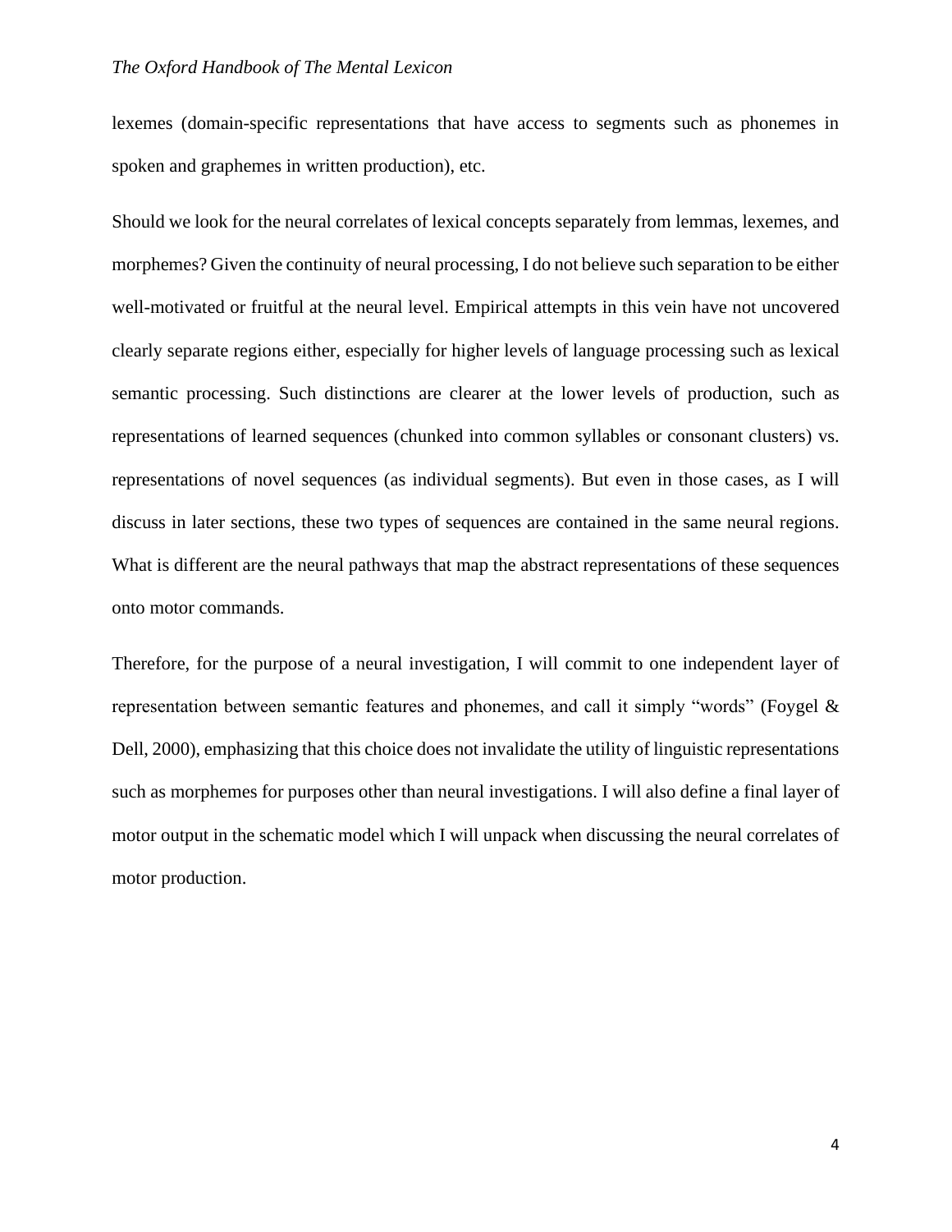lexemes (domain-specific representations that have access to segments such as phonemes in spoken and graphemes in written production), etc.

Should we look for the neural correlates of lexical concepts separately from lemmas, lexemes, and morphemes? Given the continuity of neural processing, I do not believe such separation to be either well-motivated or fruitful at the neural level. Empirical attempts in this vein have not uncovered clearly separate regions either, especially for higher levels of language processing such as lexical semantic processing. Such distinctions are clearer at the lower levels of production, such as representations of learned sequences (chunked into common syllables or consonant clusters) vs. representations of novel sequences (as individual segments). But even in those cases, as I will discuss in later sections, these two types of sequences are contained in the same neural regions. What is different are the neural pathways that map the abstract representations of these sequences onto motor commands.

Therefore, for the purpose of a neural investigation, I will commit to one independent layer of representation between semantic features and phonemes, and call it simply "words" (Foygel & Dell, 2000), emphasizing that this choice does not invalidate the utility of linguistic representations such as morphemes for purposes other than neural investigations. I will also define a final layer of motor output in the schematic model which I will unpack when discussing the neural correlates of motor production.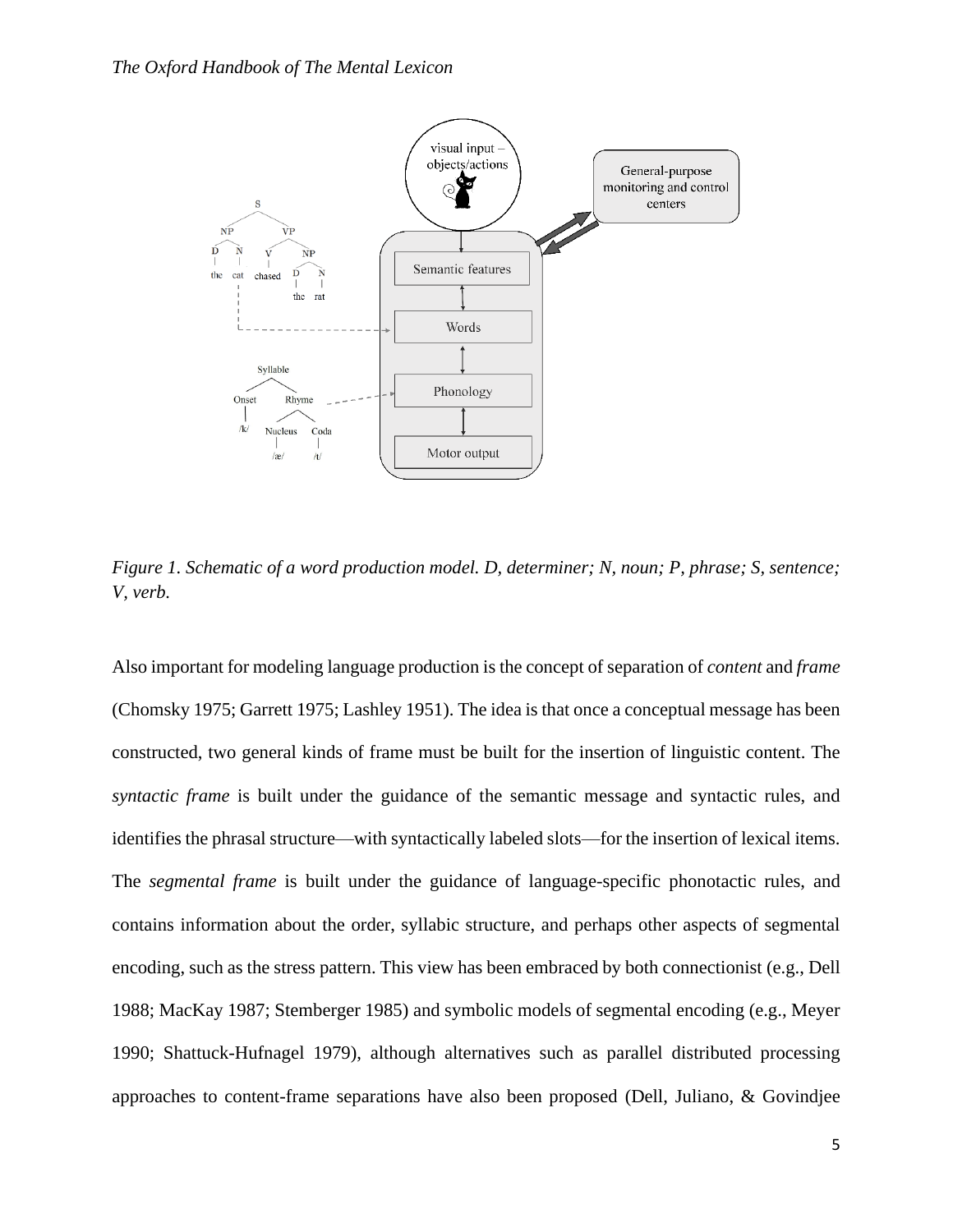*Figure 1. Schematic of a word production model. D, determiner; N, noun; P, phrase; S, sentence; V, verb.*

Also important for modeling language production is the concept of separation of *content* and *frame* (Chomsky 1975; Garrett 1975; Lashley 1951). The idea is that once a conceptual message has been constructed, two general kinds of frame must be built for the insertion of linguistic content. The *syntactic frame* is built under the guidance of the semantic message and syntactic rules, and identifies the phrasal structure—with syntactically labeled slots—for the insertion of lexical items. The *segmental frame* is built under the guidance of language-specific phonotactic rules, and contains information about the order, syllabic structure, and perhaps other aspects of segmental encoding, such as the stress pattern. This view has been embraced by both connectionist (e.g., Dell 1988; MacKay 1987; Stemberger 1985) and symbolic models of segmental encoding (e.g., Meyer 1990; Shattuck-Hufnagel 1979), although alternatives such as parallel distributed processing approaches to content-frame separations have also been proposed (Dell, Juliano, & Govindjee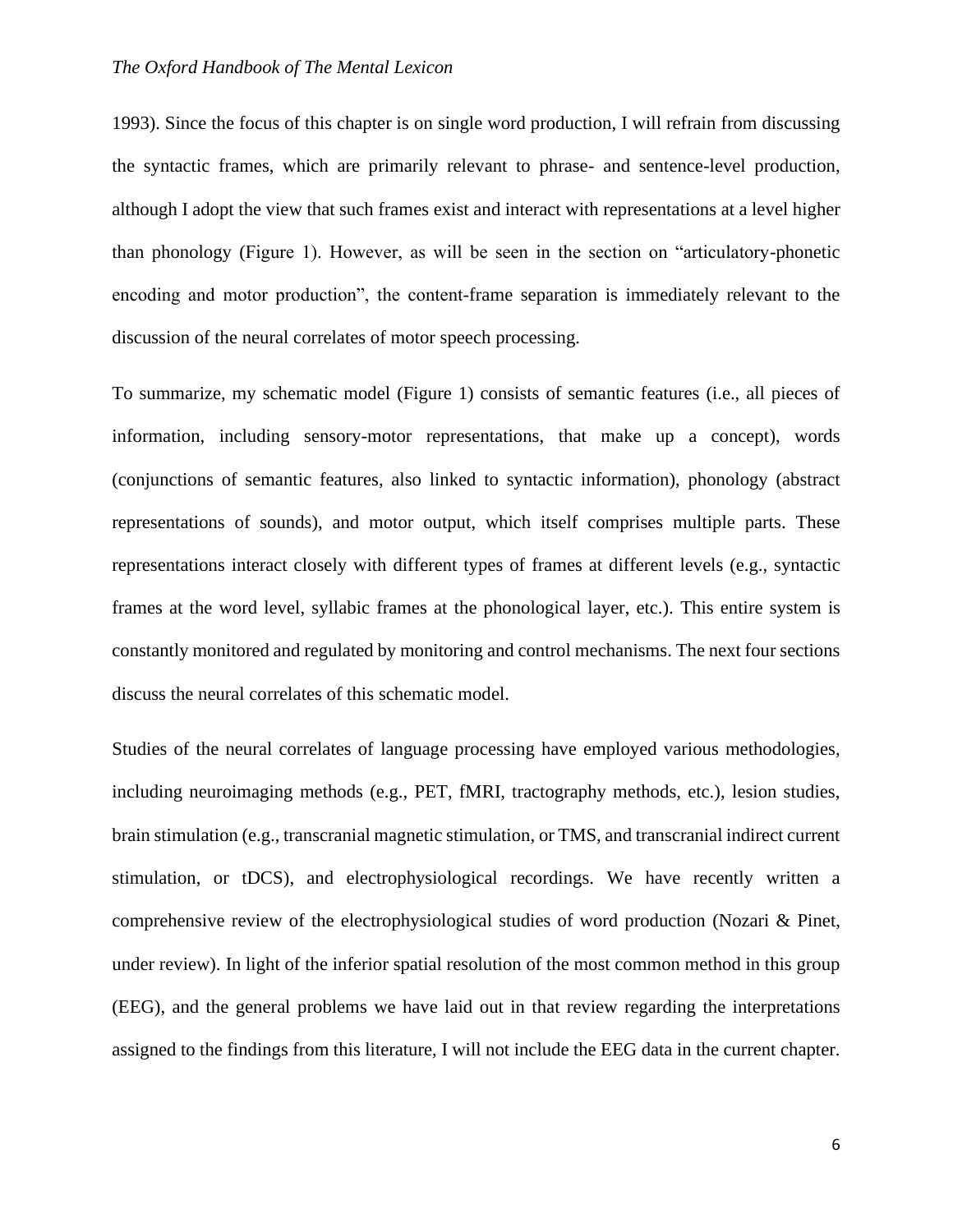1993). Since the focus of this chapter is on single word production, I will refrain from discussing the syntactic frames, which are primarily relevant to phrase- and sentence-level production, although I adopt the view that such frames exist and interact with representations at a level higher than phonology (Figure 1). However, as will be seen in the section on "articulatory-phonetic encoding and motor production", the content-frame separation is immediately relevant to the discussion of the neural correlates of motor speech processing.

To summarize, my schematic model (Figure 1) consists of semantic features (i.e., all pieces of information, including sensory-motor representations, that make up a concept), words (conjunctions of semantic features, also linked to syntactic information), phonology (abstract representations of sounds), and motor output, which itself comprises multiple parts. These representations interact closely with different types of frames at different levels (e.g., syntactic frames at the word level, syllabic frames at the phonological layer, etc.). This entire system is constantly monitored and regulated by monitoring and control mechanisms. The next four sections discuss the neural correlates of this schematic model.

Studies of the neural correlates of language processing have employed various methodologies, including neuroimaging methods (e.g., PET, fMRI, tractography methods, etc.), lesion studies, brain stimulation (e.g., transcranial magnetic stimulation, or TMS, and transcranial indirect current stimulation, or tDCS), and electrophysiological recordings. We have recently written a comprehensive review of the electrophysiological studies of word production (Nozari & Pinet, under review). In light of the inferior spatial resolution of the most common method in this group (EEG), and the general problems we have laid out in that review regarding the interpretations assigned to the findings from this literature, I will not include the EEG data in the current chapter.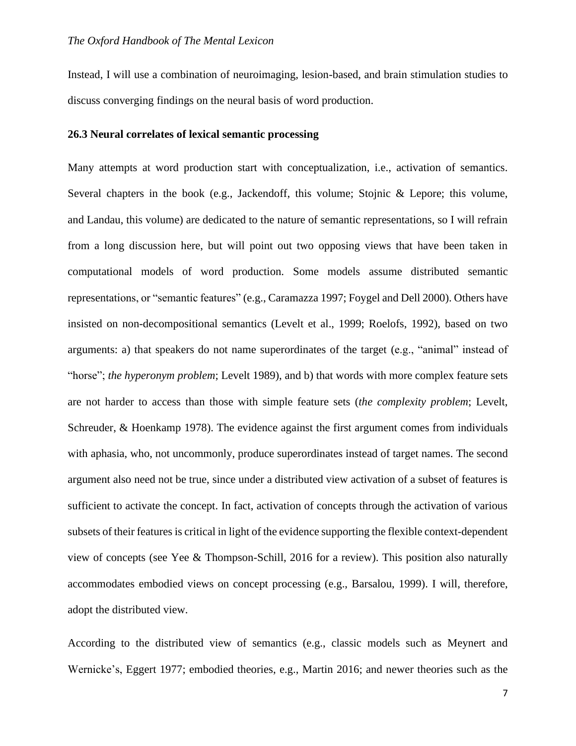Instead, I will use a combination of neuroimaging, lesion-based, and brain stimulation studies to discuss converging findings on the neural basis of word production.

### 26.3 Neural correlates of lexical semantic processing

Many attempts at word production start with conceptualization, i.e., activation of semantics. Several chapters in the book (e.g., Jackendoff, this volume; Stojnic & Lepore; this volume, and Landau, this volume) are dedicated to the nature of semantic representations, so I will refrain from a long discussion here, but will point out two opposing views that have been taken in computational models of word production. Some models assume distributed semantic representations, or "semantic features" (e.g., Caramazza 1997; Foygel and Dell 2000). Others have insisted on non-decompositional semantics (Levelt et al., 1999; Roelofs, 1992), based on two arguments: a) that speakers do not name superordinates of the target (e.g., "animal" instead of "horse"; *the hyperonym problem*; Levelt 1989), and b) that words with more complex feature sets are not harder to access than those with simple feature sets (*the complexity problem*; Levelt, Schreuder, & Hoenkamp 1978). The evidence against the first argument comes from individuals with aphasia, who, not uncommonly, produce superordinates instead of target names. The second argument also need not be true, since under a distributed view activation of a subset of features is sufficient to activate the concept. In fact, activation of concepts through the activation of various subsets of their features is critical in light of the evidence supporting the flexible context-dependent view of concepts (see Yee & Thompson-Schill, 2016 for a review). This position also naturally accommodates embodied views on concept processing (e.g., Barsalou, 1999). I will, therefore, adopt the distributed view.

According to the distributed view of semantics (e.g., classic models such as Meynert and Wernicke's, Eggert 1977; embodied theories, e.g., Martin 2016; and newer theories such as the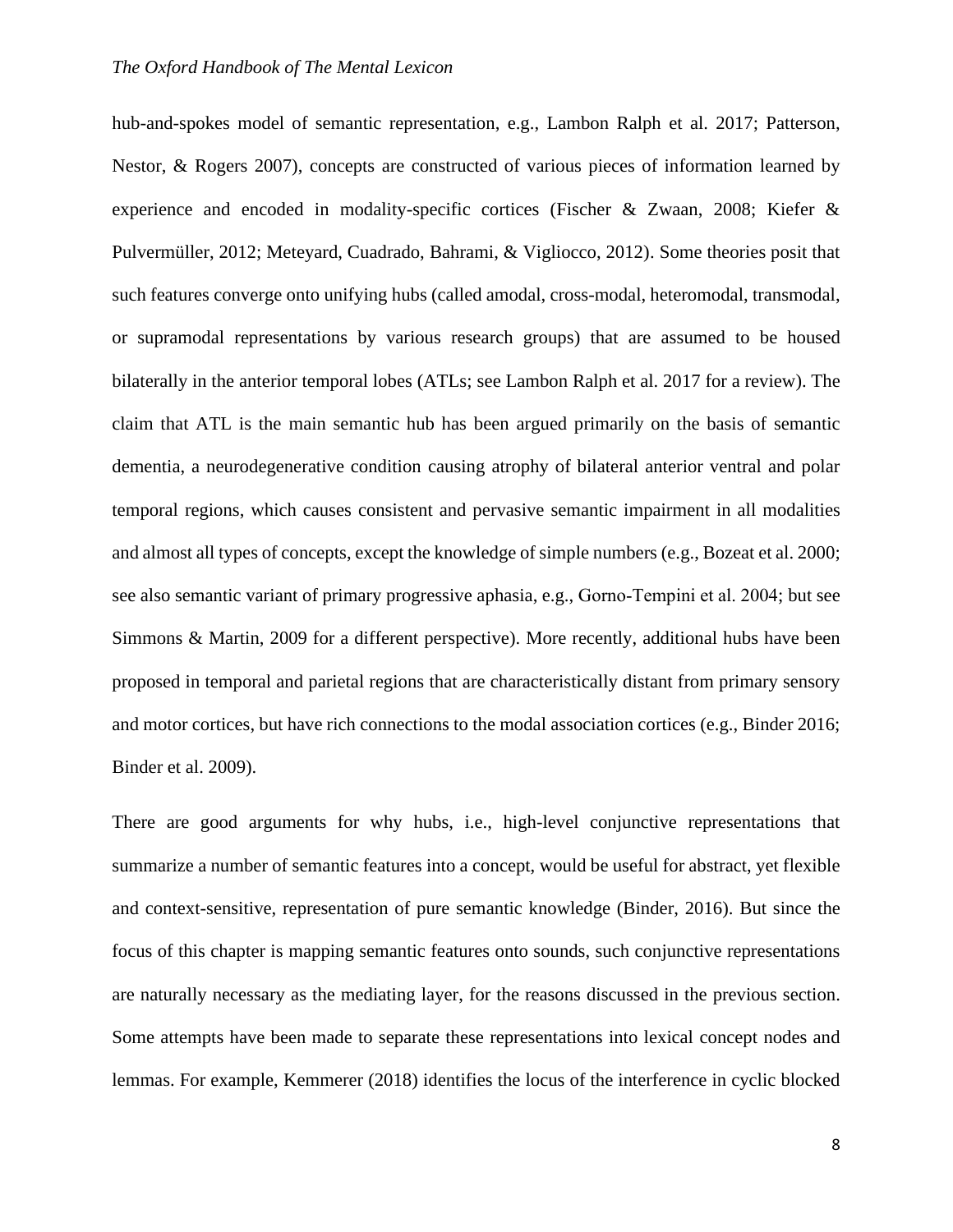hub-and-spokes model of semantic representation, e.g., Lambon Ralph et al. 2017; Patterson, Nestor, & Rogers 2007), concepts are constructed of various pieces of information learned by experience and encoded in modality-specific cortices (Fischer & Zwaan, 2008; Kiefer & Pulvermüller, 2012; Meteyard, Cuadrado, Bahrami, & Vigliocco, 2012). Some theories posit that such features converge onto unifying hubs (called amodal, cross-modal, heteromodal, transmodal, or supramodal representations by various research groups) that are assumed to be housed bilaterally in the anterior temporal lobes (ATLs; see Lambon Ralph et al. 2017 for a review). The claim that ATL is the main semantic hub has been argued primarily on the basis of semantic dementia, a neurodegenerative condition causing atrophy of bilateral anterior ventral and polar temporal regions, which causes consistent and pervasive semantic impairment in all modalities and almost all types of concepts, except the knowledge of simple numbers (e.g., Bozeat et al. 2000; see also semantic variant of primary progressive aphasia, e.g., Gorno-Tempini et al. 2004; but see Simmons & Martin, 2009 for a different perspective). More recently, additional hubs have been proposed in temporal and parietal regions that are characteristically distant from primary sensory and motor cortices, but have rich connections to the modal association cortices (e.g., Binder 2016; Binder et al. 2009).

There are good arguments for why hubs, i.e., high-level conjunctive representations that summarize a number of semantic features into a concept, would be useful for abstract, yet flexible and context-sensitive, representation of pure semantic knowledge (Binder, 2016). But since the focus of this chapter is mapping semantic features onto sounds, such conjunctive representations are naturally necessary as the mediating layer, for the reasons discussed in the previous section. Some attempts have been made to separate these representations into lexical concept nodes and lemmas. For example, Kemmerer (2018) identifies the locus of the interference in cyclic blocked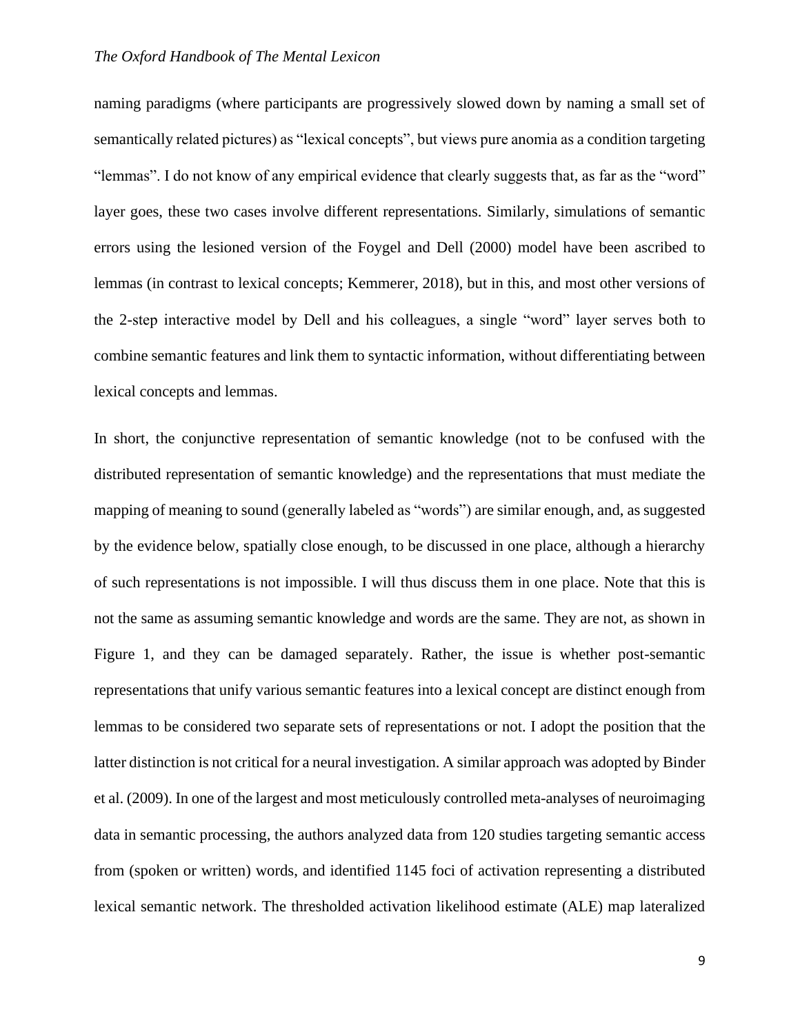naming paradigms (where participants are progressively slowed down by naming a small set of semantically related pictures) as "lexical concepts", but views pure anomia as a condition targeting "lemmas". I do not know of any empirical evidence that clearly suggests that, as far as the "word" layer goes, these two cases involve different representations. Similarly, simulations of semantic errors using the lesioned version of the Foygel and Dell (2000) model have been ascribed to lemmas (in contrast to lexical concepts; Kemmerer, 2018), but in this, and most other versions of the 2-step interactive model by Dell and his colleagues, a single "word" layer serves both to combine semantic features and link them to syntactic information, without differentiating between lexical concepts and lemmas.

In short, the conjunctive representation of semantic knowledge (not to be confused with the distributed representation of semantic knowledge) and the representations that must mediate the mapping of meaning to sound (generally labeled as "words") are similar enough, and, as suggested by the evidence below, spatially close enough, to be discussed in one place, although a hierarchy of such representations is not impossible. I will thus discuss them in one place. Note that this is not the same as assuming semantic knowledge and words are the same. They are not, as shown in Figure 1, and they can be damaged separately. Rather, the issue is whether post-semantic representations that unify various semantic features into a lexical concept are distinct enough from lemmas to be considered two separate sets of representations or not. I adopt the position that the latter distinction is not critical for a neural investigation. A similar approach was adopted by Binder et al. (2009). In one of the largest and most meticulously controlled meta-analyses of neuroimaging data in semantic processing, the authors analyzed data from 120 studies targeting semantic access from (spoken or written) words, and identified 1145 foci of activation representing a distributed lexical semantic network. The thresholded activation likelihood estimate (ALE) map lateralized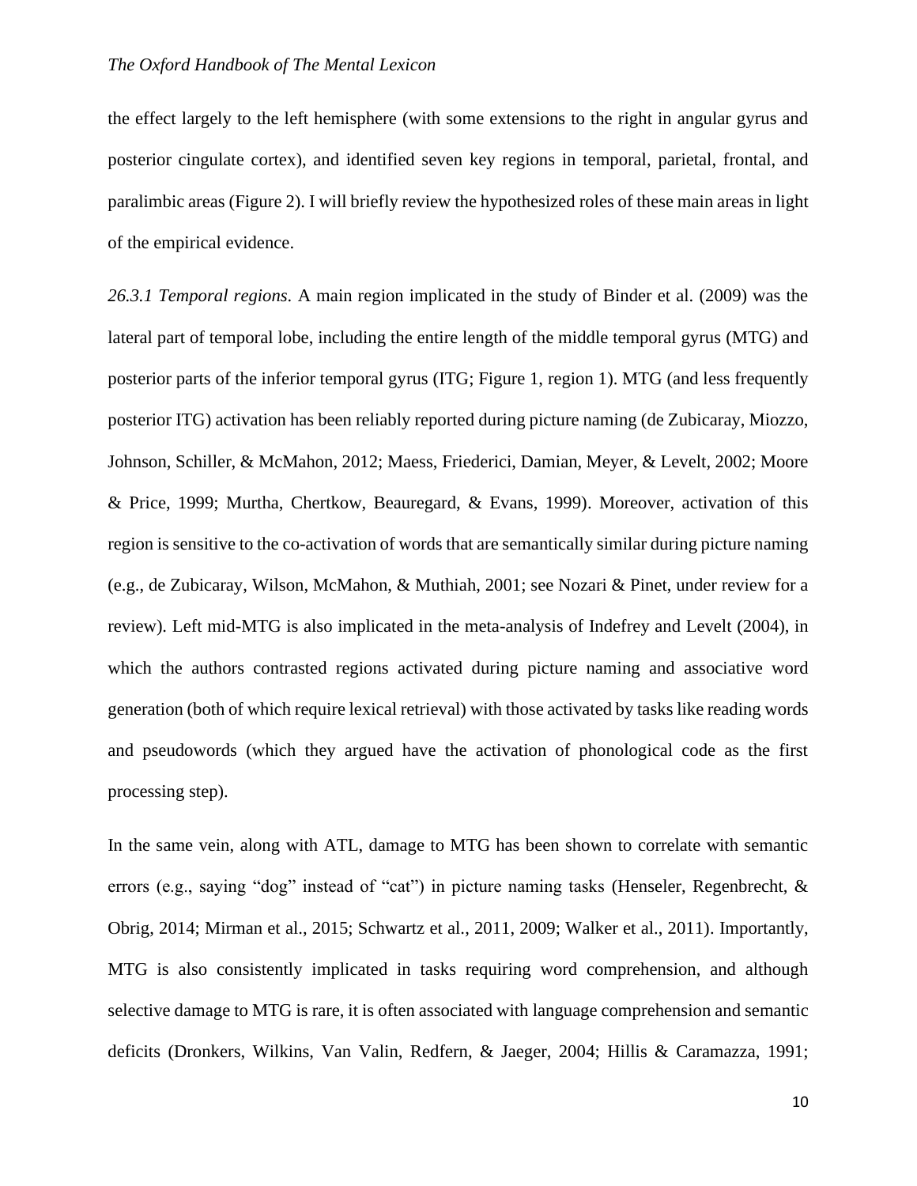the effect largely to the left hemisphere (with some extensions to the right in angular gyrus and posterior cingulate cortex), and identified seven key regions in temporal, parietal, frontal, and paralimbic areas (Figure 2). I will briefly review the hypothesized roles of these main areas in light of the empirical evidence.

*26.3.1 Temporal regions*. A main region implicated in the study of Binder et al. (2009) was the lateral part of temporal lobe, including the entire length of the middle temporal gyrus (MTG) and posterior parts of the inferior temporal gyrus (ITG; Figure 1, region 1). MTG (and less frequently posterior ITG) activation has been reliably reported during picture naming (de Zubicaray, Miozzo, Johnson, Schiller, & McMahon, 2012; Maess, Friederici, Damian, Meyer, & Levelt, 2002; Moore & Price, 1999; Murtha, Chertkow, Beauregard, & Evans, 1999). Moreover, activation of this region is sensitive to the co-activation of words that are semantically similar during picture naming (e.g., de Zubicaray, Wilson, McMahon, & Muthiah, 2001; see Nozari & Pinet, under review for a review). Left mid-MTG is also implicated in the meta-analysis of Indefrey and Levelt (2004), in which the authors contrasted regions activated during picture naming and associative word generation (both of which require lexical retrieval) with those activated by tasks like reading words and pseudowords (which they argued have the activation of phonological code as the first processing step).

In the same vein, along with ATL, damage to MTG has been shown to correlate with semantic errors (e.g., saying "dog" instead of "cat") in picture naming tasks (Henseler, Regenbrecht, & Obrig, 2014; Mirman et al., 2015; Schwartz et al., 2011, 2009; Walker et al., 2011). Importantly, MTG is also consistently implicated in tasks requiring word comprehension, and although selective damage to MTG is rare, it is often associated with language comprehension and semantic deficits (Dronkers, Wilkins, Van Valin, Redfern, & Jaeger, 2004; Hillis & Caramazza, 1991;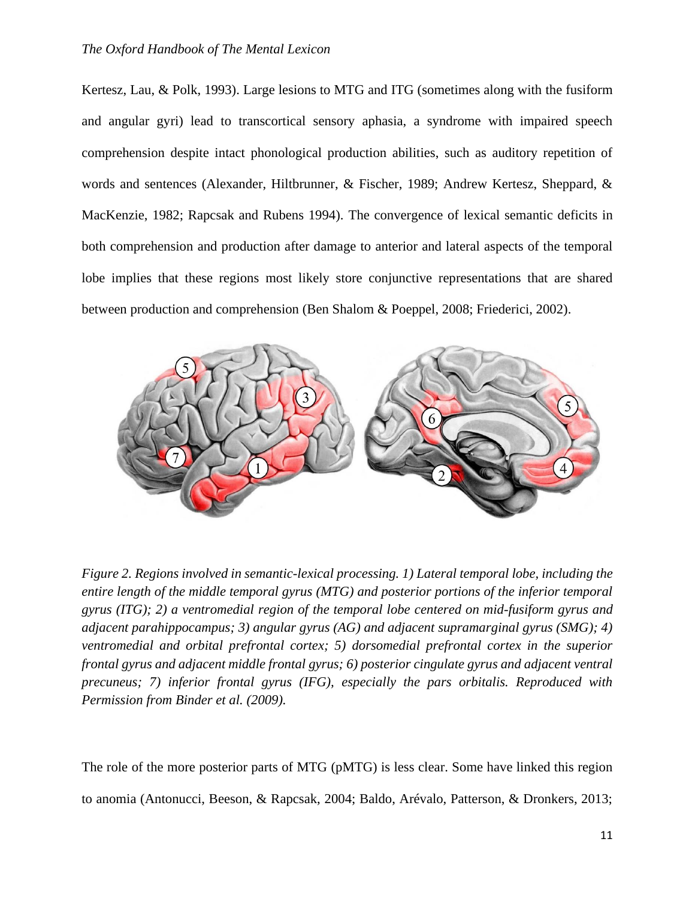Kertesz, Lau, & Polk, 1993). Large lesions to MTG and ITG (sometimes along with the fusiform and angular gyri) lead to transcortical sensory aphasia, a syndrome with impaired speech comprehension despite intact phonological production abilities, such as auditory repetition of words and sentences (Alexander, Hiltbrunner, & Fischer, 1989; Andrew Kertesz, Sheppard, & MacKenzie, 1982; Rapcsak and Rubens 1994). The convergence of lexical semantic deficits in both comprehension and production after damage to anterior and lateral aspects of the temporal lobe implies that these regions most likely store conjunctive representations that are shared between production and comprehension (Ben Shalom & Poeppel, 2008; Friederici, 2002).

*Figure 2. Regions involved in semantic-lexical processing. 1) Lateral temporal lobe, including the entire length of the middle temporal gyrus (MTG) and posterior portions of the inferior temporal gyrus (ITG); 2) a ventromedial region of the temporal lobe centered on mid-fusiform gyrus and adjacent parahippocampus; 3) angular gyrus (AG) and adjacent supramarginal gyrus (SMG); 4) ventromedial and orbital prefrontal cortex; 5) dorsomedial prefrontal cortex in the superior frontal gyrus and adjacent middle frontal gyrus; 6) posterior cingulate gyrus and adjacent ventral precuneus; 7) inferior frontal gyrus (IFG), especially the pars orbitalis. Reproduced with Permission from Binder et al. (2009).*

The role of the more posterior parts of MTG (pMTG) is less clear. Some have linked this region to anomia (Antonucci, Beeson, & Rapcsak, 2004; Baldo, Arévalo, Patterson, & Dronkers, 2013;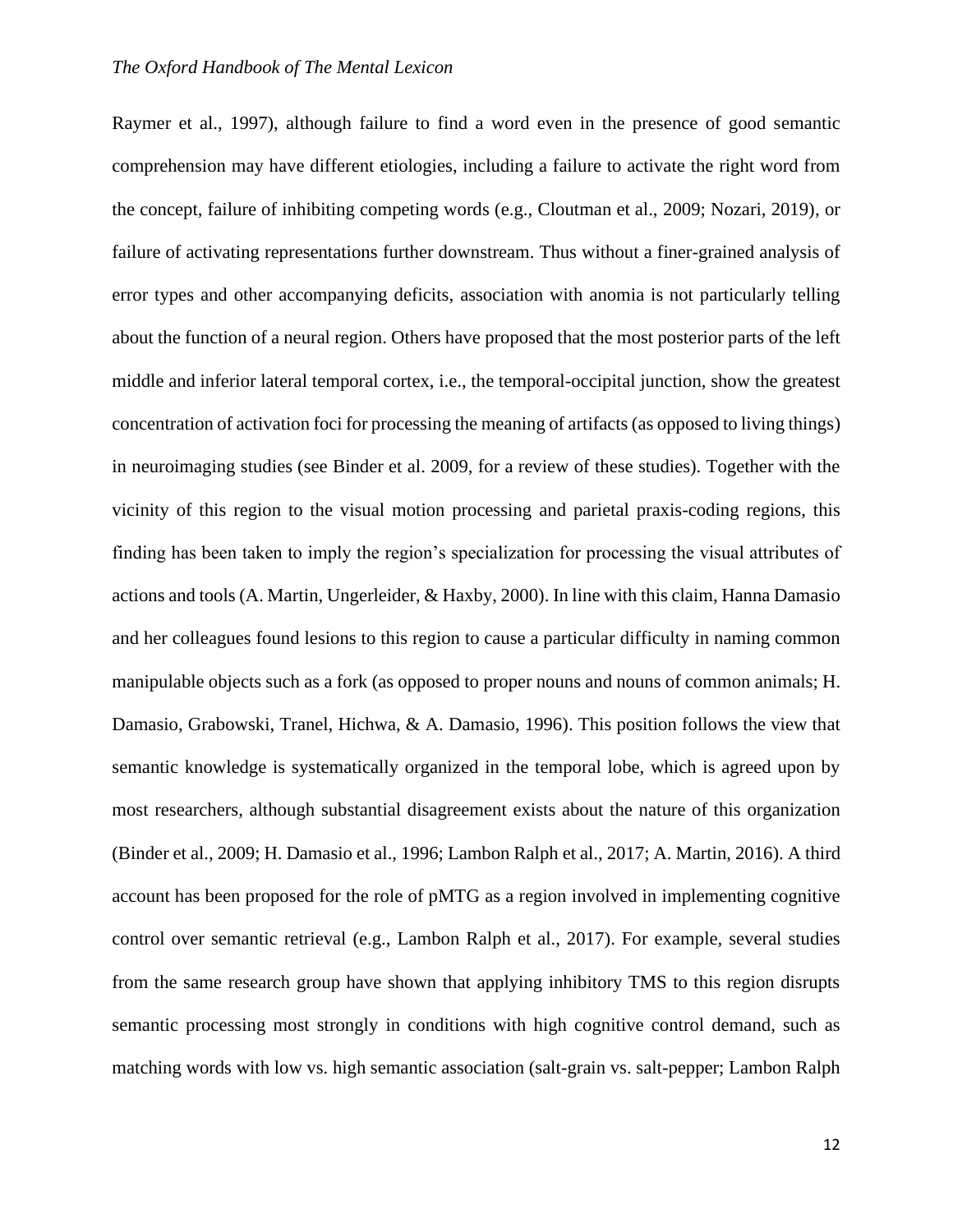Raymer et al., 1997), although failure to find a word even in the presence of good semantic comprehension may have different etiologies, including a failure to activate the right word from the concept, failure of inhibiting competing words (e.g., Cloutman et al., 2009; Nozari, 2019), or failure of activating representations further downstream. Thus without a finer-grained analysis of error types and other accompanying deficits, association with anomia is not particularly telling about the function of a neural region. Others have proposed that the most posterior parts of the left middle and inferior lateral temporal cortex, i.e., the temporal-occipital junction, show the greatest concentration of activation foci for processing the meaning of artifacts (as opposed to living things) in neuroimaging studies (see Binder et al. 2009, for a review of these studies). Together with the vicinity of this region to the visual motion processing and parietal praxis-coding regions, this finding has been taken to imply the region's specialization for processing the visual attributes of actions and tools (A. Martin, Ungerleider, & Haxby, 2000). In line with this claim, Hanna Damasio and her colleagues found lesions to this region to cause a particular difficulty in naming common manipulable objects such as a fork (as opposed to proper nouns and nouns of common animals; H. Damasio, Grabowski, Tranel, Hichwa, & A. Damasio, 1996). This position follows the view that semantic knowledge is systematically organized in the temporal lobe, which is agreed upon by most researchers, although substantial disagreement exists about the nature of this organization (Binder et al., 2009; H. Damasio et al., 1996; Lambon Ralph et al., 2017; A. Martin, 2016). A third account has been proposed for the role of pMTG as a region involved in implementing cognitive control over semantic retrieval (e.g., Lambon Ralph et al., 2017). For example, several studies from the same research group have shown that applying inhibitory TMS to this region disrupts semantic processing most strongly in conditions with high cognitive control demand, such as matching words with low vs. high semantic association (salt-grain vs. salt-pepper; Lambon Ralph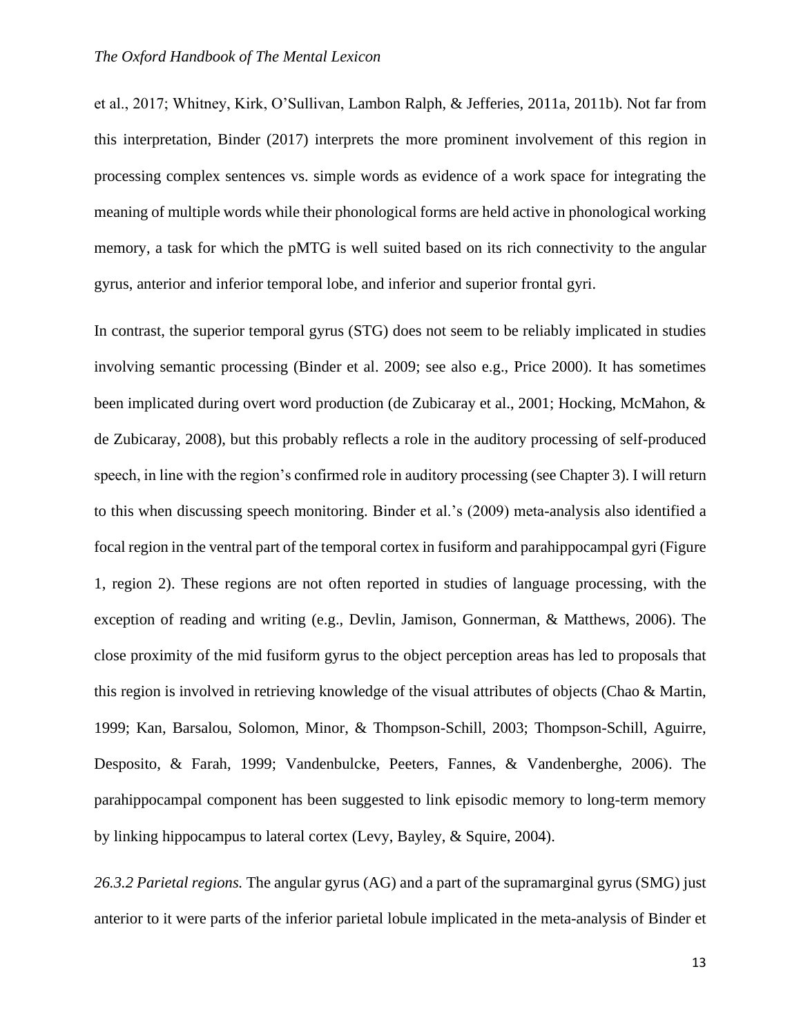et al., 2017; Whitney, Kirk, O'Sullivan, Lambon Ralph, & Jefferies, 2011a, 2011b). Not far from this interpretation, Binder (2017) interprets the more prominent involvement of this region in processing complex sentences vs. simple words as evidence of a work space for integrating the meaning of multiple words while their phonological forms are held active in phonological working memory, a task for which the pMTG is well suited based on its rich connectivity to the angular gyrus, anterior and inferior temporal lobe, and inferior and superior frontal gyri.

In contrast, the superior temporal gyrus (STG) does not seem to be reliably implicated in studies involving semantic processing (Binder et al. 2009; see also e.g., Price 2000). It has sometimes been implicated during overt word production (de Zubicaray et al., 2001; Hocking, McMahon, & de Zubicaray, 2008), but this probably reflects a role in the auditory processing of self-produced speech, in line with the region's confirmed role in auditory processing (see Chapter 3). I will return to this when discussing speech monitoring. Binder et al.'s (2009) meta-analysis also identified a focal region in the ventral part of the temporal cortex in fusiform and parahippocampal gyri (Figure 1, region 2). These regions are not often reported in studies of language processing, with the exception of reading and writing (e.g., Devlin, Jamison, Gonnerman, & Matthews, 2006). The close proximity of the mid fusiform gyrus to the object perception areas has led to proposals that this region is involved in retrieving knowledge of the visual attributes of objects (Chao & Martin, 1999; Kan, Barsalou, Solomon, Minor, & Thompson-Schill, 2003; Thompson-Schill, Aguirre, Desposito, & Farah, 1999; Vandenbulcke, Peeters, Fannes, & Vandenberghe, 2006). The parahippocampal component has been suggested to link episodic memory to long-term memory by linking hippocampus to lateral cortex (Levy, Bayley, & Squire, 2004).

*26.3.2 Parietal regions.* The angular gyrus (AG) and a part of the supramarginal gyrus (SMG) just anterior to it were parts of the inferior parietal lobule implicated in the meta-analysis of Binder et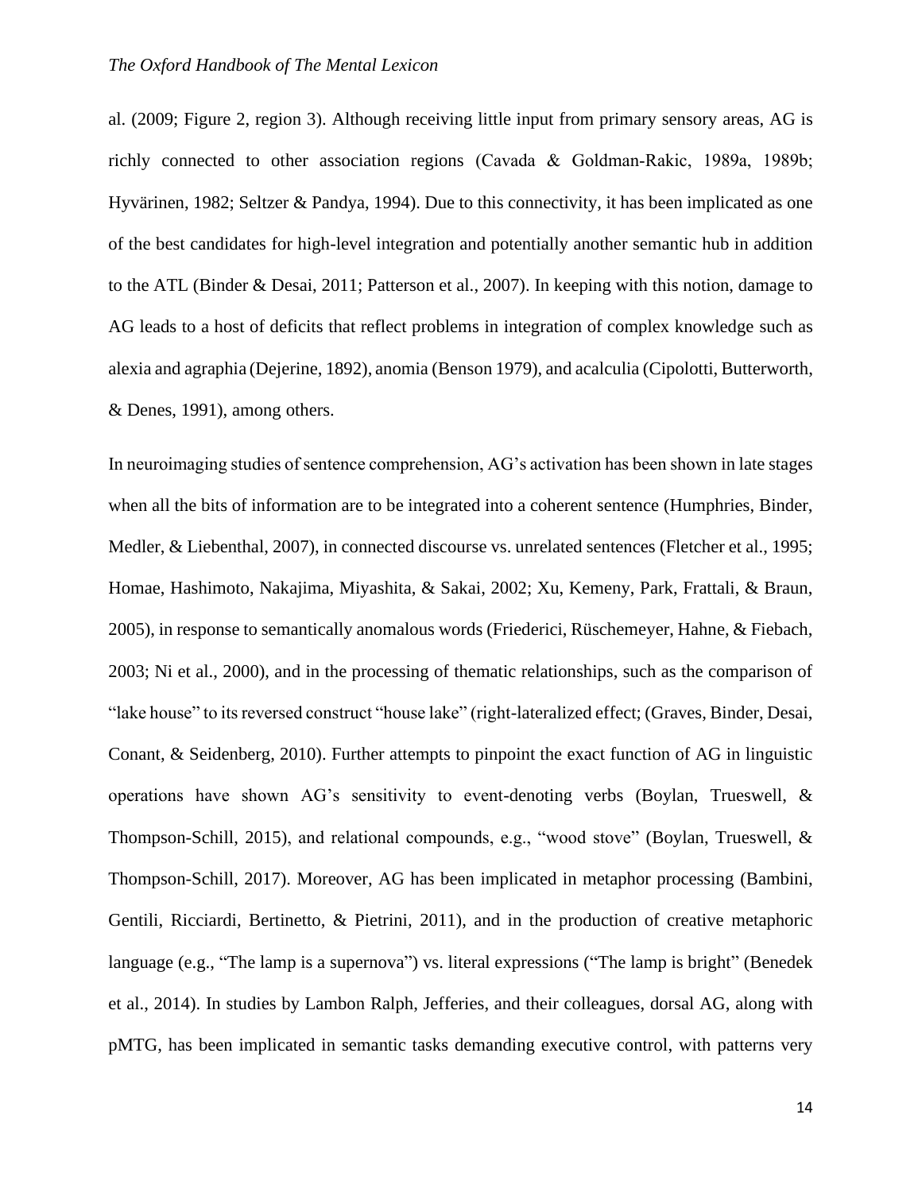al. (2009; Figure 2, region 3). Although receiving little input from primary sensory areas, AG is richly connected to other association regions (Cavada & Goldman-Rakic, 1989a, 1989b; Hyvärinen, 1982; Seltzer & Pandya, 1994). Due to this connectivity, it has been implicated as one of the best candidates for high-level integration and potentially another semantic hub in addition to the ATL (Binder & Desai, 2011; Patterson et al., 2007). In keeping with this notion, damage to AG leads to a host of deficits that reflect problems in integration of complex knowledge such as alexia and agraphia (Dejerine, 1892), anomia (Benson 1979), and acalculia (Cipolotti, Butterworth, & Denes, 1991), among others.

In neuroimaging studies of sentence comprehension, AG's activation has been shown in late stages when all the bits of information are to be integrated into a coherent sentence (Humphries, Binder, Medler, & Liebenthal, 2007), in connected discourse vs. unrelated sentences (Fletcher et al., 1995; Homae, Hashimoto, Nakajima, Miyashita, & Sakai, 2002; Xu, Kemeny, Park, Frattali, & Braun, 2005), in response to semantically anomalous words (Friederici, Rüschemeyer, Hahne, & Fiebach, 2003; Ni et al., 2000), and in the processing of thematic relationships, such as the comparison of "lake house" to its reversed construct "house lake" (right-lateralized effect; (Graves, Binder, Desai, Conant, & Seidenberg, 2010). Further attempts to pinpoint the exact function of AG in linguistic operations have shown AG's sensitivity to event-denoting verbs (Boylan, Trueswell, & Thompson-Schill, 2015), and relational compounds, e.g., "wood stove" (Boylan, Trueswell, & Thompson-Schill, 2017). Moreover, AG has been implicated in metaphor processing (Bambini, Gentili, Ricciardi, Bertinetto, & Pietrini, 2011), and in the production of creative metaphoric language (e.g., "The lamp is a supernova") vs. literal expressions ("The lamp is bright" (Benedek et al., 2014). In studies by Lambon Ralph, Jefferies, and their colleagues, dorsal AG, along with pMTG, has been implicated in semantic tasks demanding executive control, with patterns very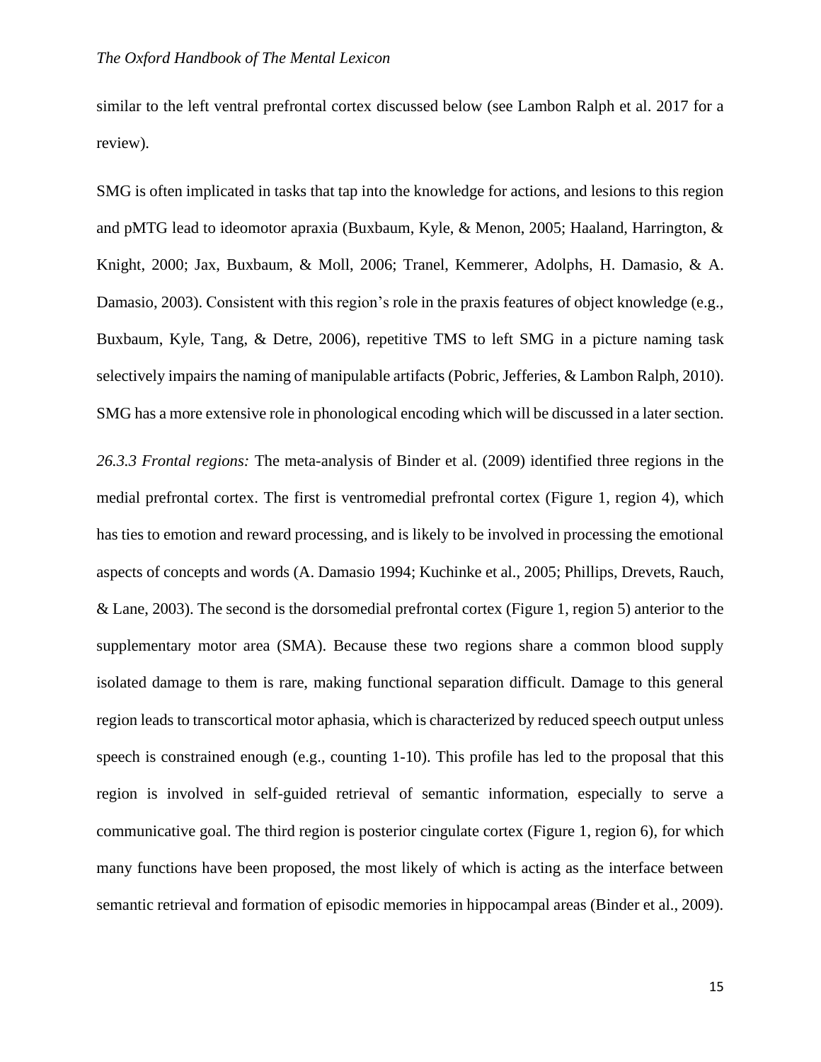similar to the left ventral prefrontal cortex discussed below (see Lambon Ralph et al. 2017 for a review).

SMG is often implicated in tasks that tap into the knowledge for actions, and lesions to this region and pMTG lead to ideomotor apraxia (Buxbaum, Kyle, & Menon, 2005; Haaland, Harrington, & Knight, 2000; Jax, Buxbaum, & Moll, 2006; Tranel, Kemmerer, Adolphs, H. Damasio, & A. Damasio, 2003). Consistent with this region's role in the praxis features of object knowledge (e.g., Buxbaum, Kyle, Tang, & Detre, 2006), repetitive TMS to left SMG in a picture naming task selectively impairs the naming of manipulable artifacts (Pobric, Jefferies, & Lambon Ralph, 2010). SMG has a more extensive role in phonological encoding which will be discussed in a later section.

*26.3.3 Frontal regions:* The meta-analysis of Binder et al. (2009) identified three regions in the medial prefrontal cortex. The first is ventromedial prefrontal cortex (Figure 1, region 4), which has ties to emotion and reward processing, and is likely to be involved in processing the emotional aspects of concepts and words (A. Damasio 1994; Kuchinke et al., 2005; Phillips, Drevets, Rauch, & Lane, 2003). The second is the dorsomedial prefrontal cortex (Figure 1, region 5) anterior to the supplementary motor area (SMA). Because these two regions share a common blood supply isolated damage to them is rare, making functional separation difficult. Damage to this general region leads to transcortical motor aphasia, which is characterized by reduced speech output unless speech is constrained enough (e.g., counting 1-10). This profile has led to the proposal that this region is involved in self-guided retrieval of semantic information, especially to serve a communicative goal. The third region is posterior cingulate cortex (Figure 1, region 6), for which many functions have been proposed, the most likely of which is acting as the interface between semantic retrieval and formation of episodic memories in hippocampal areas (Binder et al., 2009).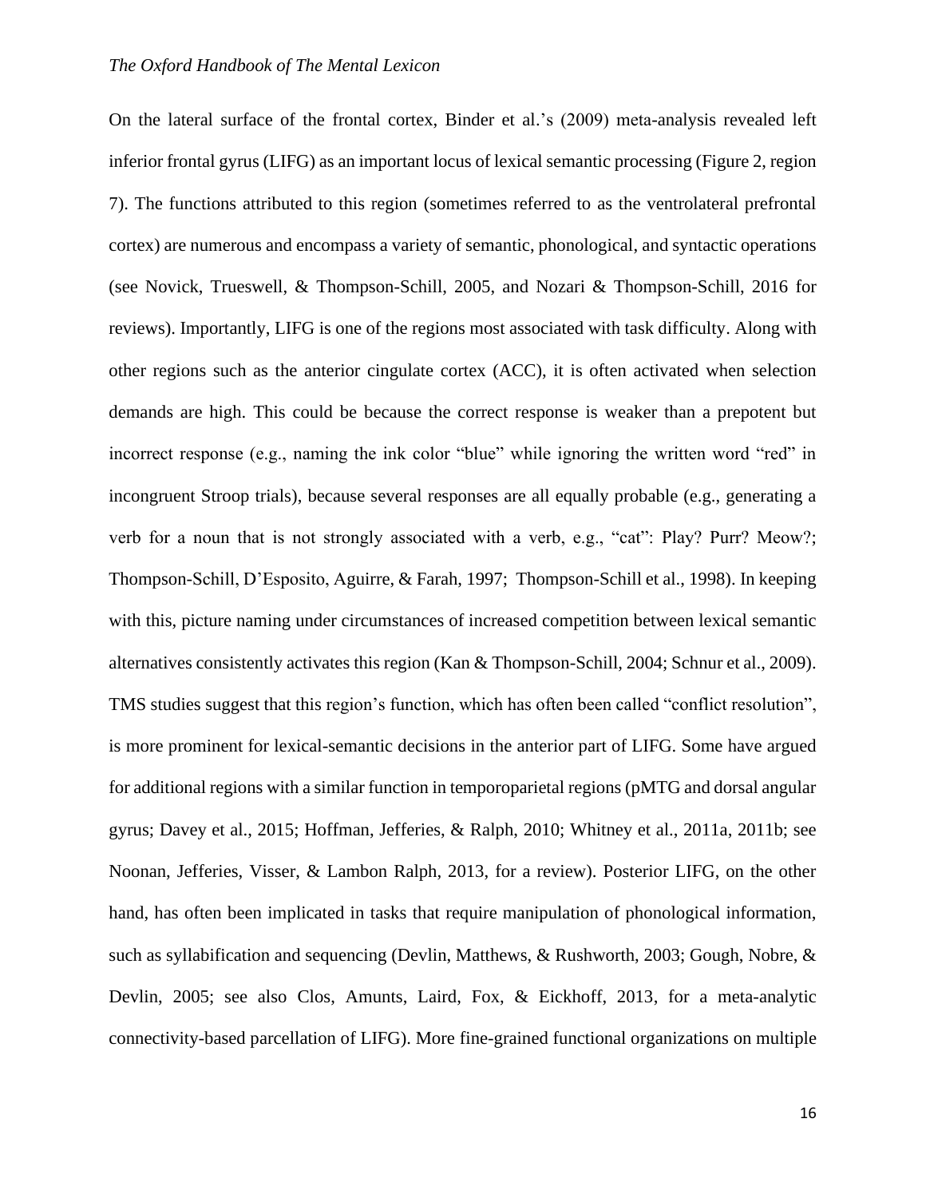On the lateral surface of the frontal cortex, Binder et al.'s (2009) meta-analysis revealed left inferior frontal gyrus (LIFG) as an important locus of lexical semantic processing (Figure 2, region 7). The functions attributed to this region (sometimes referred to as the ventrolateral prefrontal cortex) are numerous and encompass a variety of semantic, phonological, and syntactic operations (see Novick, Trueswell, & Thompson-Schill, 2005, and Nozari & Thompson-Schill, 2016 for reviews). Importantly, LIFG is one of the regions most associated with task difficulty. Along with other regions such as the anterior cingulate cortex (ACC), it is often activated when selection demands are high. This could be because the correct response is weaker than a prepotent but incorrect response (e.g., naming the ink color "blue" while ignoring the written word "red" in incongruent Stroop trials), because several responses are all equally probable (e.g., generating a verb for a noun that is not strongly associated with a verb, e.g., "cat": Play? Purr? Meow?; Thompson-Schill, D'Esposito, Aguirre, & Farah, 1997; Thompson-Schill et al., 1998). In keeping with this, picture naming under circumstances of increased competition between lexical semantic alternatives consistently activates this region (Kan & Thompson-Schill, 2004; Schnur et al., 2009). TMS studies suggest that this region's function, which has often been called "conflict resolution", is more prominent for lexical-semantic decisions in the anterior part of LIFG. Some have argued for additional regions with a similar function in temporoparietal regions (pMTG and dorsal angular gyrus; Davey et al., 2015; Hoffman, Jefferies, & Ralph, 2010; Whitney et al., 2011a, 2011b; see Noonan, Jefferies, Visser, & Lambon Ralph, 2013, for a review). Posterior LIFG, on the other hand, has often been implicated in tasks that require manipulation of phonological information, such as syllabification and sequencing (Devlin, Matthews, & Rushworth, 2003; Gough, Nobre, & Devlin, 2005; see also Clos, Amunts, Laird, Fox, & Eickhoff, 2013, for a meta-analytic connectivity-based parcellation of LIFG). More fine-grained functional organizations on multiple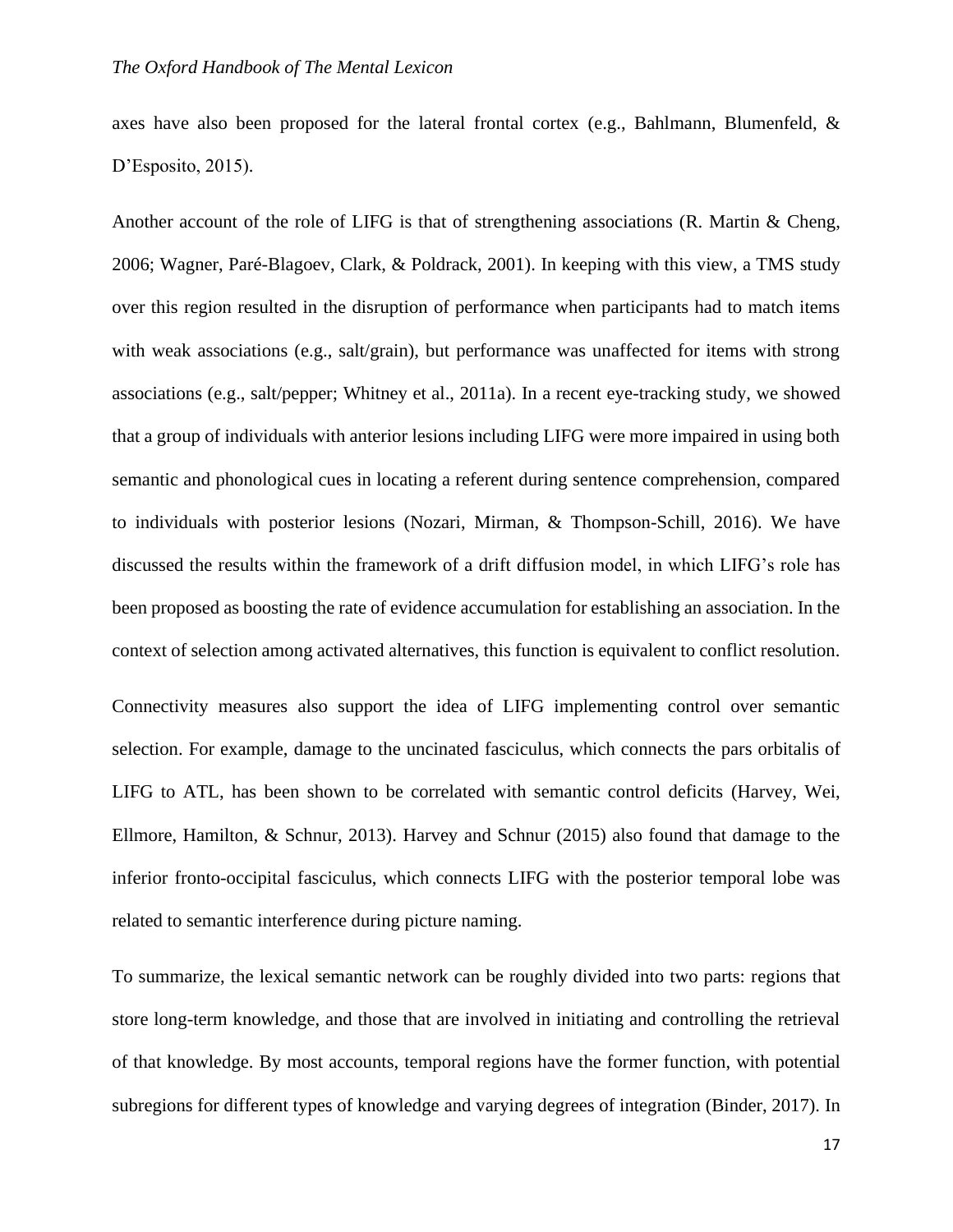axes have also been proposed for the lateral frontal cortex (e.g., Bahlmann, Blumenfeld, & D'Esposito, 2015).

Another account of the role of LIFG is that of strengthening associations (R. Martin & Cheng, 2006; Wagner, Paré-Blagoev, Clark, & Poldrack, 2001). In keeping with this view, a TMS study over this region resulted in the disruption of performance when participants had to match items with weak associations (e.g., salt/grain), but performance was unaffected for items with strong associations (e.g., salt/pepper; Whitney et al., 2011a). In a recent eye-tracking study, we showed that a group of individuals with anterior lesions including LIFG were more impaired in using both semantic and phonological cues in locating a referent during sentence comprehension, compared to individuals with posterior lesions (Nozari, Mirman, & Thompson-Schill, 2016). We have discussed the results within the framework of a drift diffusion model, in which LIFG's role has been proposed as boosting the rate of evidence accumulation for establishing an association. In the context of selection among activated alternatives, this function is equivalent to conflict resolution.

Connectivity measures also support the idea of LIFG implementing control over semantic selection. For example, damage to the uncinated fasciculus, which connects the pars orbitalis of LIFG to ATL, has been shown to be correlated with semantic control deficits (Harvey, Wei, Ellmore, Hamilton, & Schnur, 2013). Harvey and Schnur (2015) also found that damage to the inferior fronto-occipital fasciculus, which connects LIFG with the posterior temporal lobe was related to semantic interference during picture naming.

To summarize, the lexical semantic network can be roughly divided into two parts: regions that store long-term knowledge, and those that are involved in initiating and controlling the retrieval of that knowledge. By most accounts, temporal regions have the former function, with potential subregions for different types of knowledge and varying degrees of integration (Binder, 2017). In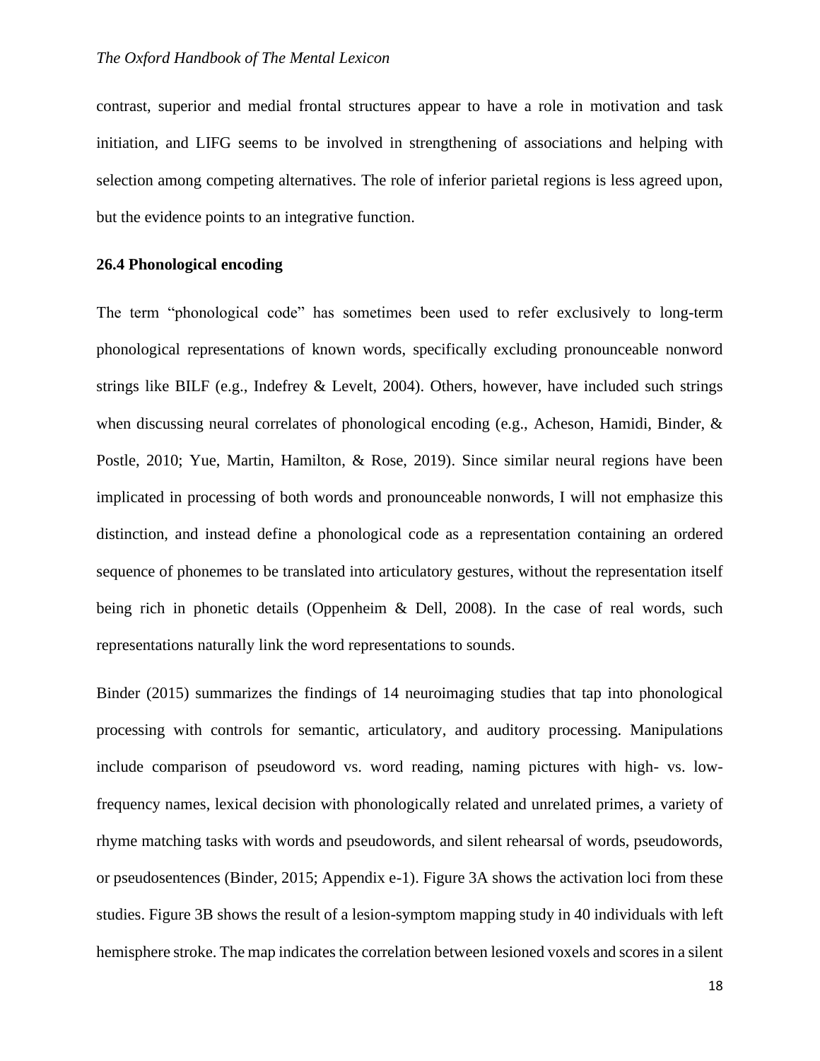contrast, superior and medial frontal structures appear to have a role in motivation and task initiation, and LIFG seems to be involved in strengthening of associations and helping with selection among competing alternatives. The role of inferior parietal regions is less agreed upon, but the evidence points to an integrative function.

### 26.4 Phonological encoding

The term "phonological code" has sometimes been used to refer exclusively to long-term phonological representations of known words, specifically excluding pronounceable nonword strings like BILF (e.g., Indefrey & Levelt, 2004). Others, however, have included such strings when discussing neural correlates of phonological encoding (e.g., Acheson, Hamidi, Binder, & Postle, 2010; Yue, Martin, Hamilton, & Rose, 2019). Since similar neural regions have been implicated in processing of both words and pronounceable nonwords, I will not emphasize this distinction, and instead define a phonological code as a representation containing an ordered sequence of phonemes to be translated into articulatory gestures, without the representation itself being rich in phonetic details (Oppenheim & Dell, 2008). In the case of real words, such representations naturally link the word representations to sounds.

Binder (2015) summarizes the findings of 14 neuroimaging studies that tap into phonological processing with controls for semantic, articulatory, and auditory processing. Manipulations include comparison of pseudoword vs. word reading, naming pictures with high- vs. low-frequency names, lexical decision with phonologically related and unrelated primes, a variety of rhyme matching tasks with words and pseudowords, and silent rehearsal of words, pseudowords, or pseudosentences (Binder, 2015; Appendix e-1). Figure 3A shows the activation loci from these studies. Figure 3B shows the result of a lesion-symptom mapping study in 40 individuals with left hemisphere stroke. The map indicates the correlation between lesioned voxels and scores in a silent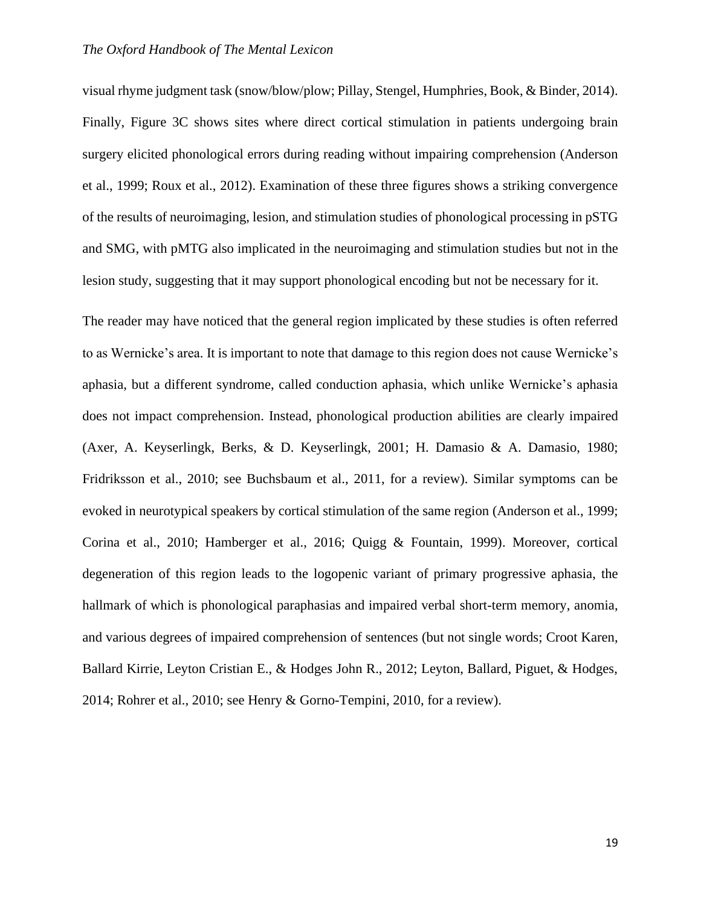visual rhyme judgment task (snow/blow/plow; Pillay, Stengel, Humphries, Book, & Binder, 2014). Finally, Figure 3C shows sites where direct cortical stimulation in patients undergoing brain surgery elicited phonological errors during reading without impairing comprehension (Anderson et al., 1999; Roux et al., 2012). Examination of these three figures shows a striking convergence of the results of neuroimaging, lesion, and stimulation studies of phonological processing in pSTG and SMG, with pMTG also implicated in the neuroimaging and stimulation studies but not in the lesion study, suggesting that it may support phonological encoding but not be necessary for it.

The reader may have noticed that the general region implicated by these studies is often referred to as Wernicke's area. It is important to note that damage to this region does not cause Wernicke's aphasia, but a different syndrome, called conduction aphasia, which unlike Wernicke's aphasia does not impact comprehension. Instead, phonological production abilities are clearly impaired (Axer, A. Keyserlingk, Berks, & D. Keyserlingk, 2001; H. Damasio & A. Damasio, 1980; Fridriksson et al., 2010; see Buchsbaum et al., 2011, for a review). Similar symptoms can be evoked in neurotypical speakers by cortical stimulation of the same region (Anderson et al., 1999; Corina et al., 2010; Hamberger et al., 2016; Quigg & Fountain, 1999). Moreover, cortical degeneration of this region leads to the logopenic variant of primary progressive aphasia, the hallmark of which is phonological paraphasias and impaired verbal short-term memory, anomia, and various degrees of impaired comprehension of sentences (but not single words; Croot Karen, Ballard Kirrie, Leyton Cristian E., & Hodges John R., 2012; Leyton, Ballard, Piguet, & Hodges, 2014; Rohrer et al., 2010; see Henry & Gorno-Tempini, 2010, for a review).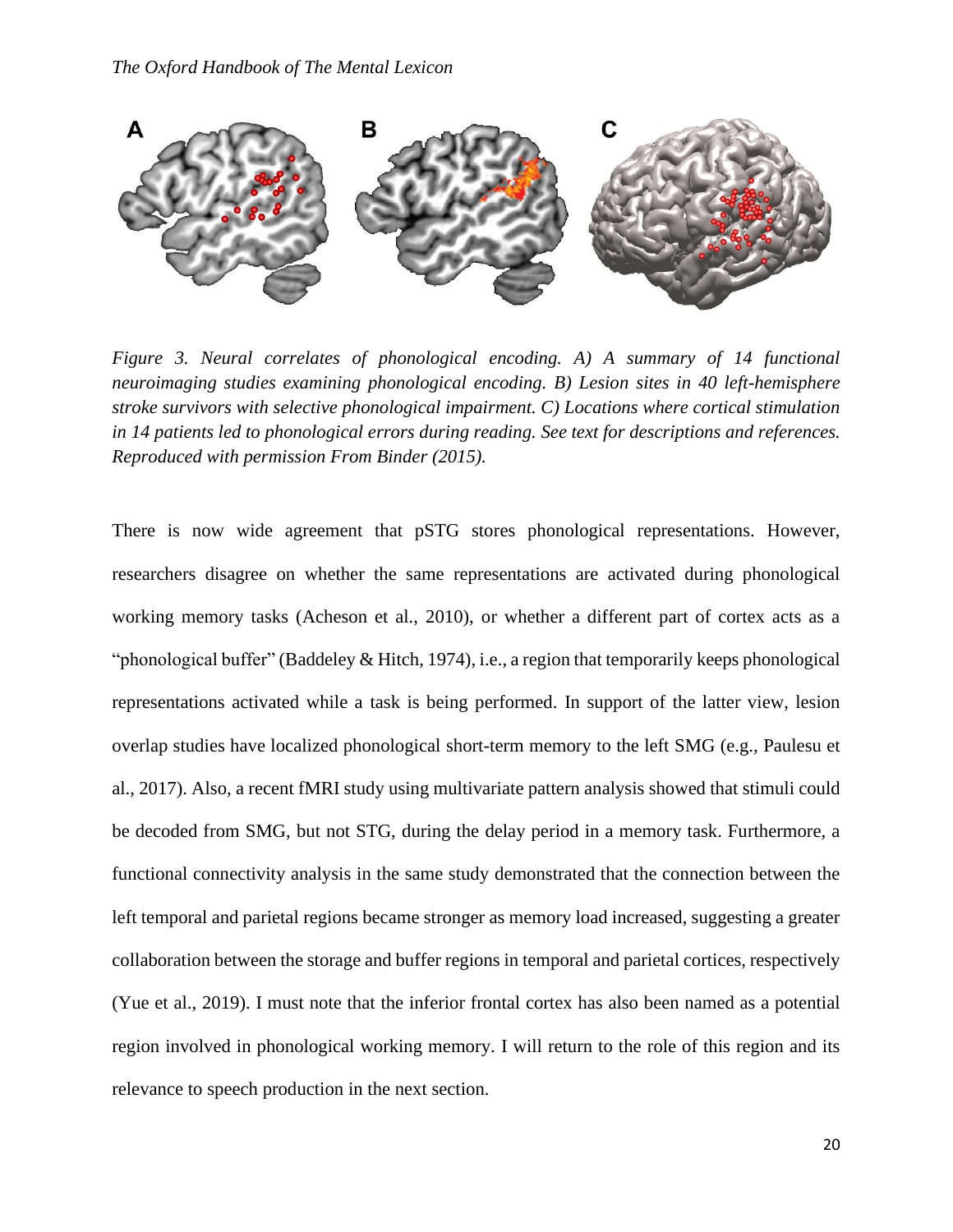*Figure 3. Neural correlates of phonological encoding. A) A summary of 14 functional neuroimaging studies examining phonological encoding. B) Lesion sites in 40 left-hemisphere stroke survivors with selective phonological impairment. C) Locations where cortical stimulation in 14 patients led to phonological errors during reading. See text for descriptions and references. Reproduced with permission From Binder (2015).*

There is now wide agreement that pSTG stores phonological representations. However, researchers disagree on whether the same representations are activated during phonological working memory tasks (Acheson et al., 2010), or whether a different part of cortex acts as a "phonological buffer" (Baddeley & Hitch, 1974), i.e., a region that temporarily keeps phonological representations activated while a task is being performed. In support of the latter view, lesion overlap studies have localized phonological short-term memory to the left SMG (e.g., Paulesu et al., 2017). Also, a recent fMRI study using multivariate pattern analysis showed that stimuli could be decoded from SMG, but not STG, during the delay period in a memory task. Furthermore, a functional connectivity analysis in the same study demonstrated that the connection between the left temporal and parietal regions became stronger as memory load increased, suggesting a greater collaboration between the storage and buffer regions in temporal and parietal cortices, respectively (Yue et al., 2019). I must note that the inferior frontal cortex has also been named as a potential region involved in phonological working memory. I will return to the role of this region and its relevance to speech production in the next section.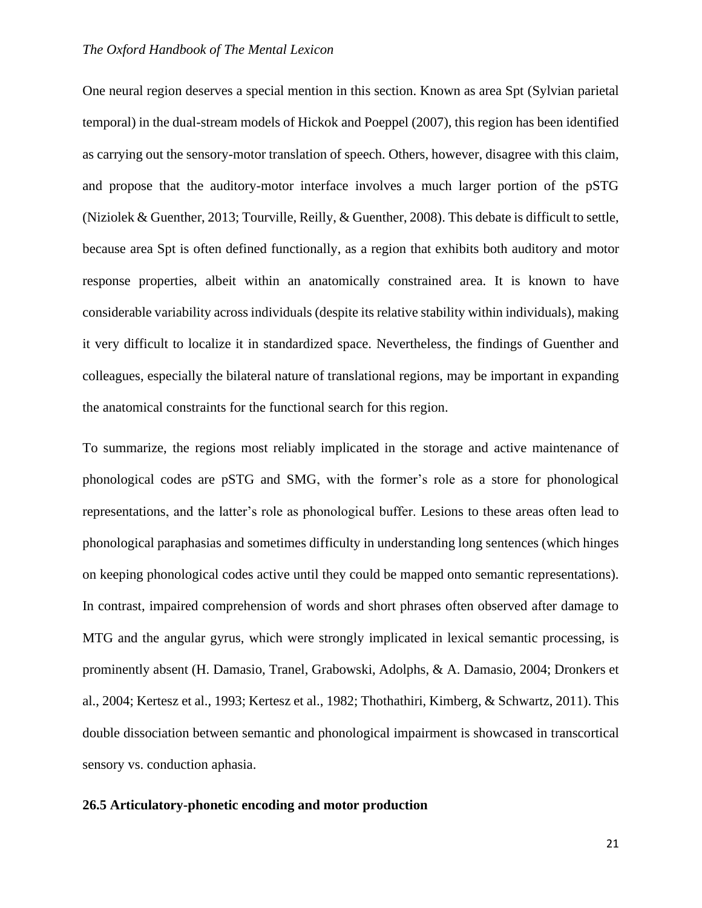One neural region deserves a special mention in this section. Known as area Spt (Sylvian parietal temporal) in the dual-stream models of Hickok and Poeppel (2007), this region has been identified as carrying out the sensory-motor translation of speech. Others, however, disagree with this claim, and propose that the auditory-motor interface involves a much larger portion of the pSTG (Niziolek & Guenther, 2013; Tourville, Reilly, & Guenther, 2008). This debate is difficult to settle, because area Spt is often defined functionally, as a region that exhibits both auditory and motor response properties, albeit within an anatomically constrained area. It is known to have considerable variability across individuals (despite its relative stability within individuals), making it very difficult to localize it in standardized space. Nevertheless, the findings of Guenther and colleagues, especially the bilateral nature of translational regions, may be important in expanding the anatomical constraints for the functional search for this region.

To summarize, the regions most reliably implicated in the storage and active maintenance of phonological codes are pSTG and SMG, with the former's role as a store for phonological representations, and the latter's role as phonological buffer. Lesions to these areas often lead to phonological paraphasias and sometimes difficulty in understanding long sentences (which hinges on keeping phonological codes active until they could be mapped onto semantic representations). In contrast, impaired comprehension of words and short phrases often observed after damage to MTG and the angular gyrus, which were strongly implicated in lexical semantic processing, is prominently absent (H. Damasio, Tranel, Grabowski, Adolphs, & A. Damasio, 2004; Dronkers et al., 2004; Kertesz et al., 1993; Kertesz et al., 1982; Thothathiri, Kimberg, & Schwartz, 2011). This double dissociation between semantic and phonological impairment is showcased in transcortical sensory vs. conduction aphasia.

## 26.5 Articulatory-phonetic encoding and motor production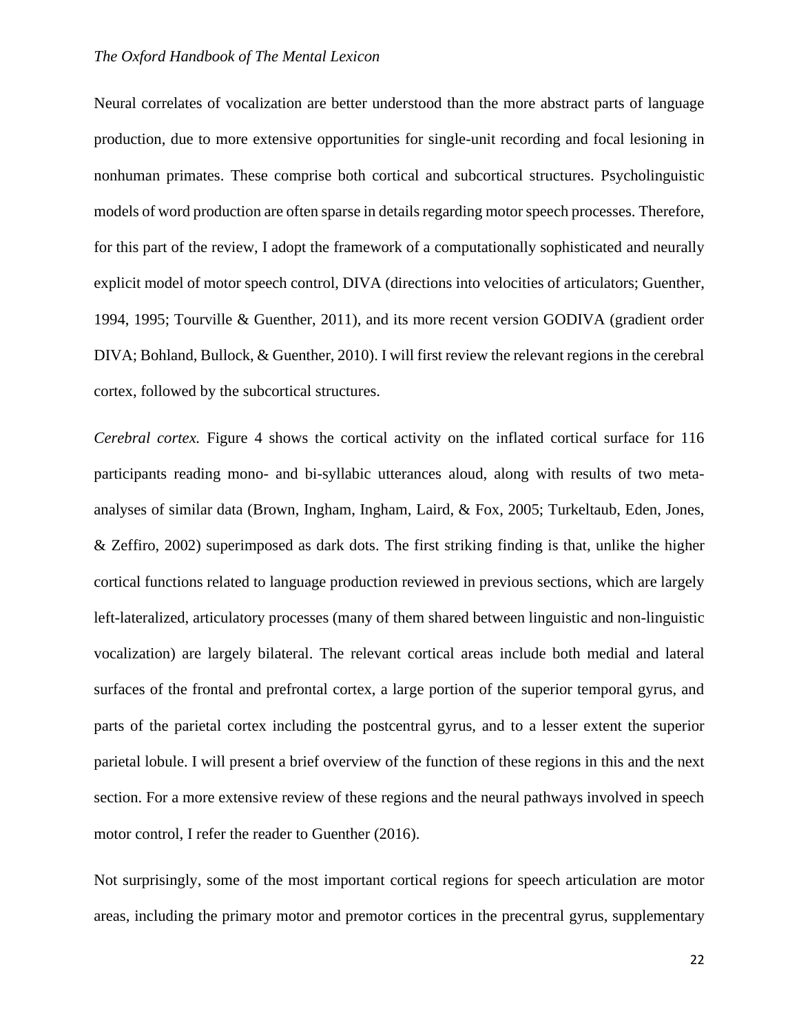Neural correlates of vocalization are better understood than the more abstract parts of language production, due to more extensive opportunities for single-unit recording and focal lesioning in nonhuman primates. These comprise both cortical and subcortical structures. Psycholinguistic models of word production are often sparse in details regarding motor speech processes. Therefore, for this part of the review, I adopt the framework of a computationally sophisticated and neurally explicit model of motor speech control, DIVA (directions into velocities of articulators; Guenther, 1994, 1995; Tourville & Guenther, 2011), and its more recent version GODIVA (gradient order DIVA; Bohland, Bullock, & Guenther, 2010). I will first review the relevant regions in the cerebral cortex, followed by the subcortical structures.

*Cerebral cortex.* Figure 4 shows the cortical activity on the inflated cortical surface for 116 participants reading mono- and bi-syllabic utterances aloud, along with results of two meta-analyses of similar data (Brown, Ingham, Ingham, Laird, & Fox, 2005; Turkeltaub, Eden, Jones, & Zeffiro, 2002) superimposed as dark dots. The first striking finding is that, unlike the higher cortical functions related to language production reviewed in previous sections, which are largely left-lateralized, articulatory processes (many of them shared between linguistic and non-linguistic vocalization) are largely bilateral. The relevant cortical areas include both medial and lateral surfaces of the frontal and prefrontal cortex, a large portion of the superior temporal gyrus, and parts of the parietal cortex including the postcentral gyrus, and to a lesser extent the superior parietal lobule. I will present a brief overview of the function of these regions in this and the next section. For a more extensive review of these regions and the neural pathways involved in speech motor control, I refer the reader to Guenther (2016).

Not surprisingly, some of the most important cortical regions for speech articulation are motor areas, including the primary motor and premotor cortices in the precentral gyrus, supplementary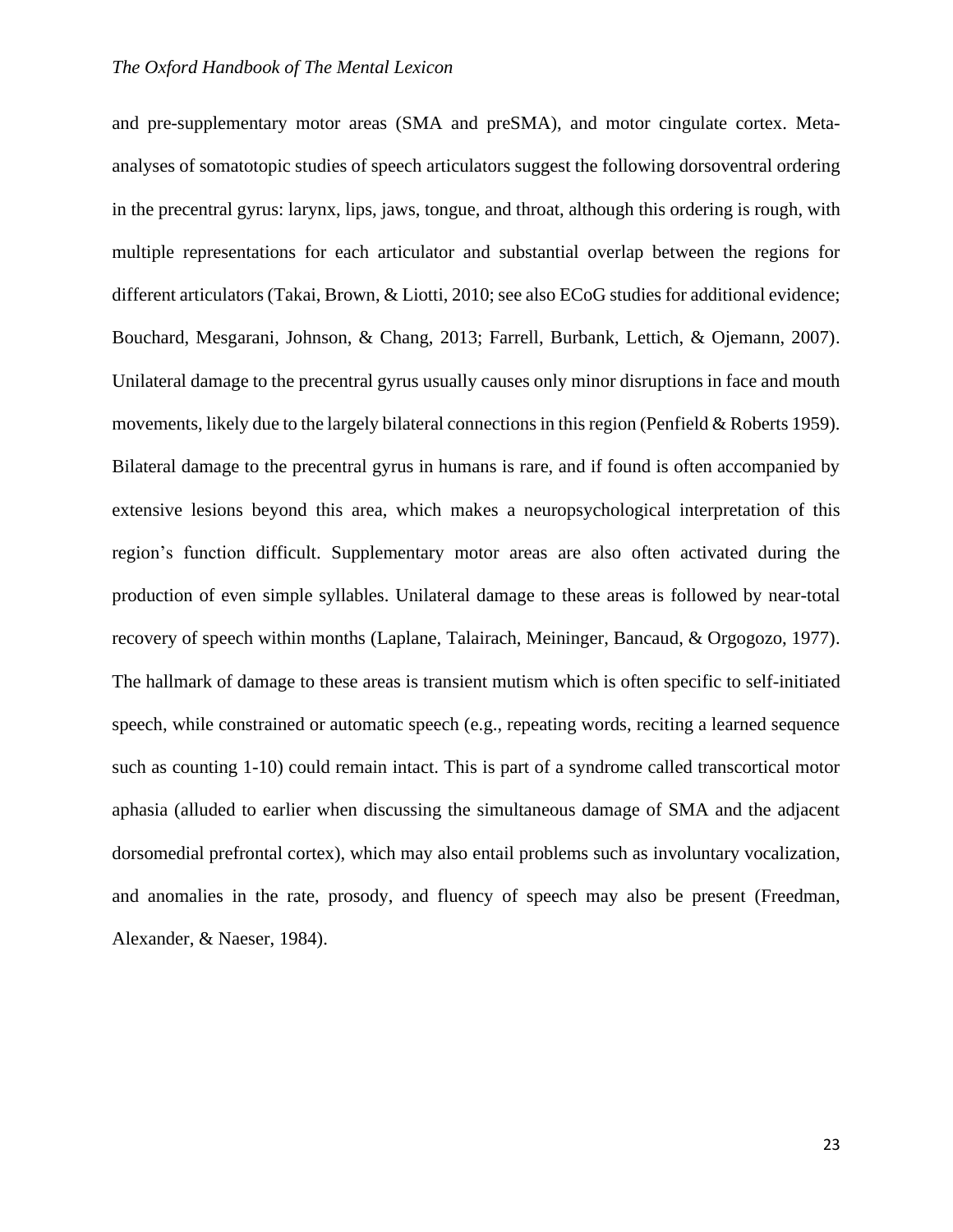and pre-supplementary motor areas (SMA and preSMA), and motor cingulate cortex. Meta-analyses of somatotopic studies of speech articulators suggest the following dorsoventral ordering in the precentral gyrus: larynx, lips, jaws, tongue, and throat, although this ordering is rough, with multiple representations for each articulator and substantial overlap between the regions for different articulators (Takai, Brown, & Liotti, 2010; see also ECoG studies for additional evidence; Bouchard, Mesgarani, Johnson, & Chang, 2013; Farrell, Burbank, Lettich, & Ojemann, 2007). Unilateral damage to the precentral gyrus usually causes only minor disruptions in face and mouth movements, likely due to the largely bilateral connections in this region (Penfield & Roberts 1959). Bilateral damage to the precentral gyrus in humans is rare, and if found is often accompanied by extensive lesions beyond this area, which makes a neuropsychological interpretation of this region's function difficult. Supplementary motor areas are also often activated during the production of even simple syllables. Unilateral damage to these areas is followed by near-total recovery of speech within months (Laplane, Talairach, Meininger, Bancaud, & Orgogozo, 1977). The hallmark of damage to these areas is transient mutism which is often specific to self-initiated speech, while constrained or automatic speech (e.g., repeating words, reciting a learned sequence such as counting 1-10) could remain intact. This is part of a syndrome called transcortical motor aphasia (alluded to earlier when discussing the simultaneous damage of SMA and the adjacent dorsomedial prefrontal cortex), which may also entail problems such as involuntary vocalization, and anomalies in the rate, prosody, and fluency of speech may also be present (Freedman, Alexander, & Naeser, 1984).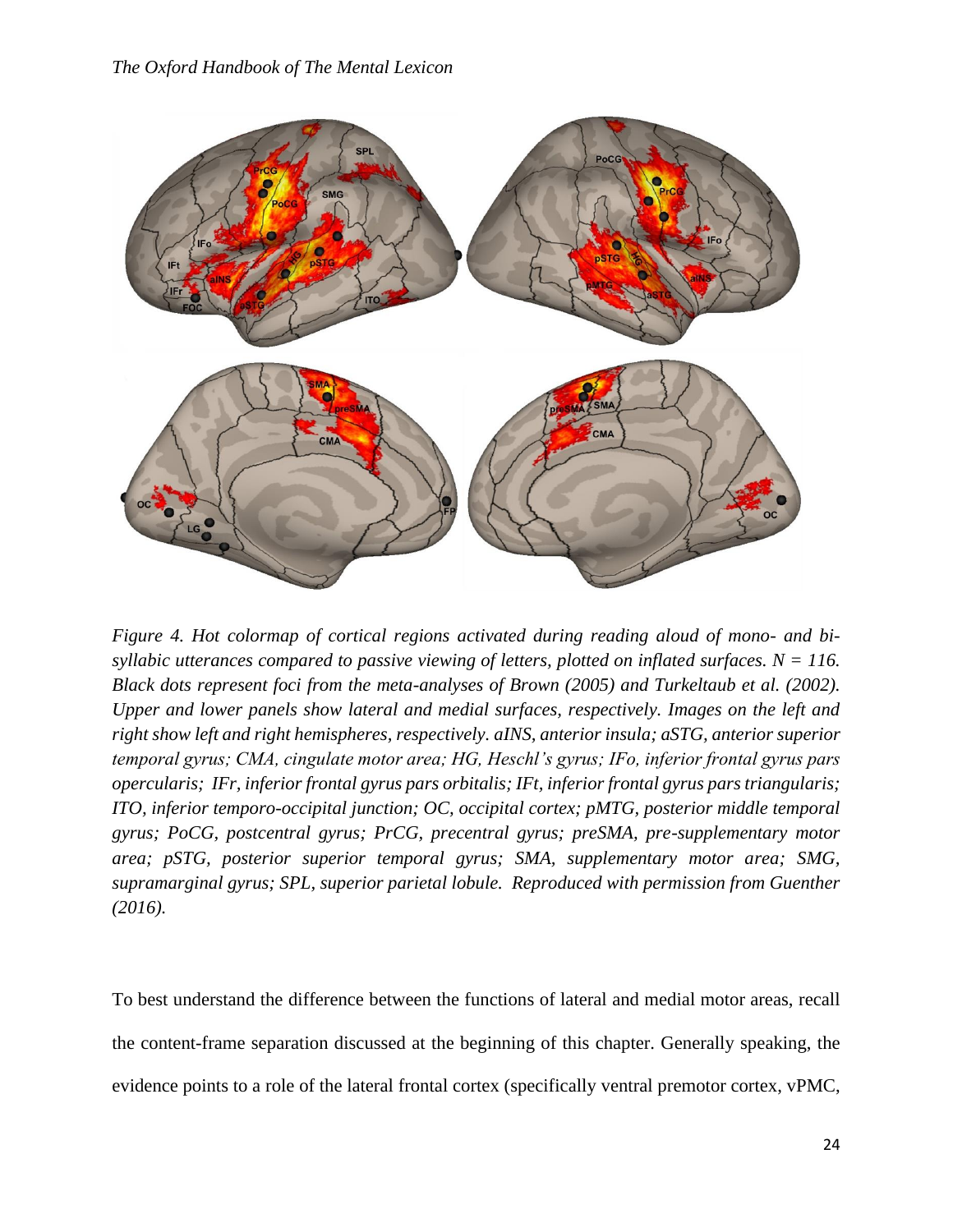*Figure 4. Hot colormap of cortical regions activated during reading aloud of mono- and bi-syllabic utterances compared to passive viewing of letters, plotted on inflated surfaces. N = 116. Black dots represent foci from the meta-analyses of Brown (2005) and Turkeltaub et al. (2002). Upper and lower panels show lateral and medial surfaces, respectively. Images on the left and right show left and right hemispheres, respectively. aINS, anterior insula; aSTG, anterior superior temporal gyrus; CMA, cingulate motor area; HG, Heschl's gyrus; IFo, inferior frontal gyrus pars opercularis; IFr, inferior frontal gyrus pars orbitalis; IFt, inferior frontal gyrus pars triangularis; ITO, inferior temporo-occipital junction; OC, occipital cortex; pMTG, posterior middle temporal gyrus; PoCG, postcentral gyrus; PrCG, precentral gyrus; preSMA, pre-supplementary motor area; pSTG, posterior superior temporal gyrus; SMA, supplementary motor area; SMG, supramarginal gyrus; SPL, superior parietal lobule. Reproduced with permission from Guenther (2016).*

To best understand the difference between the functions of lateral and medial motor areas, recall the content-frame separation discussed at the beginning of this chapter. Generally speaking, the evidence points to a role of the lateral frontal cortex (specifically ventral premotor cortex, vPMC,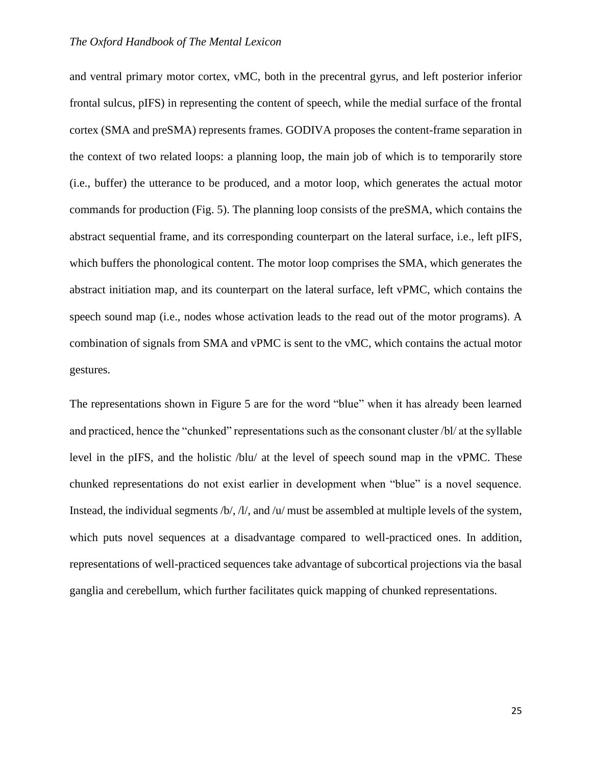and ventral primary motor cortex, vMC, both in the precentral gyrus, and left posterior inferior frontal sulcus, pIFS) in representing the content of speech, while the medial surface of the frontal cortex (SMA and preSMA) represents frames. GODIVA proposes the content-frame separation in the context of two related loops: a planning loop, the main job of which is to temporarily store (i.e., buffer) the utterance to be produced, and a motor loop, which generates the actual motor commands for production (Fig. 5). The planning loop consists of the preSMA, which contains the abstract sequential frame, and its corresponding counterpart on the lateral surface, i.e., left pIFS, which buffers the phonological content. The motor loop comprises the SMA, which generates the abstract initiation map, and its counterpart on the lateral surface, left vPMC, which contains the speech sound map (i.e., nodes whose activation leads to the read out of the motor programs). A combination of signals from SMA and vPMC is sent to the vMC, which contains the actual motor gestures.

The representations shown in Figure 5 are for the word "blue" when it has already been learned and practiced, hence the "chunked" representations such as the consonant cluster /bl/ at the syllable level in the pIFS, and the holistic /blu/ at the level of speech sound map in the vPMC. These chunked representations do not exist earlier in development when "blue" is a novel sequence. Instead, the individual segments /b/, /l/, and /u/ must be assembled at multiple levels of the system, which puts novel sequences at a disadvantage compared to well-practiced ones. In addition, representations of well-practiced sequences take advantage of subcortical projections via the basal ganglia and cerebellum, which further facilitates quick mapping of chunked representations.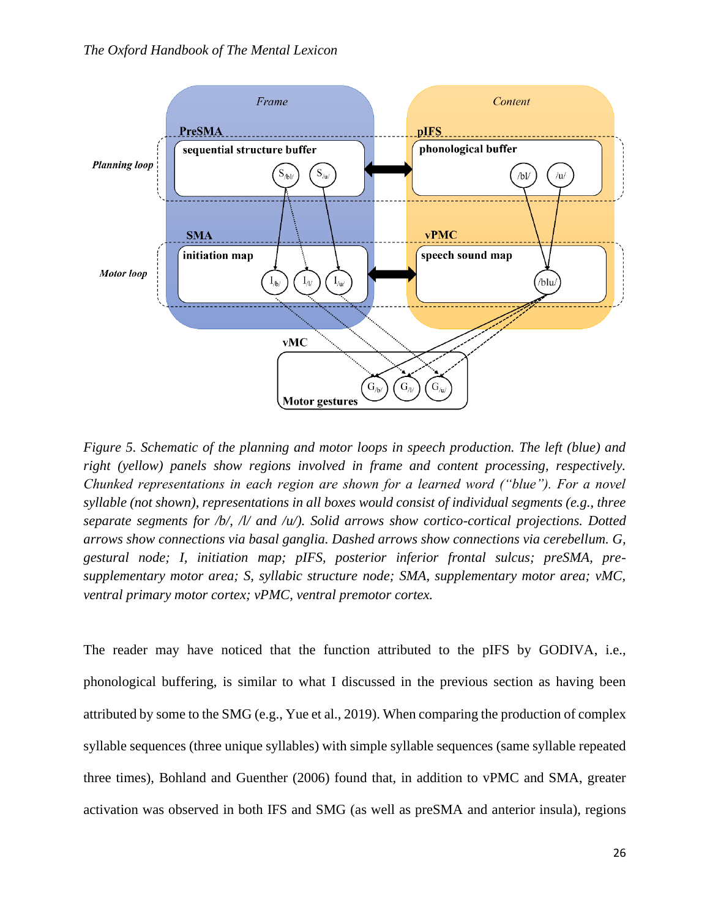*Figure 5. Schematic of the planning and motor loops in speech production. The left (blue) and right (yellow) panels show regions involved in frame and content processing, respectively. Chunked representations in each region are shown for a learned word ("blue"). For a novel syllable (not shown), representations in all boxes would consist of individual segments (e.g., three separate segments for /b/, /l/ and /u/). Solid arrows show cortico-cortical projections. Dotted arrows show connections via basal ganglia. Dashed arrows show connections via cerebellum. G, gestural node; I, initiation map; pIFS, posterior inferior frontal sulcus; preSMA, pre-supplementary motor area; S, syllabic structure node; SMA, supplementary motor area; vMC, ventral primary motor cortex; vPMC, ventral premotor cortex.*

The reader may have noticed that the function attributed to the pIFS by GODIVA, i.e., phonological buffering, is similar to what I discussed in the previous section as having been attributed by some to the SMG (e.g., Yue et al., 2019). When comparing the production of complex syllable sequences (three unique syllables) with simple syllable sequences (same syllable repeated three times), Bohland and Guenther (2006) found that, in addition to vPMC and SMA, greater activation was observed in both IFS and SMG (as well as preSMA and anterior insula), regions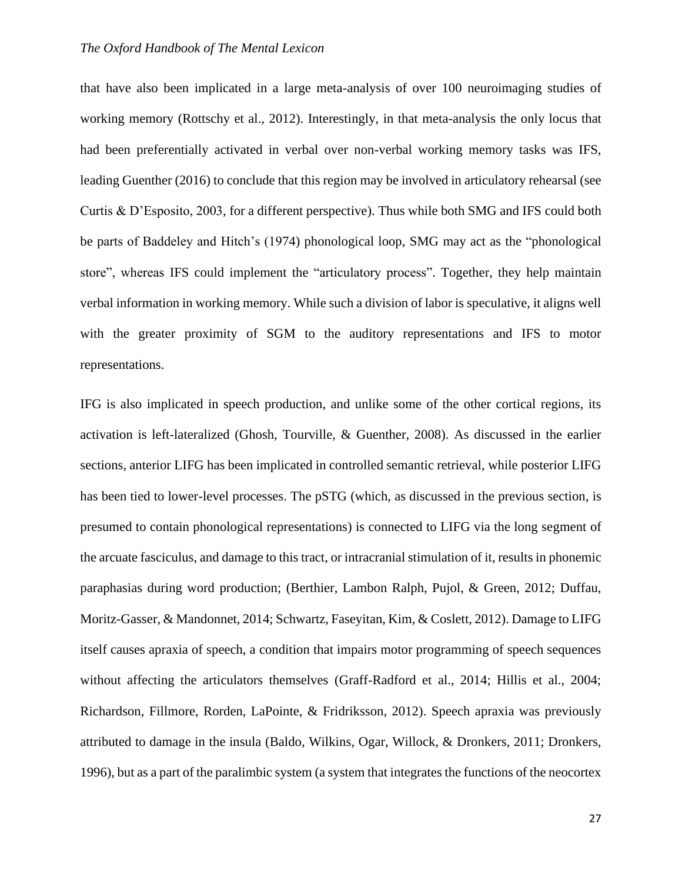that have also been implicated in a large meta-analysis of over 100 neuroimaging studies of working memory (Rottschy et al., 2012). Interestingly, in that meta-analysis the only locus that had been preferentially activated in verbal over non-verbal working memory tasks was IFS, leading Guenther (2016) to conclude that this region may be involved in articulatory rehearsal (see Curtis & D'Esposito, 2003, for a different perspective). Thus while both SMG and IFS could both be parts of Baddeley and Hitch's (1974) phonological loop, SMG may act as the "phonological store", whereas IFS could implement the "articulatory process". Together, they help maintain verbal information in working memory. While such a division of labor is speculative, it aligns well with the greater proximity of SGM to the auditory representations and IFS to motor representations.

IFG is also implicated in speech production, and unlike some of the other cortical regions, its activation is left-lateralized (Ghosh, Tourville, & Guenther, 2008). As discussed in the earlier sections, anterior LIFG has been implicated in controlled semantic retrieval, while posterior LIFG has been tied to lower-level processes. The pSTG (which, as discussed in the previous section, is presumed to contain phonological representations) is connected to LIFG via the long segment of the arcuate fasciculus, and damage to this tract, or intracranial stimulation of it, results in phonemic paraphasias during word production; (Berthier, Lambon Ralph, Pujol, & Green, 2012; Duffau, Moritz-Gasser, & Mandonnet, 2014; Schwartz, Faseyitan, Kim, & Coslett, 2012). Damage to LIFG itself causes apraxia of speech, a condition that impairs motor programming of speech sequences without affecting the articulators themselves (Graff-Radford et al., 2014; Hillis et al., 2004; Richardson, Fillmore, Rorden, LaPointe, & Fridriksson, 2012). Speech apraxia was previously attributed to damage in the insula (Baldo, Wilkins, Ogar, Willock, & Dronkers, 2011; Dronkers, 1996), but as a part of the paralimbic system (a system that integrates the functions of the neocortex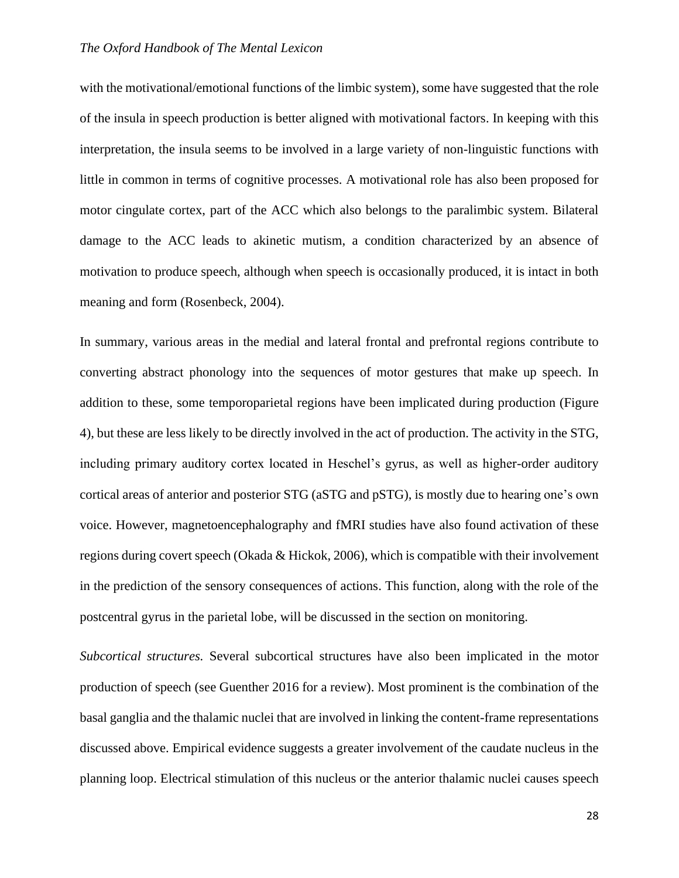with the motivational/emotional functions of the limbic system), some have suggested that the role of the insula in speech production is better aligned with motivational factors. In keeping with this interpretation, the insula seems to be involved in a large variety of non-linguistic functions with little in common in terms of cognitive processes. A motivational role has also been proposed for motor cingulate cortex, part of the ACC which also belongs to the paralimbic system. Bilateral damage to the ACC leads to akinetic mutism, a condition characterized by an absence of motivation to produce speech, although when speech is occasionally produced, it is intact in both meaning and form (Rosenbeck, 2004).

In summary, various areas in the medial and lateral frontal and prefrontal regions contribute to converting abstract phonology into the sequences of motor gestures that make up speech. In addition to these, some temporoparietal regions have been implicated during production (Figure 4), but these are less likely to be directly involved in the act of production. The activity in the STG, including primary auditory cortex located in Heschel's gyrus, as well as higher-order auditory cortical areas of anterior and posterior STG (aSTG and pSTG), is mostly due to hearing one's own voice. However, magnetoencephalography and fMRI studies have also found activation of these regions during covert speech (Okada & Hickok, 2006), which is compatible with their involvement in the prediction of the sensory consequences of actions. This function, along with the role of the postcentral gyrus in the parietal lobe, will be discussed in the section on monitoring.

*Subcortical structures.* Several subcortical structures have also been implicated in the motor production of speech (see Guenther 2016 for a review). Most prominent is the combination of the basal ganglia and the thalamic nuclei that are involved in linking the content-frame representations discussed above. Empirical evidence suggests a greater involvement of the caudate nucleus in the planning loop. Electrical stimulation of this nucleus or the anterior thalamic nuclei causes speech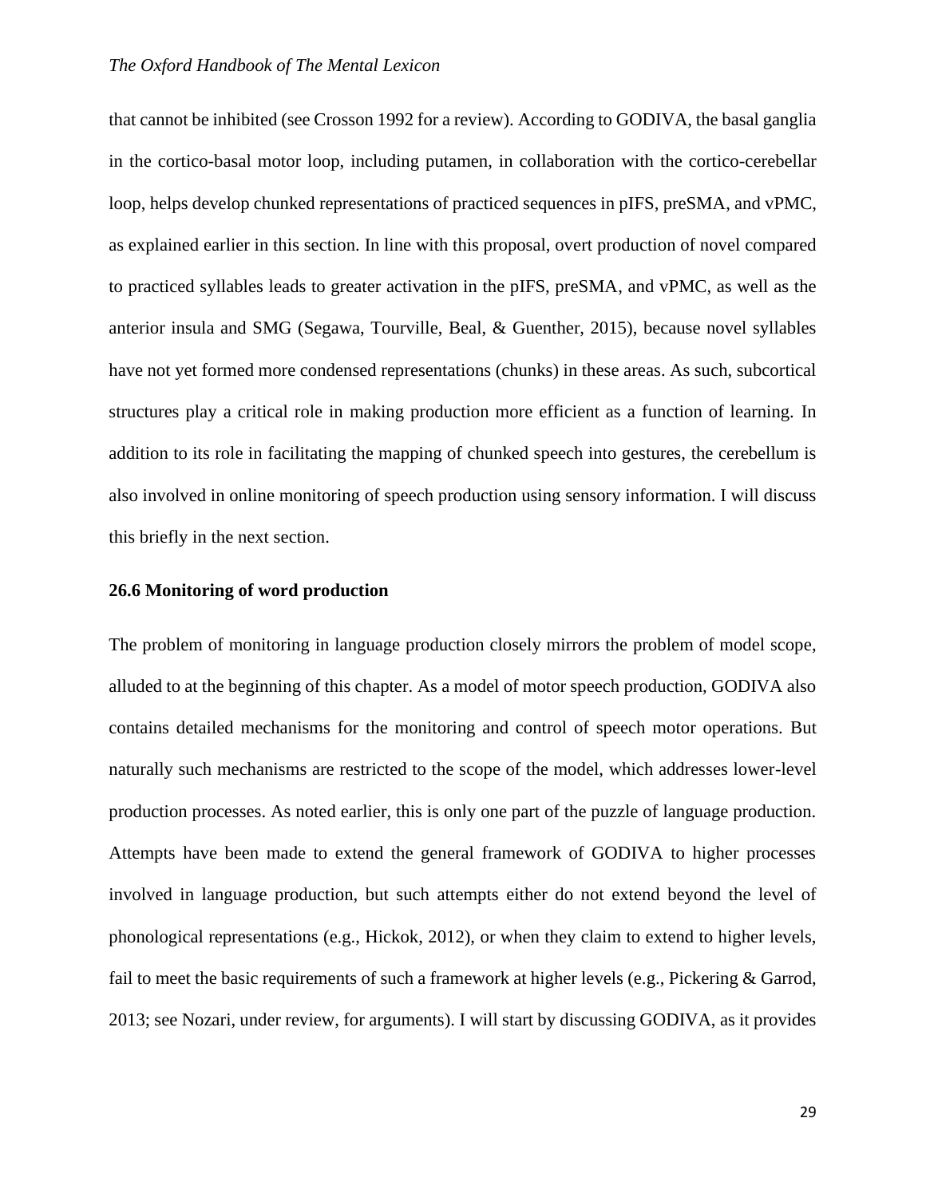that cannot be inhibited (see Crosson 1992 for a review). According to GODIVA, the basal ganglia in the cortico-basal motor loop, including putamen, in collaboration with the cortico-cerebellar loop, helps develop chunked representations of practiced sequences in pIFS, preSMA, and vPMC, as explained earlier in this section. In line with this proposal, overt production of novel compared to practiced syllables leads to greater activation in the pIFS, preSMA, and vPMC, as well as the anterior insula and SMG (Segawa, Tourville, Beal, & Guenther, 2015), because novel syllables have not yet formed more condensed representations (chunks) in these areas. As such, subcortical structures play a critical role in making production more efficient as a function of learning. In addition to its role in facilitating the mapping of chunked speech into gestures, the cerebellum is also involved in online monitoring of speech production using sensory information. I will discuss this briefly in the next section.

## 26.6 Monitoring of word production

The problem of monitoring in language production closely mirrors the problem of model scope, alluded to at the beginning of this chapter. As a model of motor speech production, GODIVA also contains detailed mechanisms for the monitoring and control of speech motor operations. But naturally such mechanisms are restricted to the scope of the model, which addresses lower-level production processes. As noted earlier, this is only one part of the puzzle of language production. Attempts have been made to extend the general framework of GODIVA to higher processes involved in language production, but such attempts either do not extend beyond the level of phonological representations (e.g., Hickok, 2012), or when they claim to extend to higher levels, fail to meet the basic requirements of such a framework at higher levels (e.g., Pickering & Garrod, 2013; see Nozari, under review, for arguments). I will start by discussing GODIVA, as it provides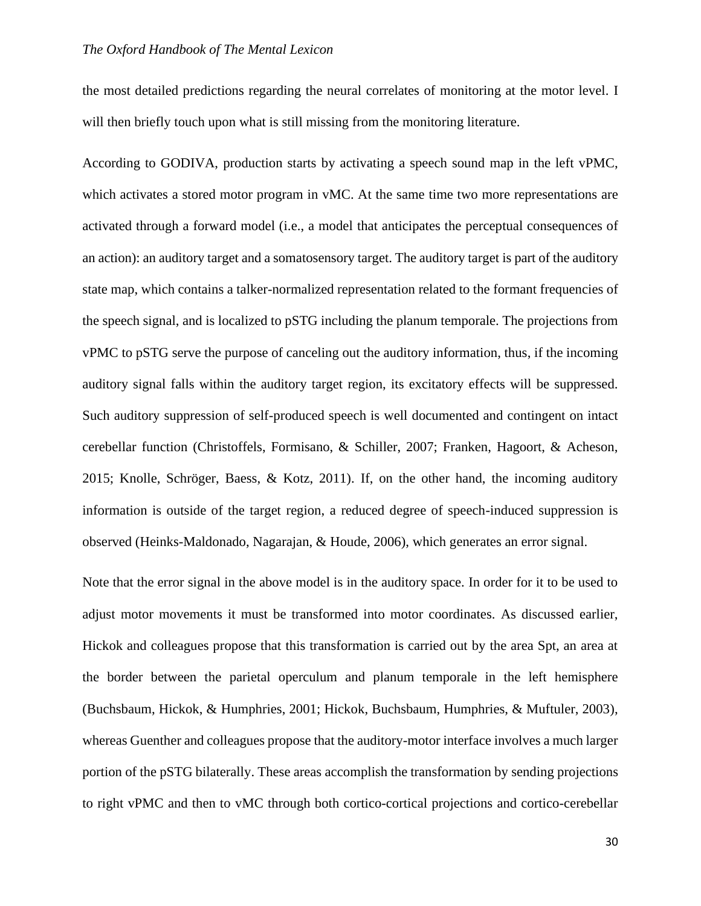the most detailed predictions regarding the neural correlates of monitoring at the motor level. I will then briefly touch upon what is still missing from the monitoring literature.

According to GODIVA, production starts by activating a speech sound map in the left vPMC, which activates a stored motor program in vMC. At the same time two more representations are activated through a forward model (i.e., a model that anticipates the perceptual consequences of an action): an auditory target and a somatosensory target. The auditory target is part of the auditory state map, which contains a talker-normalized representation related to the formant frequencies of the speech signal, and is localized to pSTG including the planum temporale. The projections from vPMC to pSTG serve the purpose of canceling out the auditory information, thus, if the incoming auditory signal falls within the auditory target region, its excitatory effects will be suppressed. Such auditory suppression of self-produced speech is well documented and contingent on intact cerebellar function (Christoffels, Formisano, & Schiller, 2007; Franken, Hagoort, & Acheson, 2015; Knolle, Schröger, Baess, & Kotz, 2011). If, on the other hand, the incoming auditory information is outside of the target region, a reduced degree of speech-induced suppression is observed (Heinks-Maldonado, Nagarajan, & Houde, 2006), which generates an error signal.

Note that the error signal in the above model is in the auditory space. In order for it to be used to adjust motor movements it must be transformed into motor coordinates. As discussed earlier, Hickok and colleagues propose that this transformation is carried out by the area Spt, an area at the border between the parietal operculum and planum temporale in the left hemisphere (Buchsbaum, Hickok, & Humphries, 2001; Hickok, Buchsbaum, Humphries, & Muftuler, 2003), whereas Guenther and colleagues propose that the auditory-motor interface involves a much larger portion of the pSTG bilaterally. These areas accomplish the transformation by sending projections to right vPMC and then to vMC through both cortico-cortical projections and cortico-cerebellar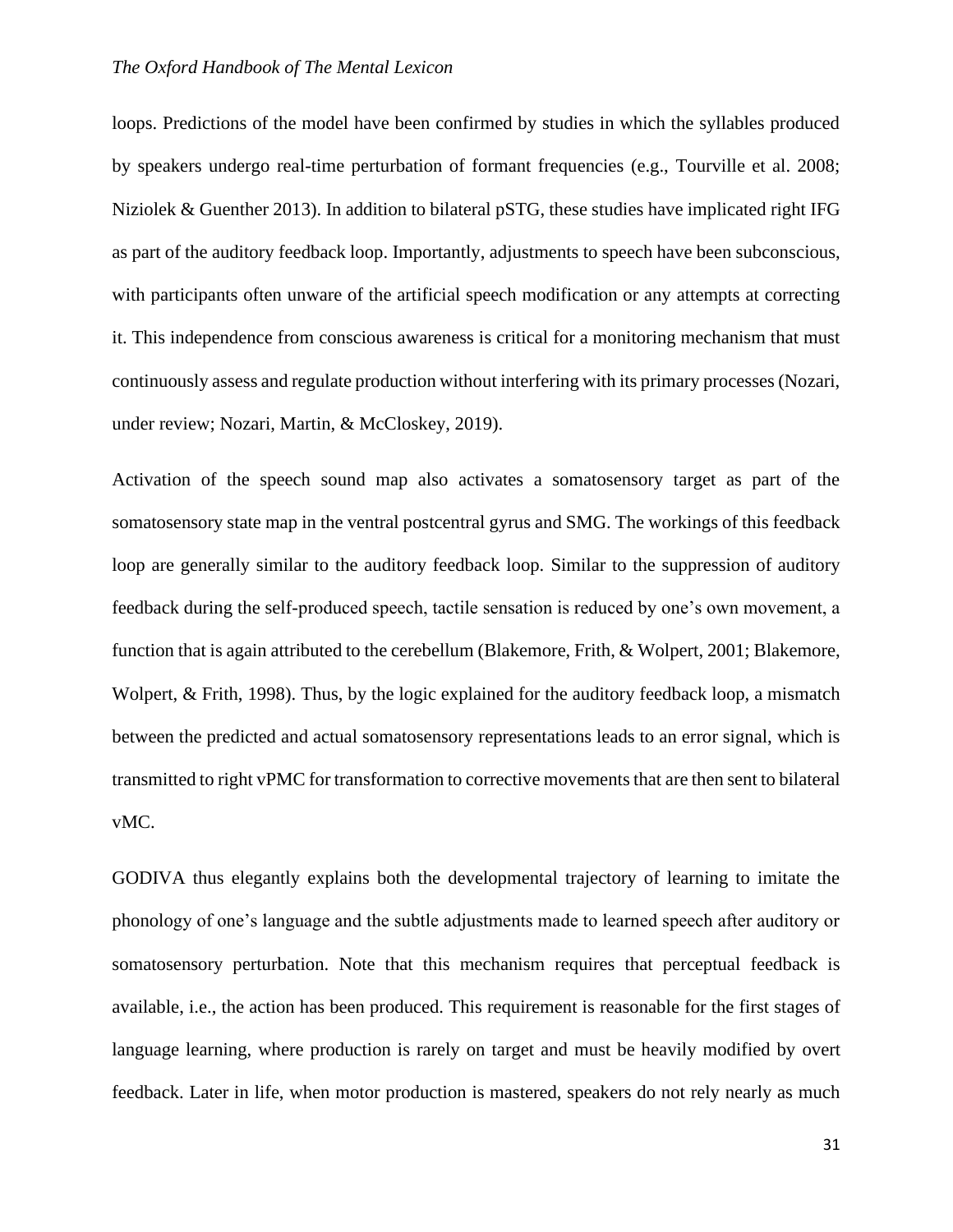loops. Predictions of the model have been confirmed by studies in which the syllables produced by speakers undergo real-time perturbation of formant frequencies (e.g., Tourville et al. 2008; Niziolek & Guenther 2013). In addition to bilateral pSTG, these studies have implicated right IFG as part of the auditory feedback loop. Importantly, adjustments to speech have been subconscious, with participants often unware of the artificial speech modification or any attempts at correcting it. This independence from conscious awareness is critical for a monitoring mechanism that must continuously assess and regulate production without interfering with its primary processes (Nozari, under review; Nozari, Martin, & McCloskey, 2019).

Activation of the speech sound map also activates a somatosensory target as part of the somatosensory state map in the ventral postcentral gyrus and SMG. The workings of this feedback loop are generally similar to the auditory feedback loop. Similar to the suppression of auditory feedback during the self-produced speech, tactile sensation is reduced by one's own movement, a function that is again attributed to the cerebellum (Blakemore, Frith, & Wolpert, 2001; Blakemore, Wolpert, & Frith, 1998). Thus, by the logic explained for the auditory feedback loop, a mismatch between the predicted and actual somatosensory representations leads to an error signal, which is transmitted to right vPMC for transformation to corrective movements that are then sent to bilateral vMC.

GODIVA thus elegantly explains both the developmental trajectory of learning to imitate the phonology of one's language and the subtle adjustments made to learned speech after auditory or somatosensory perturbation. Note that this mechanism requires that perceptual feedback is available, i.e., the action has been produced. This requirement is reasonable for the first stages of language learning, where production is rarely on target and must be heavily modified by overt feedback. Later in life, when motor production is mastered, speakers do not rely nearly as much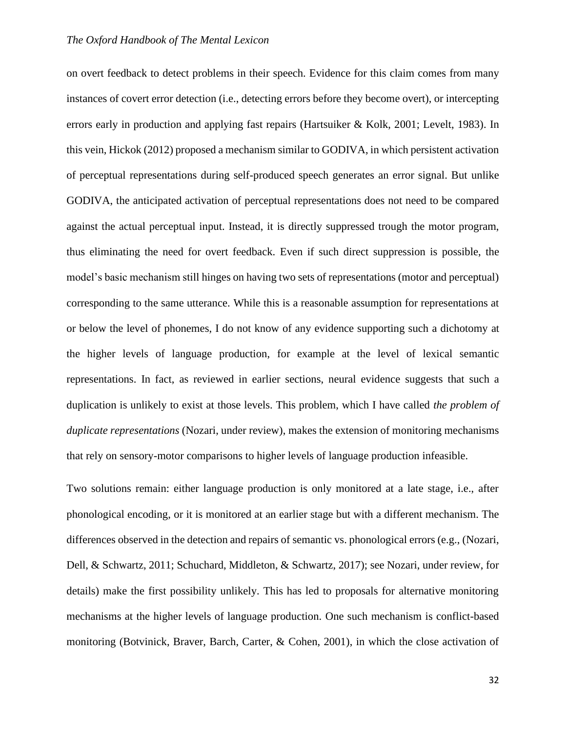on overt feedback to detect problems in their speech. Evidence for this claim comes from many instances of covert error detection (i.e., detecting errors before they become overt), or intercepting errors early in production and applying fast repairs (Hartsuiker & Kolk, 2001; Levelt, 1983). In this vein, Hickok (2012) proposed a mechanism similar to GODIVA, in which persistent activation of perceptual representations during self-produced speech generates an error signal. But unlike GODIVA, the anticipated activation of perceptual representations does not need to be compared against the actual perceptual input. Instead, it is directly suppressed trough the motor program, thus eliminating the need for overt feedback. Even if such direct suppression is possible, the model's basic mechanism still hinges on having two sets of representations (motor and perceptual) corresponding to the same utterance. While this is a reasonable assumption for representations at or below the level of phonemes, I do not know of any evidence supporting such a dichotomy at the higher levels of language production, for example at the level of lexical semantic representations. In fact, as reviewed in earlier sections, neural evidence suggests that such a duplication is unlikely to exist at those levels. This problem, which I have called *the problem of duplicate representations* (Nozari, under review), makes the extension of monitoring mechanisms that rely on sensory-motor comparisons to higher levels of language production infeasible.

Two solutions remain: either language production is only monitored at a late stage, i.e., after phonological encoding, or it is monitored at an earlier stage but with a different mechanism. The differences observed in the detection and repairs of semantic vs. phonological errors (e.g., (Nozari, Dell, & Schwartz, 2011; Schuchard, Middleton, & Schwartz, 2017); see Nozari, under review, for details) make the first possibility unlikely. This has led to proposals for alternative monitoring mechanisms at the higher levels of language production. One such mechanism is conflict-based monitoring (Botvinick, Braver, Barch, Carter, & Cohen, 2001), in which the close activation of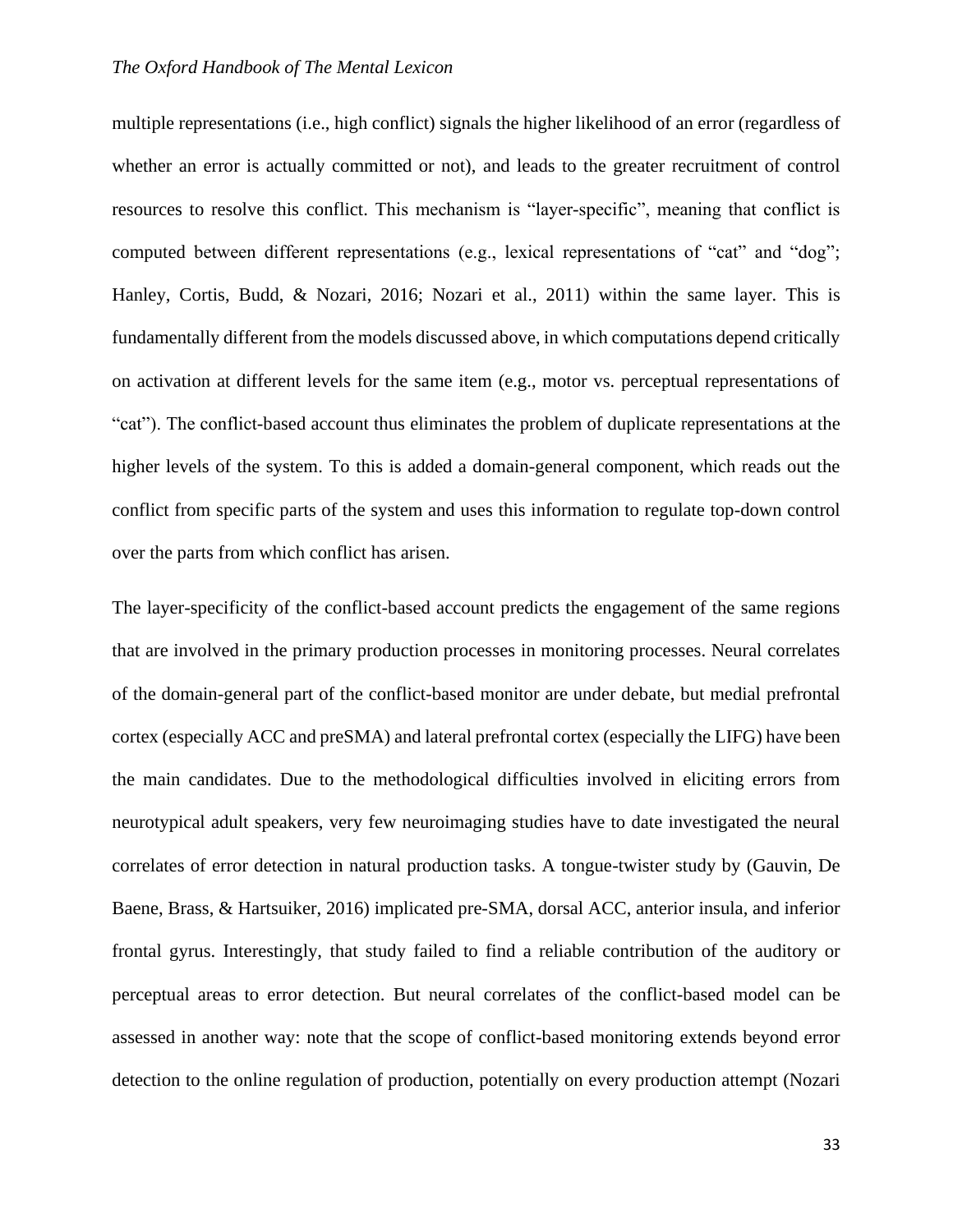multiple representations (i.e., high conflict) signals the higher likelihood of an error (regardless of whether an error is actually committed or not), and leads to the greater recruitment of control resources to resolve this conflict. This mechanism is "layer-specific", meaning that conflict is computed between different representations (e.g., lexical representations of "cat" and "dog"; Hanley, Cortis, Budd, & Nozari, 2016; Nozari et al., 2011) within the same layer. This is fundamentally different from the models discussed above, in which computations depend critically on activation at different levels for the same item (e.g., motor vs. perceptual representations of "cat"). The conflict-based account thus eliminates the problem of duplicate representations at the higher levels of the system. To this is added a domain-general component, which reads out the conflict from specific parts of the system and uses this information to regulate top-down control over the parts from which conflict has arisen.

The layer-specificity of the conflict-based account predicts the engagement of the same regions that are involved in the primary production processes in monitoring processes. Neural correlates of the domain-general part of the conflict-based monitor are under debate, but medial prefrontal cortex (especially ACC and preSMA) and lateral prefrontal cortex (especially the LIFG) have been the main candidates. Due to the methodological difficulties involved in eliciting errors from neurotypical adult speakers, very few neuroimaging studies have to date investigated the neural correlates of error detection in natural production tasks. A tongue-twister study by (Gauvin, De Baene, Brass, & Hartsuiker, 2016) implicated pre-SMA, dorsal ACC, anterior insula, and inferior frontal gyrus. Interestingly, that study failed to find a reliable contribution of the auditory or perceptual areas to error detection. But neural correlates of the conflict-based model can be assessed in another way: note that the scope of conflict-based monitoring extends beyond error detection to the online regulation of production, potentially on every production attempt (Nozari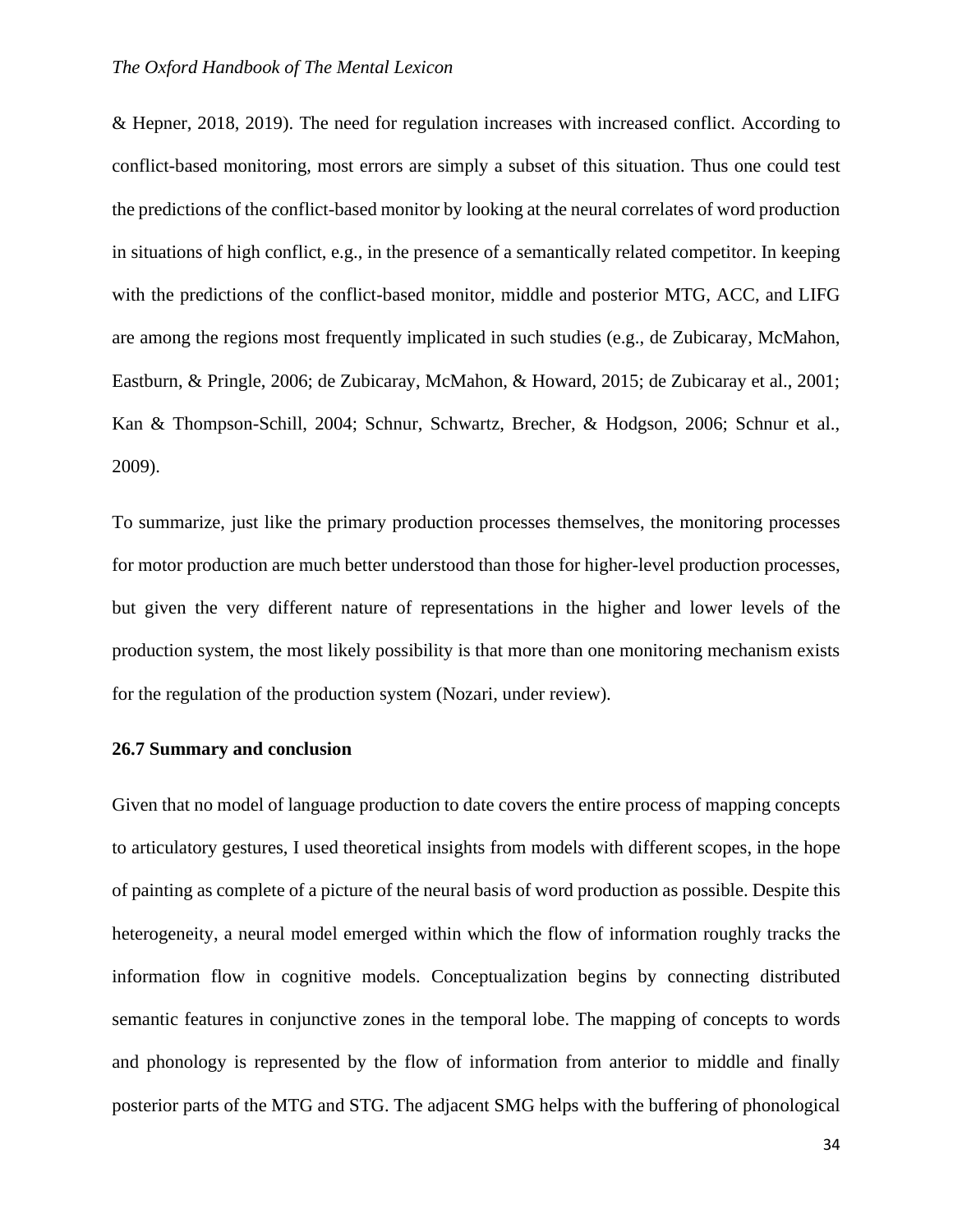& Hepner, 2018, 2019). The need for regulation increases with increased conflict. According to conflict-based monitoring, most errors are simply a subset of this situation. Thus one could test the predictions of the conflict-based monitor by looking at the neural correlates of word production in situations of high conflict, e.g., in the presence of a semantically related competitor. In keeping with the predictions of the conflict-based monitor, middle and posterior MTG, ACC, and LIFG are among the regions most frequently implicated in such studies (e.g., de Zubicaray, McMahon, Eastburn, & Pringle, 2006; de Zubicaray, McMahon, & Howard, 2015; de Zubicaray et al., 2001; Kan & Thompson-Schill, 2004; Schnur, Schwartz, Brecher, & Hodgson, 2006; Schnur et al., 2009).

To summarize, just like the primary production processes themselves, the monitoring processes for motor production are much better understood than those for higher-level production processes, but given the very different nature of representations in the higher and lower levels of the production system, the most likely possibility is that more than one monitoring mechanism exists for the regulation of the production system (Nozari, under review).

## 26.7 Summary and conclusion

Given that no model of language production to date covers the entire process of mapping concepts to articulatory gestures, I used theoretical insights from models with different scopes, in the hope of painting as complete of a picture of the neural basis of word production as possible. Despite this heterogeneity, a neural model emerged within which the flow of information roughly tracks the information flow in cognitive models. Conceptualization begins by connecting distributed semantic features in conjunctive zones in the temporal lobe. The mapping of concepts to words and phonology is represented by the flow of information from anterior to middle and finally posterior parts of the MTG and STG. The adjacent SMG helps with the buffering of phonological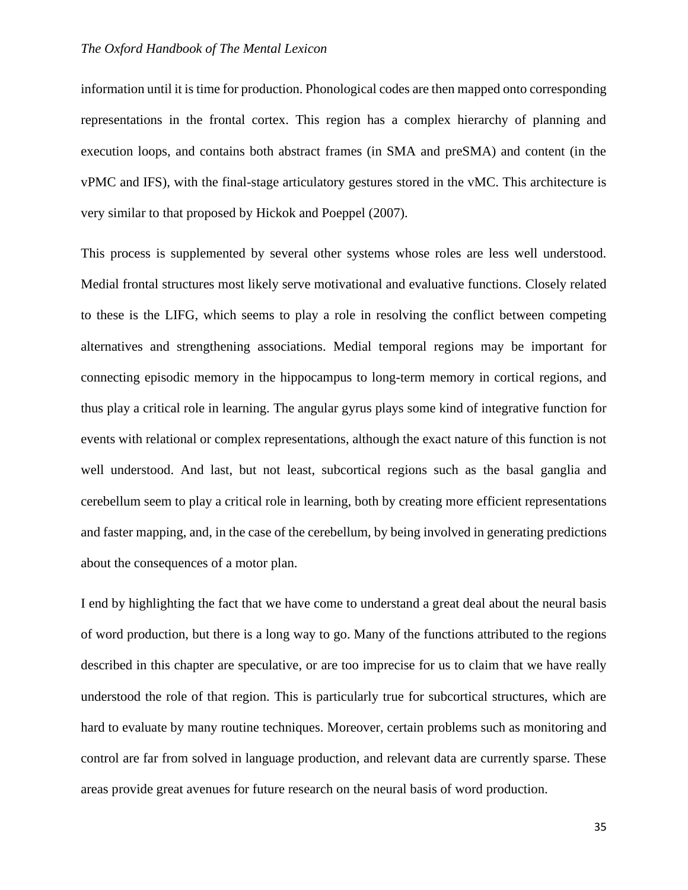information until it is time for production. Phonological codes are then mapped onto corresponding representations in the frontal cortex. This region has a complex hierarchy of planning and execution loops, and contains both abstract frames (in SMA and preSMA) and content (in the vPMC and IFS), with the final-stage articulatory gestures stored in the vMC. This architecture is very similar to that proposed by Hickok and Poeppel (2007).

This process is supplemented by several other systems whose roles are less well understood. Medial frontal structures most likely serve motivational and evaluative functions. Closely related to these is the LIFG, which seems to play a role in resolving the conflict between competing alternatives and strengthening associations. Medial temporal regions may be important for connecting episodic memory in the hippocampus to long-term memory in cortical regions, and thus play a critical role in learning. The angular gyrus plays some kind of integrative function for events with relational or complex representations, although the exact nature of this function is not well understood. And last, but not least, subcortical regions such as the basal ganglia and cerebellum seem to play a critical role in learning, both by creating more efficient representations and faster mapping, and, in the case of the cerebellum, by being involved in generating predictions about the consequences of a motor plan.

I end by highlighting the fact that we have come to understand a great deal about the neural basis of word production, but there is a long way to go. Many of the functions attributed to the regions described in this chapter are speculative, or are too imprecise for us to claim that we have really understood the role of that region. This is particularly true for subcortical structures, which are hard to evaluate by many routine techniques. Moreover, certain problems such as monitoring and control are far from solved in language production, and relevant data are currently sparse. These areas provide great avenues for future research on the neural basis of word production.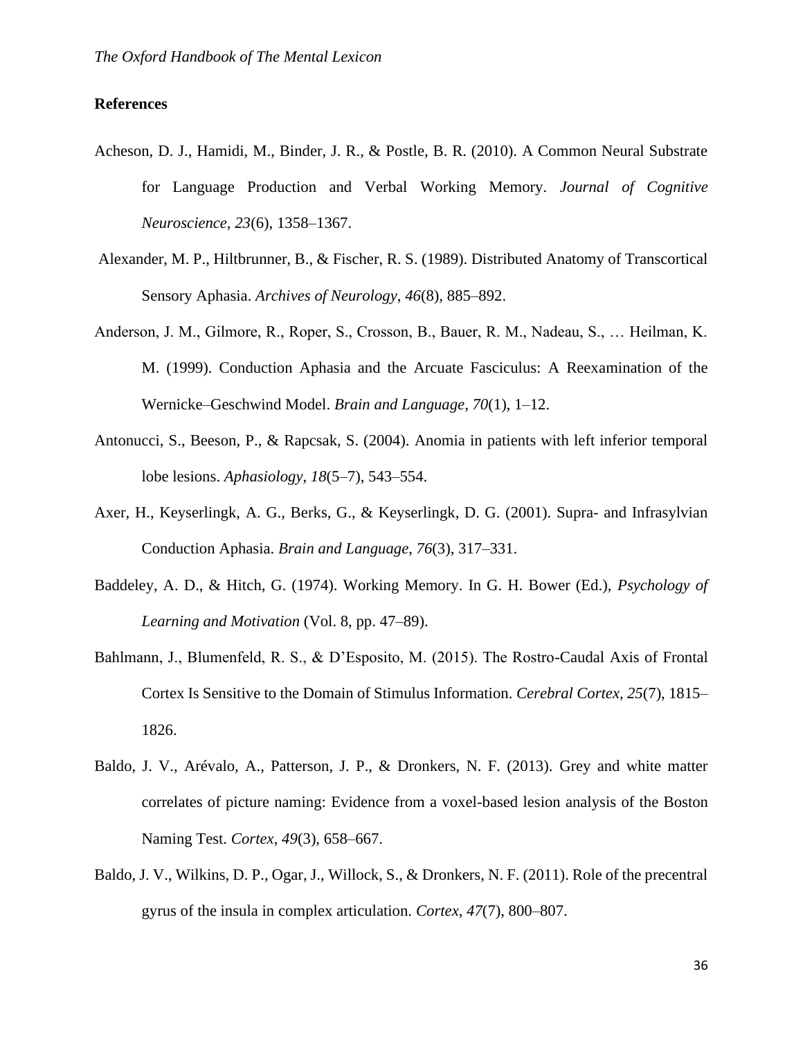**References**

Acheson, D. J., Hamidi, M., Binder, J. R., & Postle, B. R. (2010). A Common Neural Substrate for Language Production and Verbal Working Memory. *Journal of Cognitive Neuroscience*, *23*(6), 1358–1367.

Alexander, M. P., Hiltbrunner, B., & Fischer, R. S. (1989). Distributed Anatomy of Transcortical Sensory Aphasia. *Archives of Neurology*, *46*(8), 885–892.

Anderson, J. M., Gilmore, R., Roper, S., Crosson, B., Bauer, R. M., Nadeau, S., … Heilman, K. M. (1999). Conduction Aphasia and the Arcuate Fasciculus: A Reexamination of the Wernicke–Geschwind Model. *Brain and Language*, *70*(1), 1–12.

Antonucci, S., Beeson, P., & Rapcsak, S. (2004). Anomia in patients with left inferior temporal lobe lesions. *Aphasiology*, *18*(5–7), 543–554.

Axer, H., Keyserlingk, A. G., Berks, G., & Keyserlingk, D. G. (2001). Supra- and Infrasylvian Conduction Aphasia. *Brain and Language*, *76*(3), 317–331.

Baddeley, A. D., & Hitch, G. (1974). Working Memory. In G. H. Bower (Ed.), *Psychology of Learning and Motivation* (Vol. 8, pp. 47–89).

Bahlmann, J., Blumenfeld, R. S., & D'Esposito, M. (2015). The Rostro-Caudal Axis of Frontal Cortex Is Sensitive to the Domain of Stimulus Information. *Cerebral Cortex*, *25*(7), 1815–1826.

Baldo, J. V., Arévalo, A., Patterson, J. P., & Dronkers, N. F. (2013). Grey and white matter correlates of picture naming: Evidence from a voxel-based lesion analysis of the Boston Naming Test. *Cortex*, *49*(3), 658–667.

Baldo, J. V., Wilkins, D. P., Ogar, J., Willock, S., & Dronkers, N. F. (2011). Role of the precentral gyrus of the insula in complex articulation. *Cortex*, *47*(7), 800–807.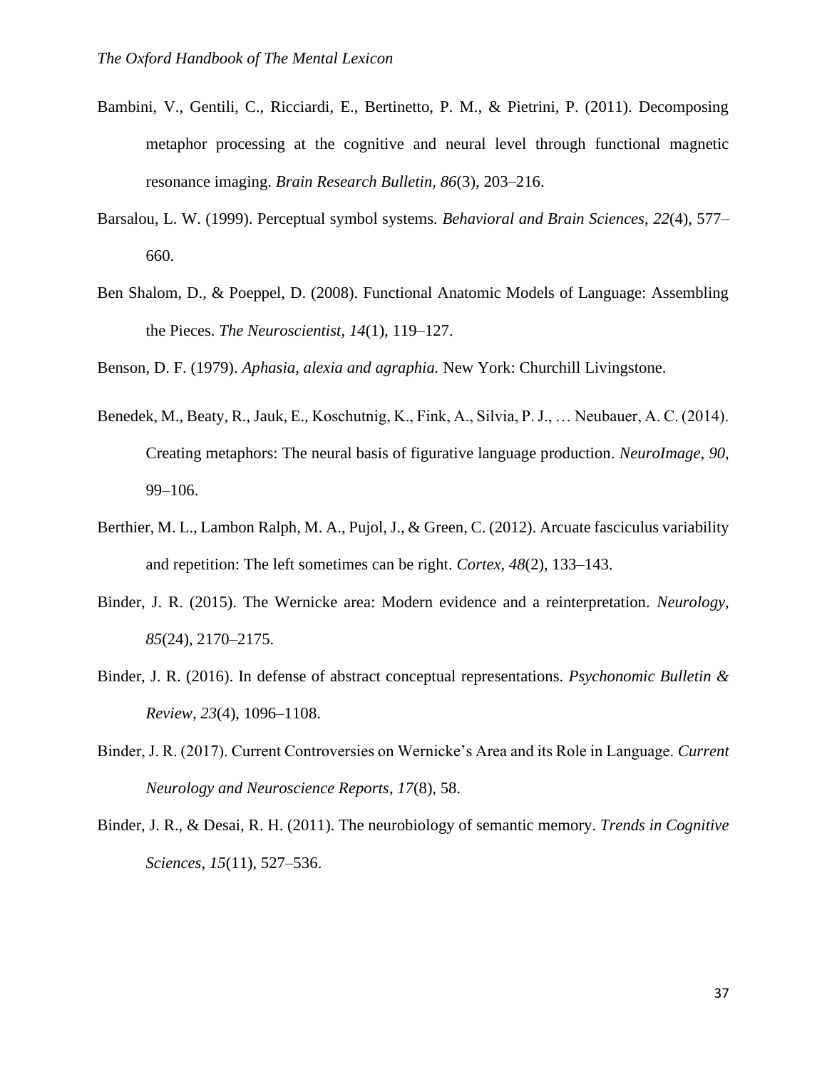Bambini, V., Gentili, C., Ricciardi, E., Bertinetto, P. M., & Pietrini, P. (2011). Decomposing metaphor processing at the cognitive and neural level through functional magnetic resonance imaging. *Brain Research Bulletin*, *86*(3), 203–216.

Barsalou, L. W. (1999). Perceptual symbol systems. *Behavioral and Brain Sciences*, *22*(4), 577–660.

Ben Shalom, D., & Poeppel, D. (2008). Functional Anatomic Models of Language: Assembling the Pieces. *The Neuroscientist*, *14*(1), 119–127.

Benson, D. F. (1979). *Aphasia, alexia and agraphia.* New York: Churchill Livingstone.

Benedek, M., Beaty, R., Jauk, E., Koschutnig, K., Fink, A., Silvia, P. J., … Neubauer, A. C. (2014). Creating metaphors: The neural basis of figurative language production. *NeuroImage*, *90*, 99–106.

Berthier, M. L., Lambon Ralph, M. A., Pujol, J., & Green, C. (2012). Arcuate fasciculus variability and repetition: The left sometimes can be right. *Cortex*, *48*(2), 133–143.

Binder, J. R. (2015). The Wernicke area: Modern evidence and a reinterpretation. *Neurology*, *85*(24), 2170–2175.

Binder, J. R. (2016). In defense of abstract conceptual representations. *Psychonomic Bulletin & Review*, *23*(4), 1096–1108.

Binder, J. R. (2017). Current Controversies on Wernicke's Area and its Role in Language. *Current Neurology and Neuroscience Reports*, *17*(8), 58.

Binder, J. R., & Desai, R. H. (2011). The neurobiology of semantic memory. *Trends in Cognitive Sciences*, *15*(11), 527–536.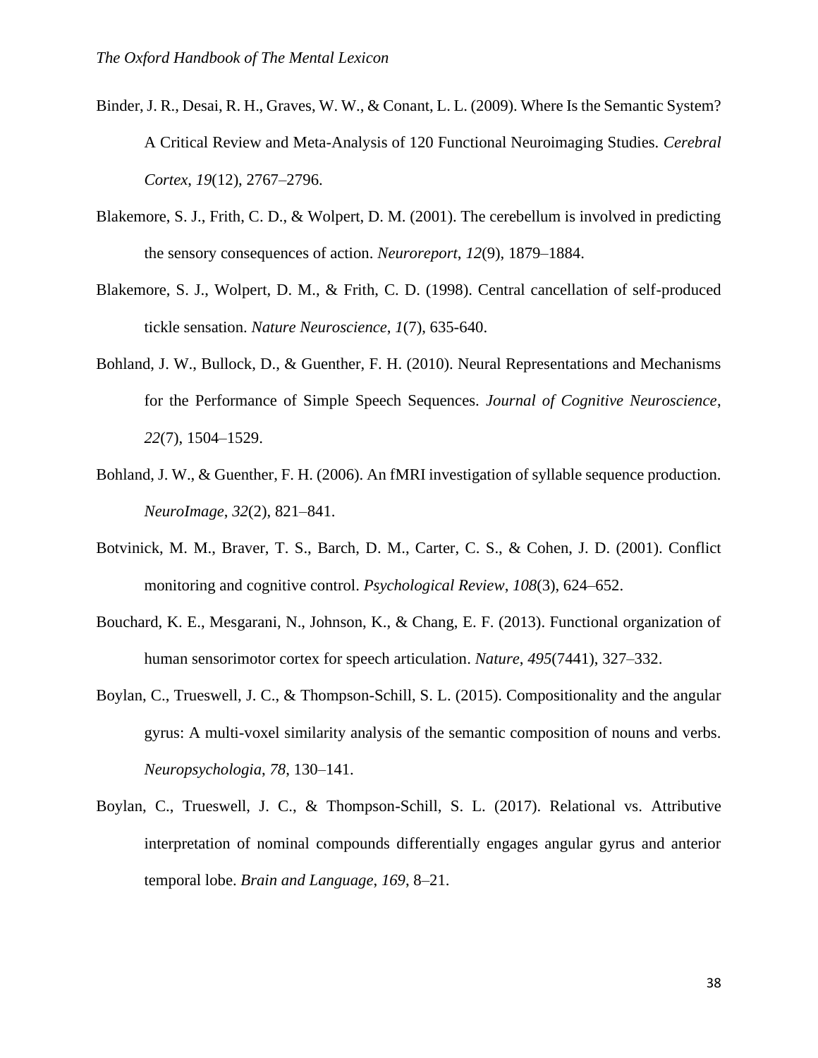Binder, J. R., Desai, R. H., Graves, W. W., & Conant, L. L. (2009). Where Is the Semantic System? A Critical Review and Meta-Analysis of 120 Functional Neuroimaging Studies. *Cerebral Cortex*, *19*(12), 2767–2796.

Blakemore, S. J., Frith, C. D., & Wolpert, D. M. (2001). The cerebellum is involved in predicting the sensory consequences of action. *Neuroreport*, *12*(9), 1879–1884.

Blakemore, S. J., Wolpert, D. M., & Frith, C. D. (1998). Central cancellation of self-produced tickle sensation. *Nature Neuroscience*, *1*(7), 635-640.

Bohland, J. W., Bullock, D., & Guenther, F. H. (2010). Neural Representations and Mechanisms for the Performance of Simple Speech Sequences. *Journal of Cognitive Neuroscience*, *22*(7), 1504–1529.

Bohland, J. W., & Guenther, F. H. (2006). An fMRI investigation of syllable sequence production. *NeuroImage*, *32*(2), 821–841.

Botvinick, M. M., Braver, T. S., Barch, D. M., Carter, C. S., & Cohen, J. D. (2001). Conflict monitoring and cognitive control. *Psychological Review*, *108*(3), 624–652.

Bouchard, K. E., Mesgarani, N., Johnson, K., & Chang, E. F. (2013). Functional organization of human sensorimotor cortex for speech articulation. *Nature*, *495*(7441), 327–332.

Boylan, C., Trueswell, J. C., & Thompson-Schill, S. L. (2015). Compositionality and the angular gyrus: A multi-voxel similarity analysis of the semantic composition of nouns and verbs. *Neuropsychologia*, *78*, 130–141.

Boylan, C., Trueswell, J. C., & Thompson-Schill, S. L. (2017). Relational vs. Attributive interpretation of nominal compounds differentially engages angular gyrus and anterior temporal lobe. *Brain and Language*, *169*, 8–21.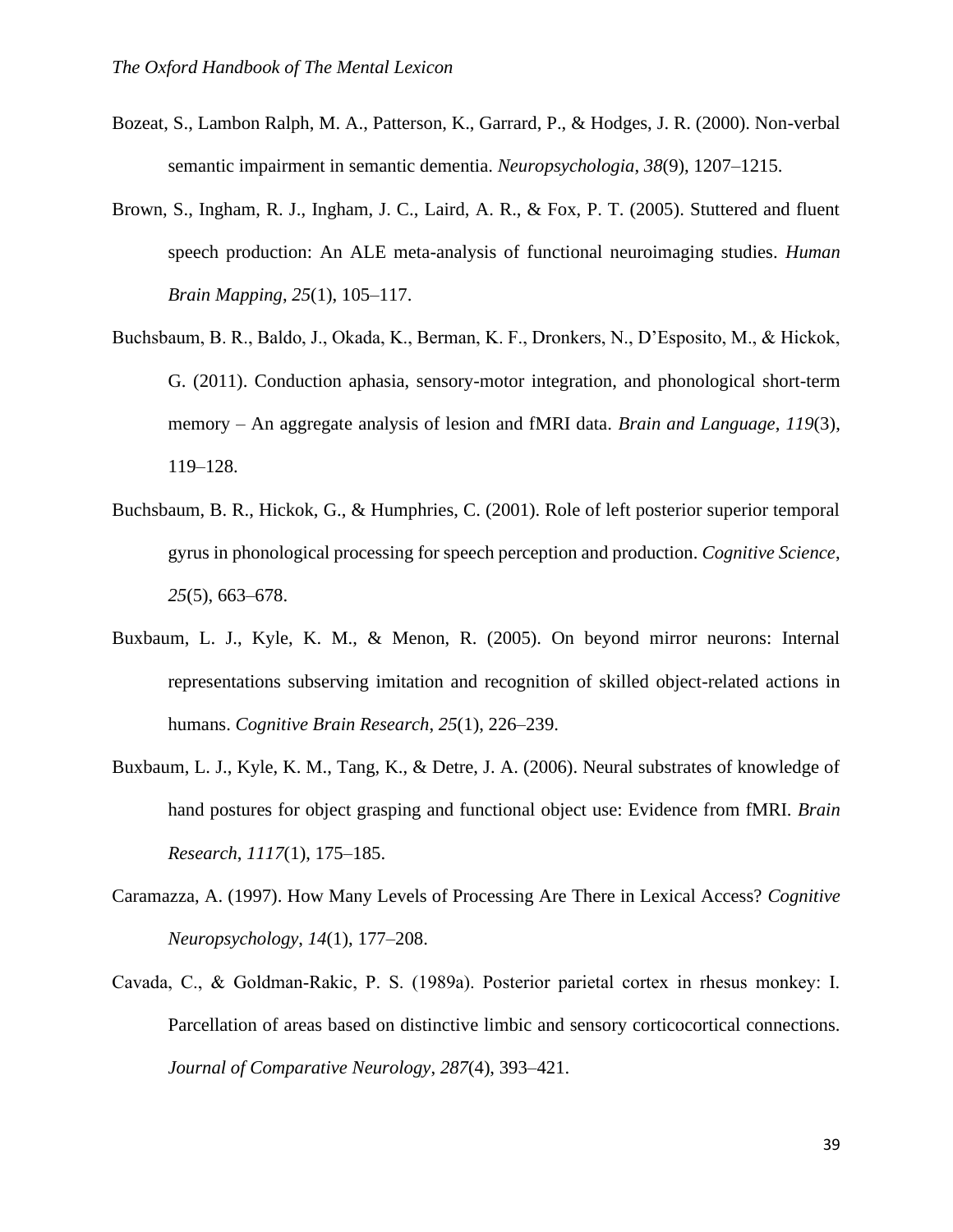Bozeat, S., Lambon Ralph, M. A., Patterson, K., Garrard, P., & Hodges, J. R. (2000). Non-verbal semantic impairment in semantic dementia. *Neuropsychologia*, *38*(9), 1207–1215.

Brown, S., Ingham, R. J., Ingham, J. C., Laird, A. R., & Fox, P. T. (2005). Stuttered and fluent speech production: An ALE meta-analysis of functional neuroimaging studies. *Human Brain Mapping*, *25*(1), 105–117.

Buchsbaum, B. R., Baldo, J., Okada, K., Berman, K. F., Dronkers, N., D'Esposito, M., & Hickok, G. (2011). Conduction aphasia, sensory-motor integration, and phonological short-term memory – An aggregate analysis of lesion and fMRI data. *Brain and Language*, *119*(3), 119–128.

Buchsbaum, B. R., Hickok, G., & Humphries, C. (2001). Role of left posterior superior temporal gyrus in phonological processing for speech perception and production. *Cognitive Science*, *25*(5), 663–678.

Buxbaum, L. J., Kyle, K. M., & Menon, R. (2005). On beyond mirror neurons: Internal representations subserving imitation and recognition of skilled object-related actions in humans. *Cognitive Brain Research*, *25*(1), 226–239.

Buxbaum, L. J., Kyle, K. M., Tang, K., & Detre, J. A. (2006). Neural substrates of knowledge of hand postures for object grasping and functional object use: Evidence from fMRI. *Brain Research*, *1117*(1), 175–185.

Caramazza, A. (1997). How Many Levels of Processing Are There in Lexical Access? *Cognitive Neuropsychology*, *14*(1), 177–208.

Cavada, C., & Goldman-Rakic, P. S. (1989a). Posterior parietal cortex in rhesus monkey: I. Parcellation of areas based on distinctive limbic and sensory corticocortical connections. *Journal of Comparative Neurology*, *287*(4), 393–421.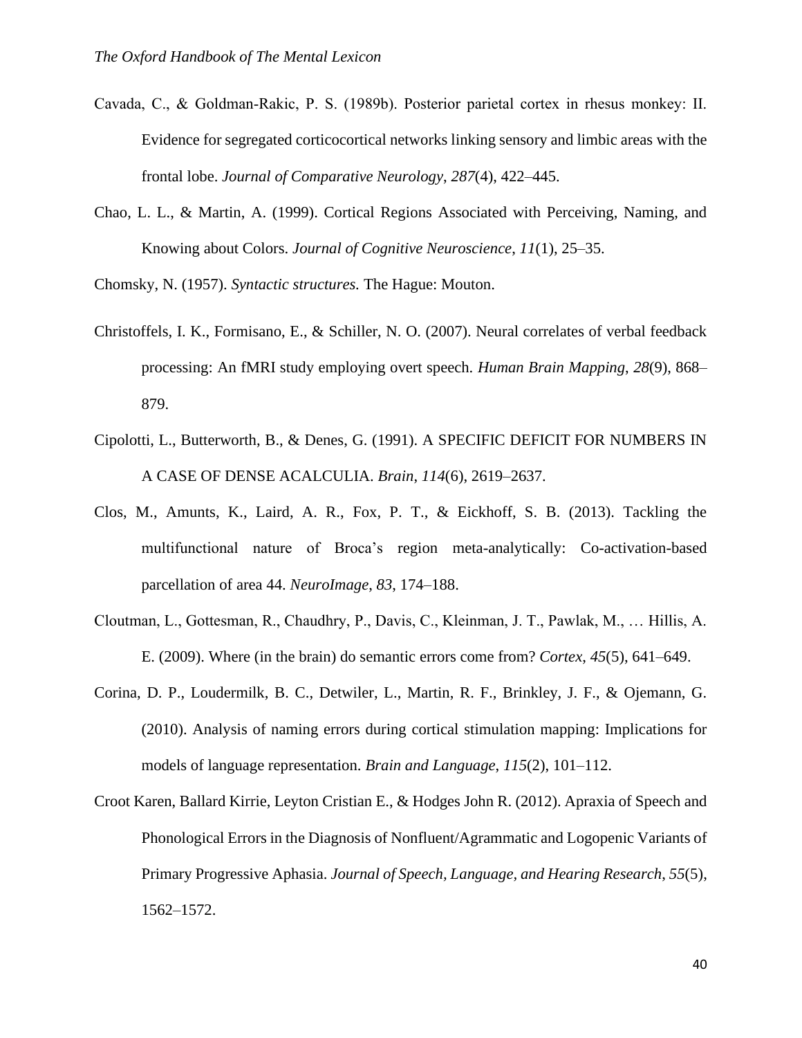Cavada, C., & Goldman-Rakic, P. S. (1989b). Posterior parietal cortex in rhesus monkey: II. Evidence for segregated corticocortical networks linking sensory and limbic areas with the frontal lobe. *Journal of Comparative Neurology*, *287*(4), 422–445.

Chao, L. L., & Martin, A. (1999). Cortical Regions Associated with Perceiving, Naming, and Knowing about Colors. *Journal of Cognitive Neuroscience*, *11*(1), 25–35.

Chomsky, N. (1957). *Syntactic structures.* The Hague: Mouton.

Christoffels, I. K., Formisano, E., & Schiller, N. O. (2007). Neural correlates of verbal feedback processing: An fMRI study employing overt speech. *Human Brain Mapping*, *28*(9), 868–879.

Cipolotti, L., Butterworth, B., & Denes, G. (1991). A SPECIFIC DEFICIT FOR NUMBERS IN A CASE OF DENSE ACALCULIA. *Brain*, *114*(6), 2619–2637.

Clos, M., Amunts, K., Laird, A. R., Fox, P. T., & Eickhoff, S. B. (2013). Tackling the multifunctional nature of Broca's region meta-analytically: Co-activation-based parcellation of area 44. *NeuroImage*, *83*, 174–188.

Cloutman, L., Gottesman, R., Chaudhry, P., Davis, C., Kleinman, J. T., Pawlak, M., … Hillis, A. E. (2009). Where (in the brain) do semantic errors come from? *Cortex*, *45*(5), 641–649.

Corina, D. P., Loudermilk, B. C., Detwiler, L., Martin, R. F., Brinkley, J. F., & Ojemann, G. (2010). Analysis of naming errors during cortical stimulation mapping: Implications for models of language representation. *Brain and Language*, *115*(2), 101–112.

Croot Karen, Ballard Kirrie, Leyton Cristian E., & Hodges John R. (2012). Apraxia of Speech and Phonological Errors in the Diagnosis of Nonfluent/Agrammatic and Logopenic Variants of Primary Progressive Aphasia. *Journal of Speech, Language, and Hearing Research*, *55*(5), 1562–1572.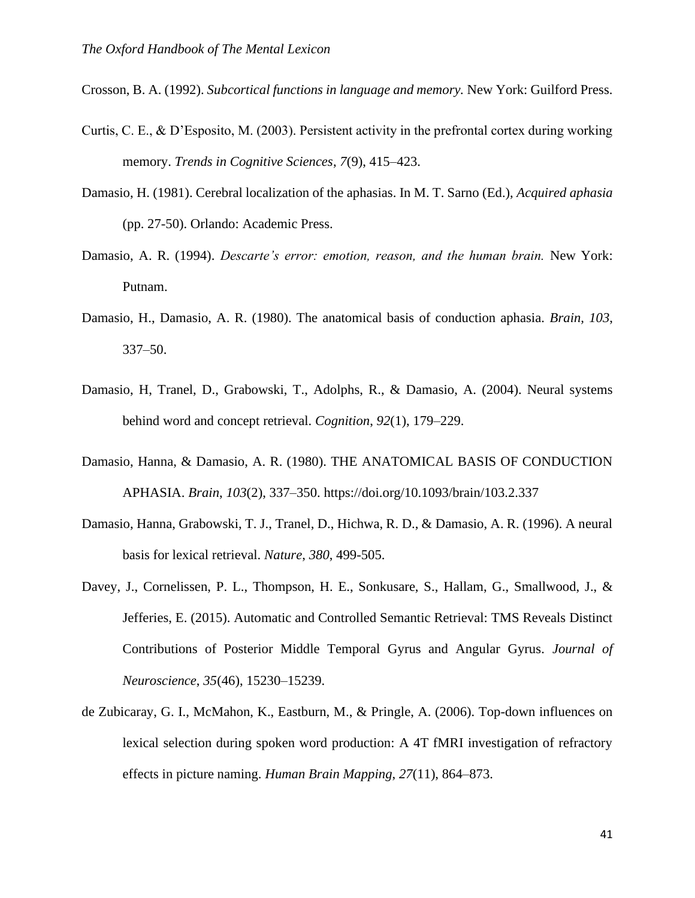Crosson, B. A. (1992). *Subcortical functions in language and memory.* New York: Guilford Press.

Curtis, C. E., & D'Esposito, M. (2003). Persistent activity in the prefrontal cortex during working memory. *Trends in Cognitive Sciences*, *7*(9), 415–423.

Damasio, H. (1981). Cerebral localization of the aphasias. In M. T. Sarno (Ed.), *Acquired aphasia* (pp. 27-50). Orlando: Academic Press.

Damasio, A. R. (1994). *Descarte's error: emotion, reason, and the human brain.* New York: Putnam.

Damasio, H., Damasio, A. R. (1980). The anatomical basis of conduction aphasia. *Brain, 103*, 337–50.

Damasio, H, Tranel, D., Grabowski, T., Adolphs, R., & Damasio, A. (2004). Neural systems behind word and concept retrieval. *Cognition*, *92*(1), 179–229.

Damasio, Hanna, & Damasio, A. R. (1980). THE ANATOMICAL BASIS OF CONDUCTION APHASIA. *Brain*, *103*(2), 337–350. https://doi.org/10.1093/brain/103.2.337

Damasio, Hanna, Grabowski, T. J., Tranel, D., Hichwa, R. D., & Damasio, A. R. (1996). A neural basis for lexical retrieval. *Nature*, *380*, 499-505.

Davey, J., Cornelissen, P. L., Thompson, H. E., Sonkusare, S., Hallam, G., Smallwood, J., & Jefferies, E. (2015). Automatic and Controlled Semantic Retrieval: TMS Reveals Distinct Contributions of Posterior Middle Temporal Gyrus and Angular Gyrus. *Journal of Neuroscience*, *35*(46), 15230–15239.

de Zubicaray, G. I., McMahon, K., Eastburn, M., & Pringle, A. (2006). Top-down influences on lexical selection during spoken word production: A 4T fMRI investigation of refractory effects in picture naming. *Human Brain Mapping*, *27*(11), 864–873.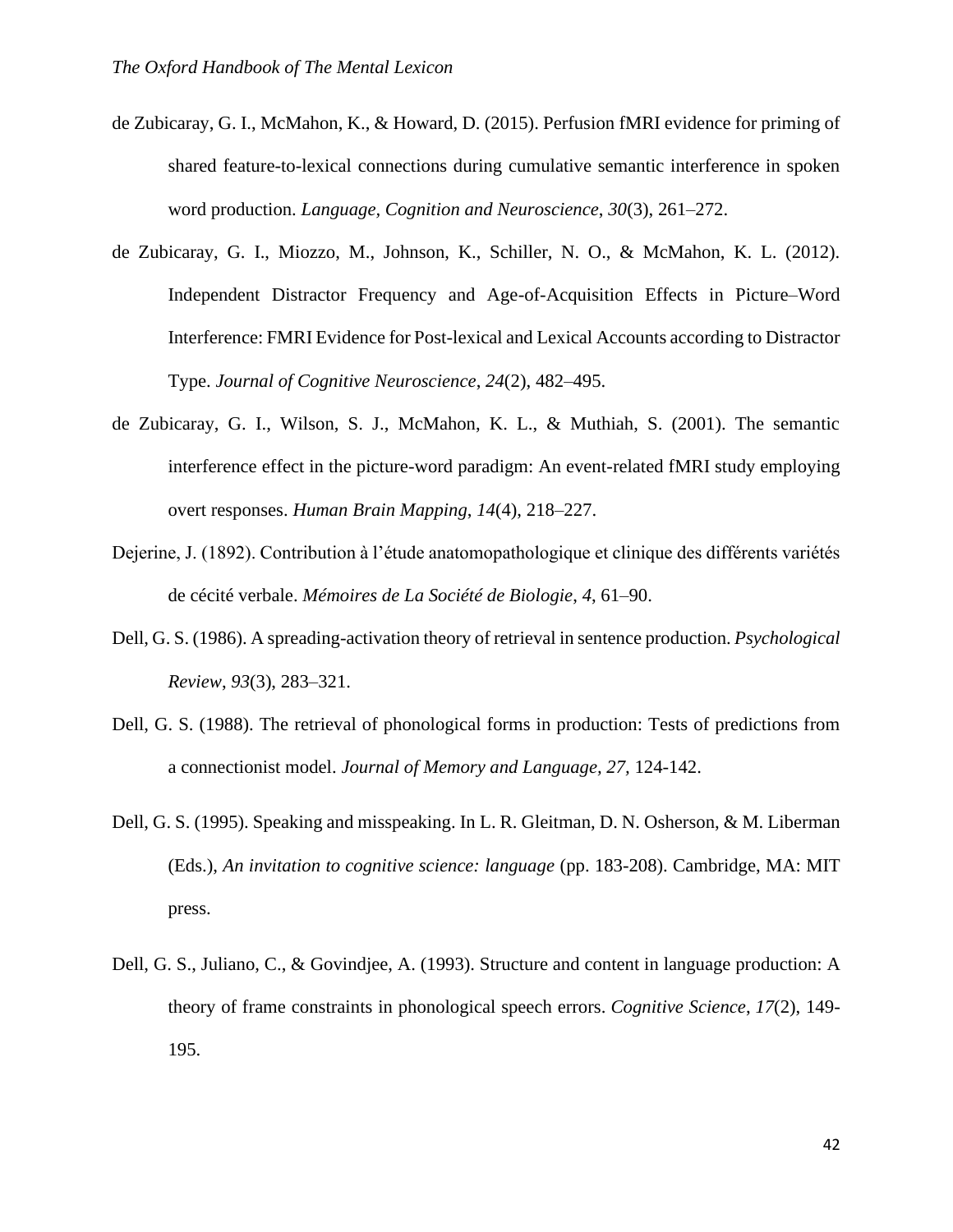de Zubicaray, G. I., McMahon, K., & Howard, D. (2015). Perfusion fMRI evidence for priming of shared feature-to-lexical connections during cumulative semantic interference in spoken word production. *Language, Cognition and Neuroscience*, *30*(3), 261–272.

de Zubicaray, G. I., Miozzo, M., Johnson, K., Schiller, N. O., & McMahon, K. L. (2012). Independent Distractor Frequency and Age-of-Acquisition Effects in Picture–Word Interference: FMRI Evidence for Post-lexical and Lexical Accounts according to Distractor Type. *Journal of Cognitive Neuroscience*, *24*(2), 482–495.

de Zubicaray, G. I., Wilson, S. J., McMahon, K. L., & Muthiah, S. (2001). The semantic interference effect in the picture-word paradigm: An event-related fMRI study employing overt responses. *Human Brain Mapping*, *14*(4), 218–227.

Dejerine, J. (1892). Contribution à l'étude anatomopathologique et clinique des différents variétés de cécité verbale. *Mémoires de La Société de Biologie*, *4*, 61–90.

Dell, G. S. (1986). A spreading-activation theory of retrieval in sentence production. *Psychological Review*, *93*(3), 283–321.

Dell, G. S. (1988). The retrieval of phonological forms in production: Tests of predictions from a connectionist model. *Journal of Memory and Language*, *27,* 124-142.

Dell, G. S. (1995). Speaking and misspeaking. In L. R. Gleitman, D. N. Osherson, & M. Liberman (Eds.), *An invitation to cognitive science: language* (pp. 183-208). Cambridge, MA: MIT press.

Dell, G. S., Juliano, C., & Govindjee, A. (1993). Structure and content in language production: A theory of frame constraints in phonological speech errors. *Cognitive Science*, *17*(2), 149-195.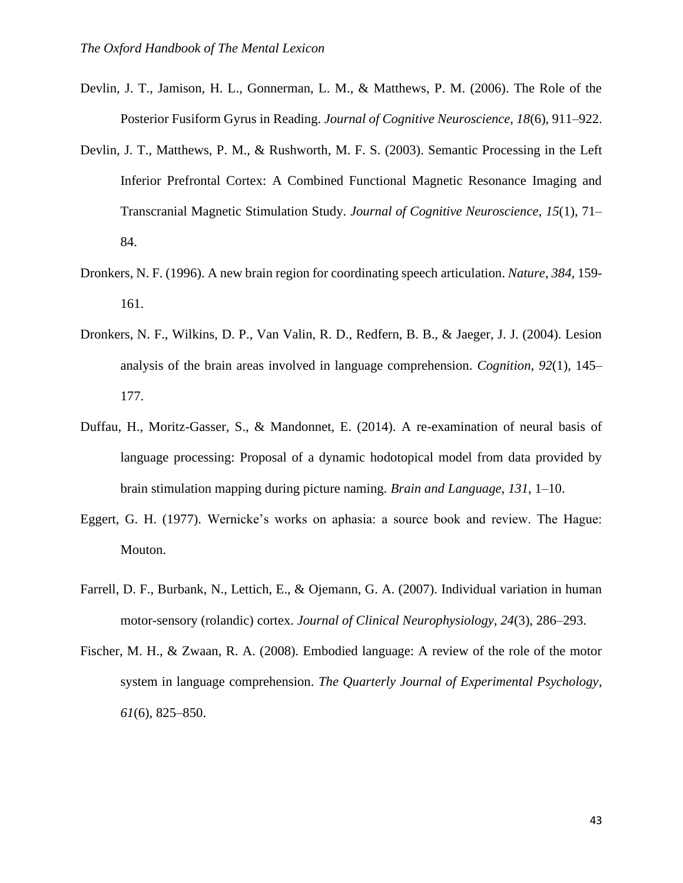Devlin, J. T., Jamison, H. L., Gonnerman, L. M., & Matthews, P. M. (2006). The Role of the Posterior Fusiform Gyrus in Reading. *Journal of Cognitive Neuroscience*, *18*(6), 911–922.

Devlin, J. T., Matthews, P. M., & Rushworth, M. F. S. (2003). Semantic Processing in the Left Inferior Prefrontal Cortex: A Combined Functional Magnetic Resonance Imaging and Transcranial Magnetic Stimulation Study. *Journal of Cognitive Neuroscience*, *15*(1), 71–84.

Dronkers, N. F. (1996). A new brain region for coordinating speech articulation. *Nature*, *384*, 159-161.

Dronkers, N. F., Wilkins, D. P., Van Valin, R. D., Redfern, B. B., & Jaeger, J. J. (2004). Lesion analysis of the brain areas involved in language comprehension. *Cognition*, *92*(1), 145–177.

Duffau, H., Moritz-Gasser, S., & Mandonnet, E. (2014). A re-examination of neural basis of language processing: Proposal of a dynamic hodotopical model from data provided by brain stimulation mapping during picture naming. *Brain and Language*, *131*, 1–10.

Eggert, G. H. (1977). Wernicke's works on aphasia: a source book and review. The Hague: Mouton.

Farrell, D. F., Burbank, N., Lettich, E., & Ojemann, G. A. (2007). Individual variation in human motor-sensory (rolandic) cortex. *Journal of Clinical Neurophysiology*, *24*(3), 286–293.

Fischer, M. H., & Zwaan, R. A. (2008). Embodied language: A review of the role of the motor system in language comprehension. *The Quarterly Journal of Experimental Psychology*, *61*(6), 825–850.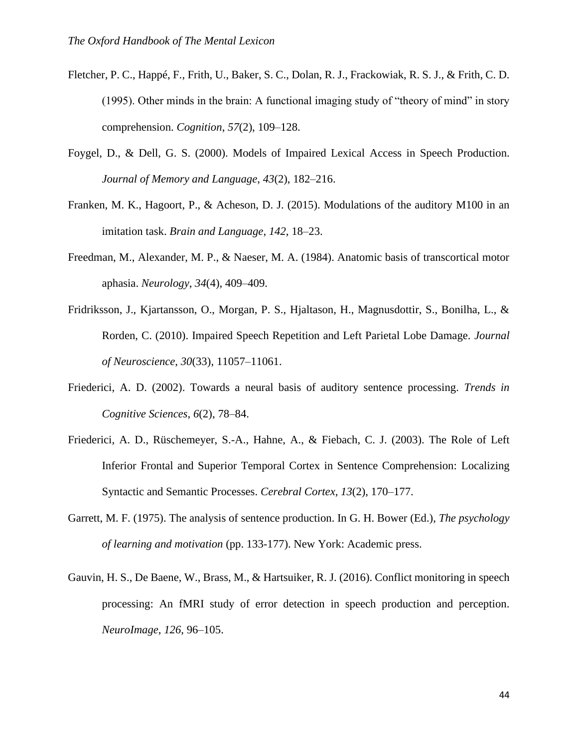Fletcher, P. C., Happé, F., Frith, U., Baker, S. C., Dolan, R. J., Frackowiak, R. S. J., & Frith, C. D. (1995). Other minds in the brain: A functional imaging study of "theory of mind" in story comprehension. *Cognition*, *57*(2), 109–128.

Foygel, D., & Dell, G. S. (2000). Models of Impaired Lexical Access in Speech Production. *Journal of Memory and Language*, *43*(2), 182–216.

Franken, M. K., Hagoort, P., & Acheson, D. J. (2015). Modulations of the auditory M100 in an imitation task. *Brain and Language*, *142*, 18–23.

Freedman, M., Alexander, M. P., & Naeser, M. A. (1984). Anatomic basis of transcortical motor aphasia. *Neurology*, *34*(4), 409–409.

Fridriksson, J., Kjartansson, O., Morgan, P. S., Hjaltason, H., Magnusdottir, S., Bonilha, L., & Rorden, C. (2010). Impaired Speech Repetition and Left Parietal Lobe Damage. *Journal of Neuroscience*, *30*(33), 11057–11061.

Friederici, A. D. (2002). Towards a neural basis of auditory sentence processing. *Trends in Cognitive Sciences*, *6*(2), 78–84.

Friederici, A. D., Rüschemeyer, S.-A., Hahne, A., & Fiebach, C. J. (2003). The Role of Left Inferior Frontal and Superior Temporal Cortex in Sentence Comprehension: Localizing Syntactic and Semantic Processes. *Cerebral Cortex*, *13*(2), 170–177.

Garrett, M. F. (1975). The analysis of sentence production. In G. H. Bower (Ed.), *The psychology of learning and motivation* (pp. 133-177). New York: Academic press.

Gauvin, H. S., De Baene, W., Brass, M., & Hartsuiker, R. J. (2016). Conflict monitoring in speech processing: An fMRI study of error detection in speech production and perception. *NeuroImage*, *126*, 96–105.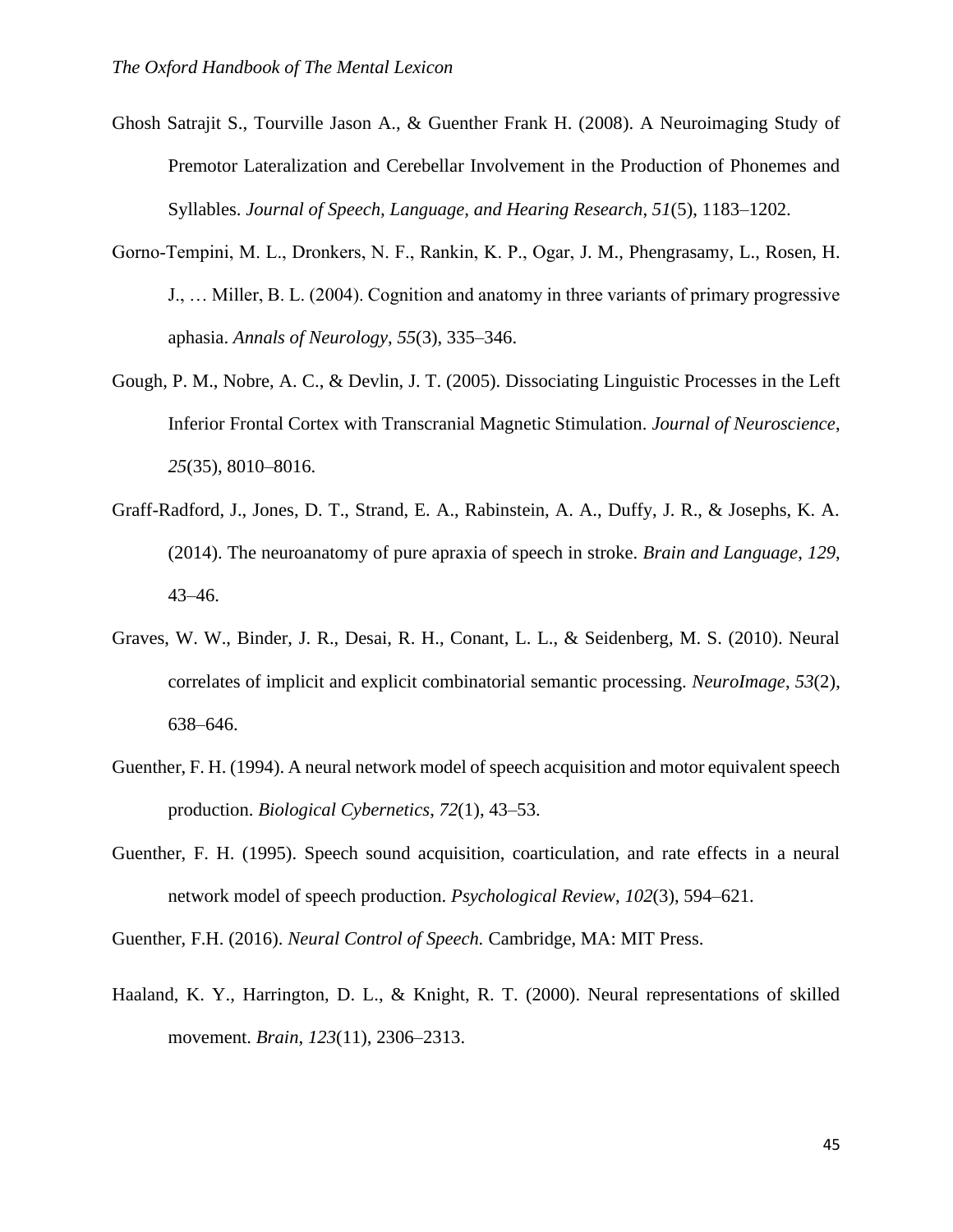Ghosh Satrajit S., Tourville Jason A., & Guenther Frank H. (2008). A Neuroimaging Study of Premotor Lateralization and Cerebellar Involvement in the Production of Phonemes and Syllables. *Journal of Speech, Language, and Hearing Research*, *51*(5), 1183–1202.

Gorno-Tempini, M. L., Dronkers, N. F., Rankin, K. P., Ogar, J. M., Phengrasamy, L., Rosen, H. J., … Miller, B. L. (2004). Cognition and anatomy in three variants of primary progressive aphasia. *Annals of Neurology*, *55*(3), 335–346.

Gough, P. M., Nobre, A. C., & Devlin, J. T. (2005). Dissociating Linguistic Processes in the Left Inferior Frontal Cortex with Transcranial Magnetic Stimulation. *Journal of Neuroscience*, *25*(35), 8010–8016.

Graff-Radford, J., Jones, D. T., Strand, E. A., Rabinstein, A. A., Duffy, J. R., & Josephs, K. A. (2014). The neuroanatomy of pure apraxia of speech in stroke. *Brain and Language*, *129*, 43–46.

Graves, W. W., Binder, J. R., Desai, R. H., Conant, L. L., & Seidenberg, M. S. (2010). Neural correlates of implicit and explicit combinatorial semantic processing. *NeuroImage*, *53*(2), 638–646.

Guenther, F. H. (1994). A neural network model of speech acquisition and motor equivalent speech production. *Biological Cybernetics*, *72*(1), 43–53.

Guenther, F. H. (1995). Speech sound acquisition, coarticulation, and rate effects in a neural network model of speech production. *Psychological Review*, *102*(3), 594–621.

Guenther, F.H. (2016). *Neural Control of Speech.* Cambridge, MA: MIT Press.

Haaland, K. Y., Harrington, D. L., & Knight, R. T. (2000). Neural representations of skilled movement. *Brain*, *123*(11), 2306–2313.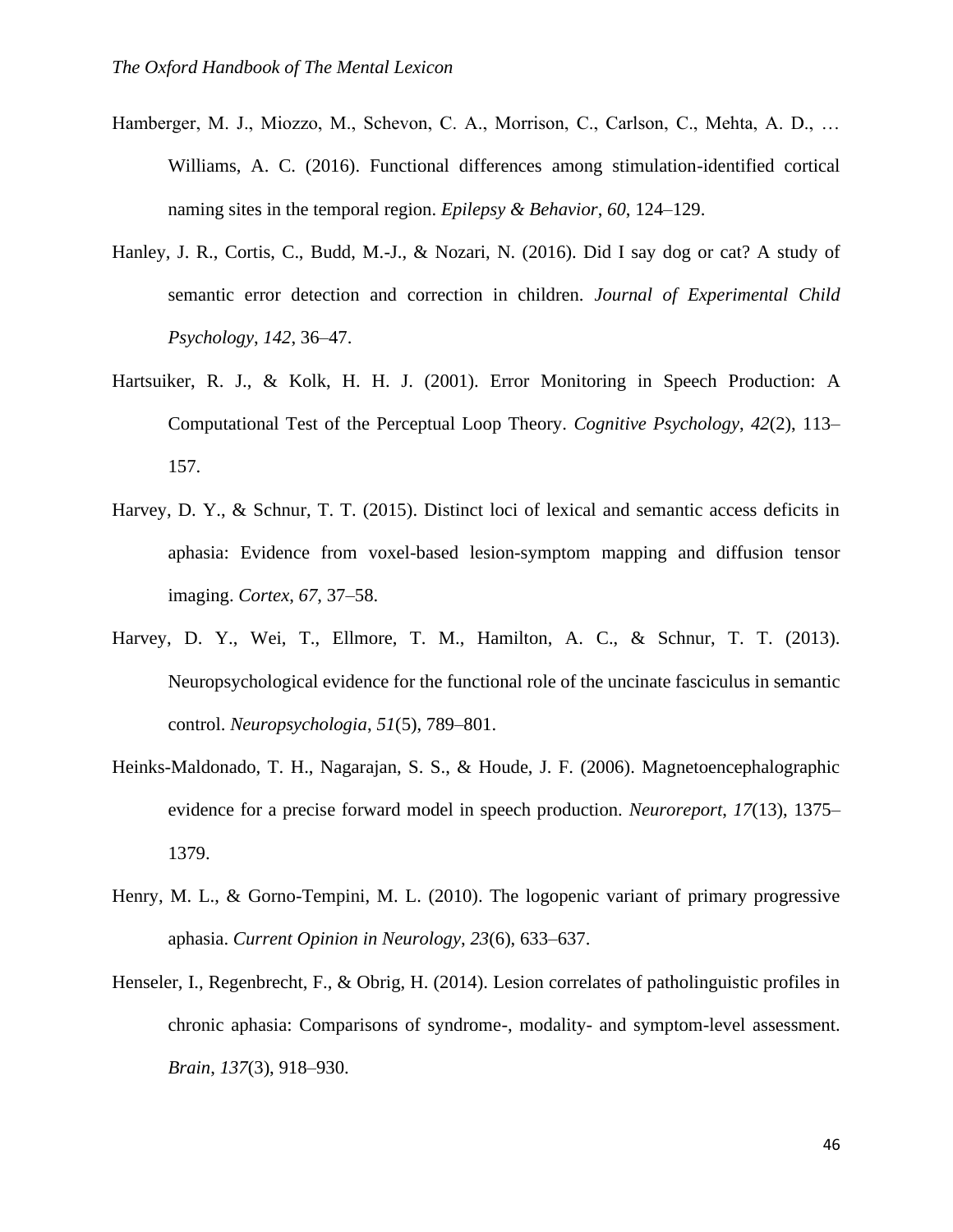Hamberger, M. J., Miozzo, M., Schevon, C. A., Morrison, C., Carlson, C., Mehta, A. D., … Williams, A. C. (2016). Functional differences among stimulation-identified cortical naming sites in the temporal region. *Epilepsy & Behavior*, *60*, 124–129.

Hanley, J. R., Cortis, C., Budd, M.-J., & Nozari, N. (2016). Did I say dog or cat? A study of semantic error detection and correction in children. *Journal of Experimental Child Psychology*, *142*, 36–47.

Hartsuiker, R. J., & Kolk, H. H. J. (2001). Error Monitoring in Speech Production: A Computational Test of the Perceptual Loop Theory. *Cognitive Psychology*, *42*(2), 113–157.

Harvey, D. Y., & Schnur, T. T. (2015). Distinct loci of lexical and semantic access deficits in aphasia: Evidence from voxel-based lesion-symptom mapping and diffusion tensor imaging. *Cortex*, *67*, 37–58.

Harvey, D. Y., Wei, T., Ellmore, T. M., Hamilton, A. C., & Schnur, T. T. (2013). Neuropsychological evidence for the functional role of the uncinate fasciculus in semantic control. *Neuropsychologia*, *51*(5), 789–801.

Heinks-Maldonado, T. H., Nagarajan, S. S., & Houde, J. F. (2006). Magnetoencephalographic evidence for a precise forward model in speech production. *Neuroreport*, *17*(13), 1375–1379.

Henry, M. L., & Gorno-Tempini, M. L. (2010). The logopenic variant of primary progressive aphasia. *Current Opinion in Neurology*, *23*(6), 633–637.

Henseler, I., Regenbrecht, F., & Obrig, H. (2014). Lesion correlates of patholinguistic profiles in chronic aphasia: Comparisons of syndrome-, modality- and symptom-level assessment. *Brain*, *137*(3), 918–930.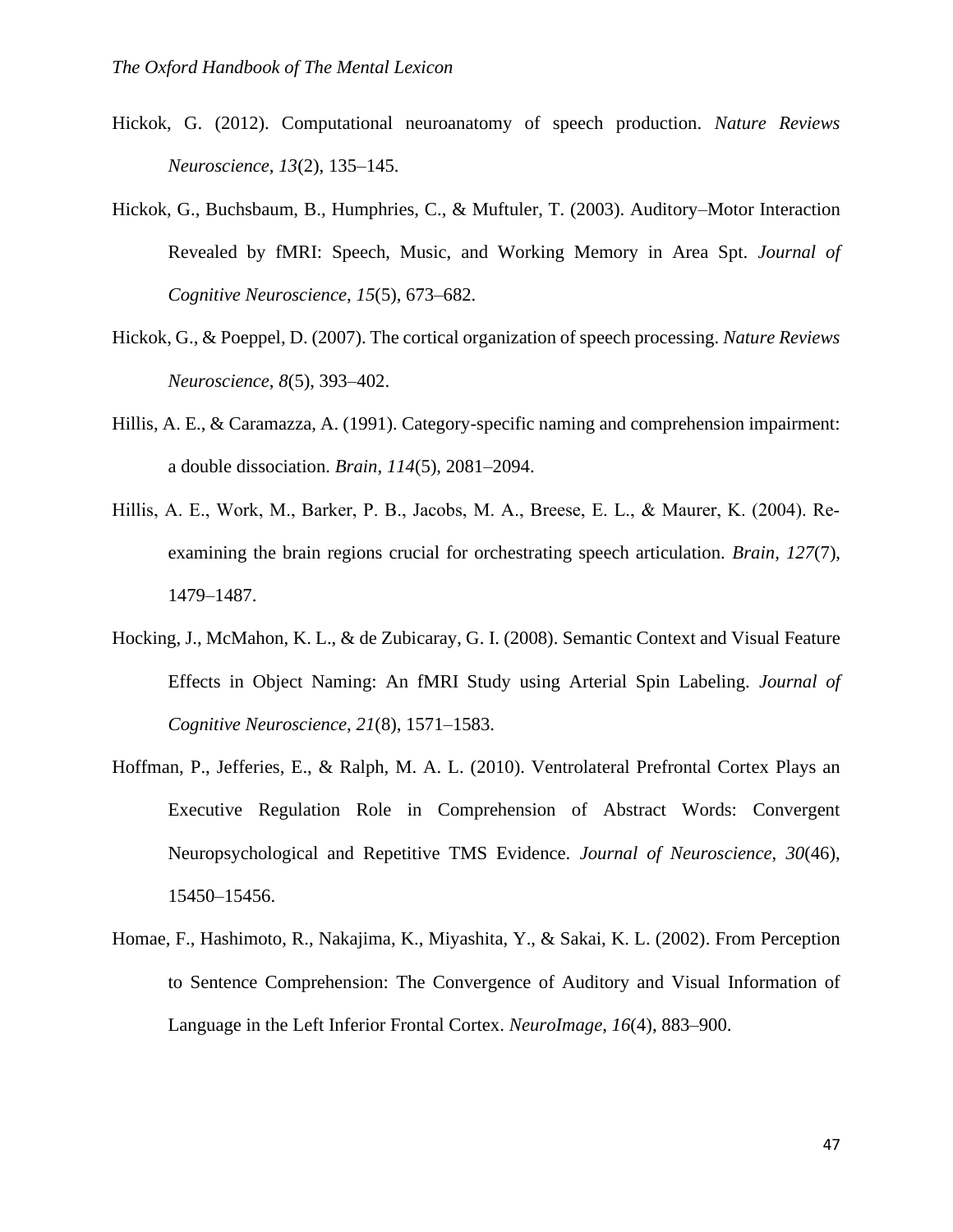Hickok, G. (2012). Computational neuroanatomy of speech production. *Nature Reviews Neuroscience*, *13*(2), 135–145.

Hickok, G., Buchsbaum, B., Humphries, C., & Muftuler, T. (2003). Auditory–Motor Interaction Revealed by fMRI: Speech, Music, and Working Memory in Area Spt. *Journal of Cognitive Neuroscience*, *15*(5), 673–682.

Hickok, G., & Poeppel, D. (2007). The cortical organization of speech processing. *Nature Reviews Neuroscience*, *8*(5), 393–402.

Hillis, A. E., & Caramazza, A. (1991). Category-specific naming and comprehension impairment: a double dissociation. *Brain*, *114*(5), 2081–2094.

Hillis, A. E., Work, M., Barker, P. B., Jacobs, M. A., Breese, E. L., & Maurer, K. (2004). Re-examining the brain regions crucial for orchestrating speech articulation. *Brain*, *127*(7), 1479–1487.

Hocking, J., McMahon, K. L., & de Zubicaray, G. I. (2008). Semantic Context and Visual Feature Effects in Object Naming: An fMRI Study using Arterial Spin Labeling. *Journal of Cognitive Neuroscience*, *21*(8), 1571–1583.

Hoffman, P., Jefferies, E., & Ralph, M. A. L. (2010). Ventrolateral Prefrontal Cortex Plays an Executive Regulation Role in Comprehension of Abstract Words: Convergent Neuropsychological and Repetitive TMS Evidence. *Journal of Neuroscience*, *30*(46), 15450–15456.

Homae, F., Hashimoto, R., Nakajima, K., Miyashita, Y., & Sakai, K. L. (2002). From Perception to Sentence Comprehension: The Convergence of Auditory and Visual Information of Language in the Left Inferior Frontal Cortex. *NeuroImage*, *16*(4), 883–900.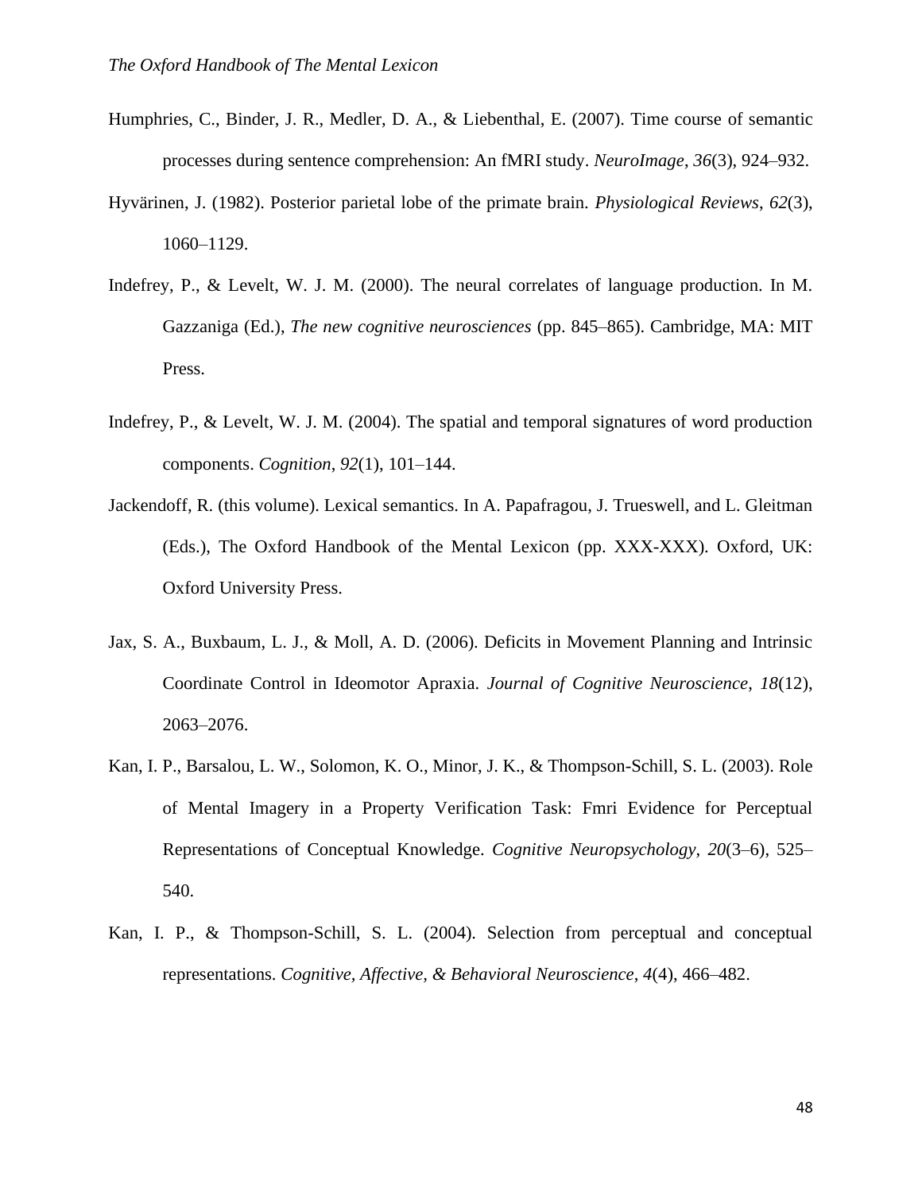Humphries, C., Binder, J. R., Medler, D. A., & Liebenthal, E. (2007). Time course of semantic processes during sentence comprehension: An fMRI study. *NeuroImage*, *36*(3), 924–932.

Hyvärinen, J. (1982). Posterior parietal lobe of the primate brain. *Physiological Reviews*, *62*(3), 1060–1129.

Indefrey, P., & Levelt, W. J. M. (2000). The neural correlates of language production. In M. Gazzaniga (Ed.), *The new cognitive neurosciences* (pp. 845–865). Cambridge, MA: MIT Press.

Indefrey, P., & Levelt, W. J. M. (2004). The spatial and temporal signatures of word production components. *Cognition*, *92*(1), 101–144.

Jackendoff, R. (this volume). Lexical semantics. In A. Papafragou, J. Trueswell, and L. Gleitman (Eds.), The Oxford Handbook of the Mental Lexicon (pp. XXX-XXX). Oxford, UK: Oxford University Press.

Jax, S. A., Buxbaum, L. J., & Moll, A. D. (2006). Deficits in Movement Planning and Intrinsic Coordinate Control in Ideomotor Apraxia. *Journal of Cognitive Neuroscience*, *18*(12), 2063–2076.

Kan, I. P., Barsalou, L. W., Solomon, K. O., Minor, J. K., & Thompson-Schill, S. L. (2003). Role of Mental Imagery in a Property Verification Task: Fmri Evidence for Perceptual Representations of Conceptual Knowledge. *Cognitive Neuropsychology*, *20*(3–6), 525–540.

Kan, I. P., & Thompson-Schill, S. L. (2004). Selection from perceptual and conceptual representations. *Cognitive, Affective, & Behavioral Neuroscience*, *4*(4), 466–482.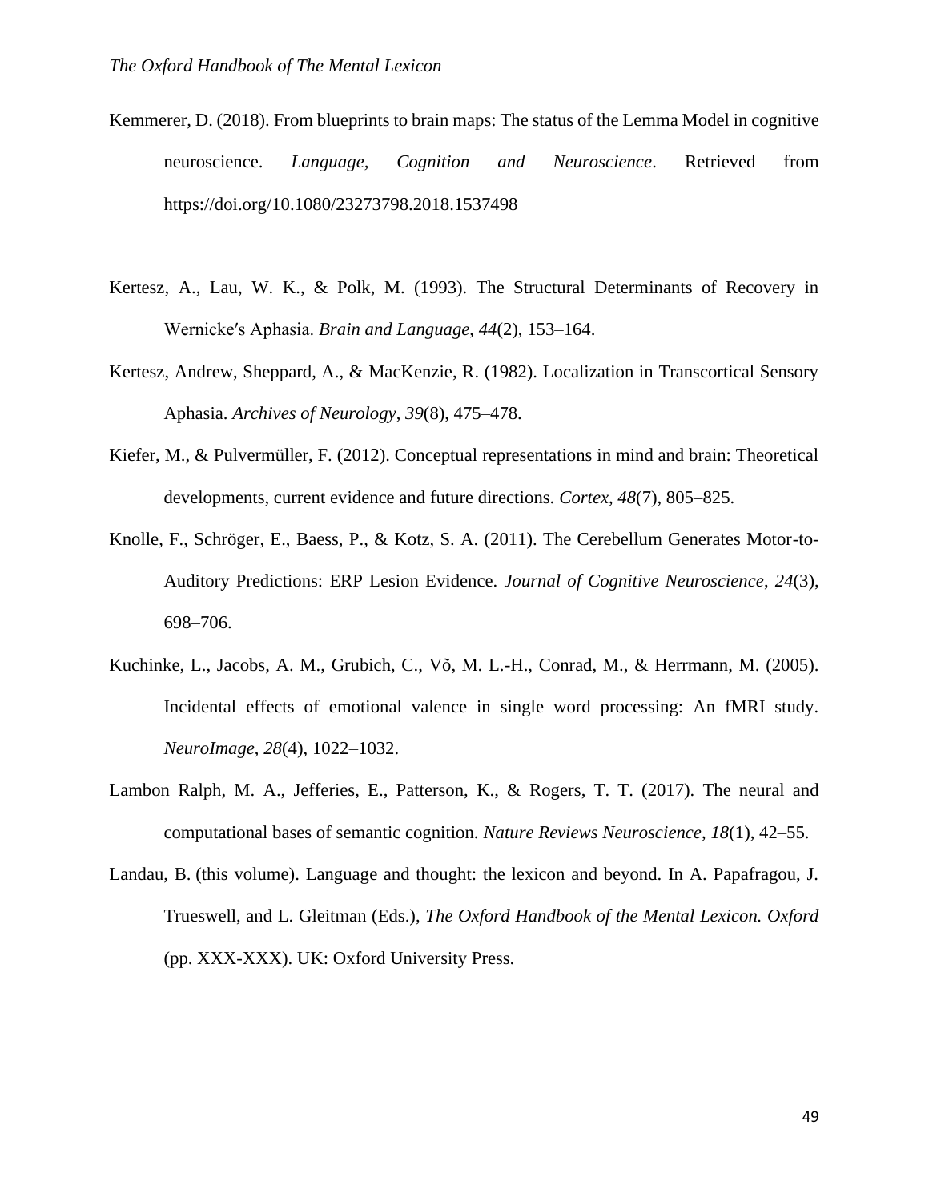Kemmerer, D. (2018). From blueprints to brain maps: The status of the Lemma Model in cognitive neuroscience. *Language, Cognition and Neuroscience*. Retrieved from https://doi.org/10.1080/23273798.2018.1537498

Kertesz, A., Lau, W. K., & Polk, M. (1993). The Structural Determinants of Recovery in Wernicke′s Aphasia. *Brain and Language*, *44*(2), 153–164.

Kertesz, Andrew, Sheppard, A., & MacKenzie, R. (1982). Localization in Transcortical Sensory Aphasia. *Archives of Neurology*, *39*(8), 475–478.

Kiefer, M., & Pulvermüller, F. (2012). Conceptual representations in mind and brain: Theoretical developments, current evidence and future directions. *Cortex*, *48*(7), 805–825.

Knolle, F., Schröger, E., Baess, P., & Kotz, S. A. (2011). The Cerebellum Generates Motor-to-Auditory Predictions: ERP Lesion Evidence. *Journal of Cognitive Neuroscience*, *24*(3), 698–706.

Kuchinke, L., Jacobs, A. M., Grubich, C., Võ, M. L.-H., Conrad, M., & Herrmann, M. (2005). Incidental effects of emotional valence in single word processing: An fMRI study. *NeuroImage*, *28*(4), 1022–1032.

Lambon Ralph, M. A., Jefferies, E., Patterson, K., & Rogers, T. T. (2017). The neural and computational bases of semantic cognition. *Nature Reviews Neuroscience*, *18*(1), 42–55.

Landau, B. (this volume). Language and thought: the lexicon and beyond. In A. Papafragou, J. Trueswell, and L. Gleitman (Eds.), *The Oxford Handbook of the Mental Lexicon. Oxford* (pp. XXX-XXX). UK: Oxford University Press.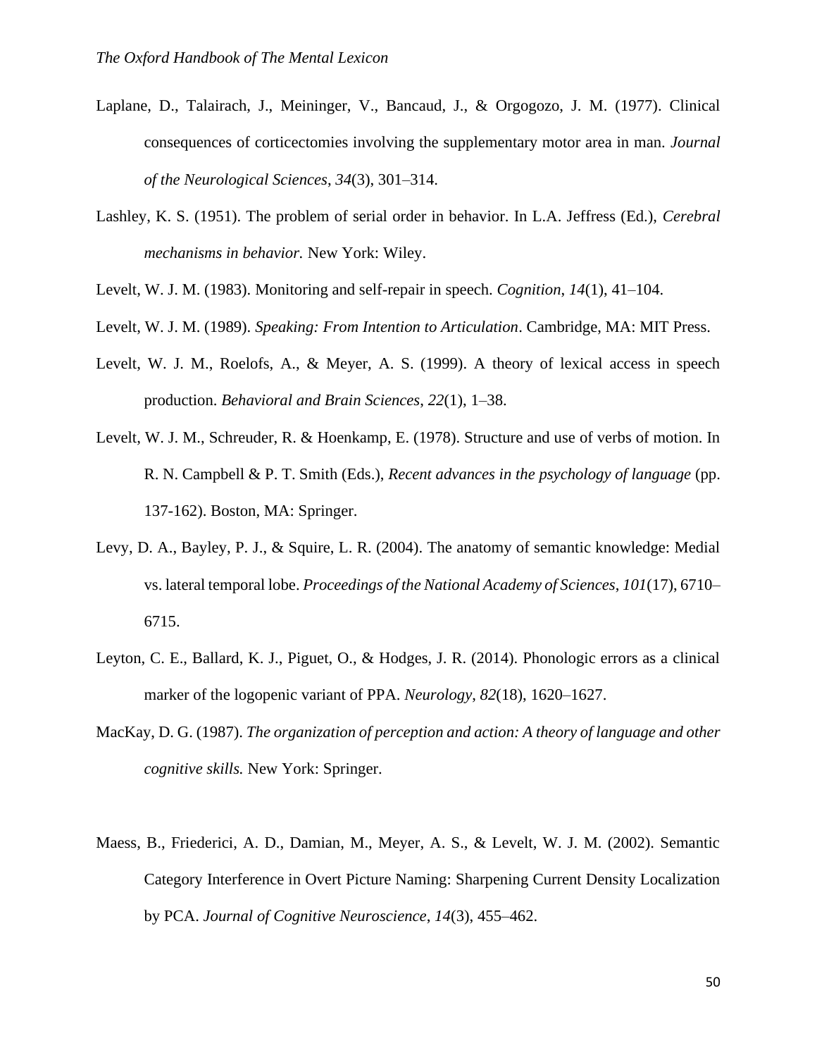Laplane, D., Talairach, J., Meininger, V., Bancaud, J., & Orgogozo, J. M. (1977). Clinical consequences of corticectomies involving the supplementary motor area in man. *Journal of the Neurological Sciences*, *34*(3), 301–314.

Lashley, K. S. (1951). The problem of serial order in behavior. In L.A. Jeffress (Ed.), *Cerebral mechanisms in behavior.* New York: Wiley.

Levelt, W. J. M. (1983). Monitoring and self-repair in speech. *Cognition*, *14*(1), 41–104.

Levelt, W. J. M. (1989). *Speaking: From Intention to Articulation*. Cambridge, MA: MIT Press.

Levelt, W. J. M., Roelofs, A., & Meyer, A. S. (1999). A theory of lexical access in speech production. *Behavioral and Brain Sciences*, *22*(1), 1–38.

Levelt, W. J. M., Schreuder, R. & Hoenkamp, E. (1978). Structure and use of verbs of motion. In R. N. Campbell & P. T. Smith (Eds.), *Recent advances in the psychology of language* (pp. 137-162). Boston, MA: Springer.

Levy, D. A., Bayley, P. J., & Squire, L. R. (2004). The anatomy of semantic knowledge: Medial vs. lateral temporal lobe. *Proceedings of the National Academy of Sciences*, *101*(17), 6710–6715.

Leyton, C. E., Ballard, K. J., Piguet, O., & Hodges, J. R. (2014). Phonologic errors as a clinical marker of the logopenic variant of PPA. *Neurology*, *82*(18), 1620–1627.

MacKay, D. G. (1987). *The organization of perception and action: A theory of language and other cognitive skills.* New York: Springer.

Maess, B., Friederici, A. D., Damian, M., Meyer, A. S., & Levelt, W. J. M. (2002). Semantic Category Interference in Overt Picture Naming: Sharpening Current Density Localization by PCA. *Journal of Cognitive Neuroscience*, *14*(3), 455–462.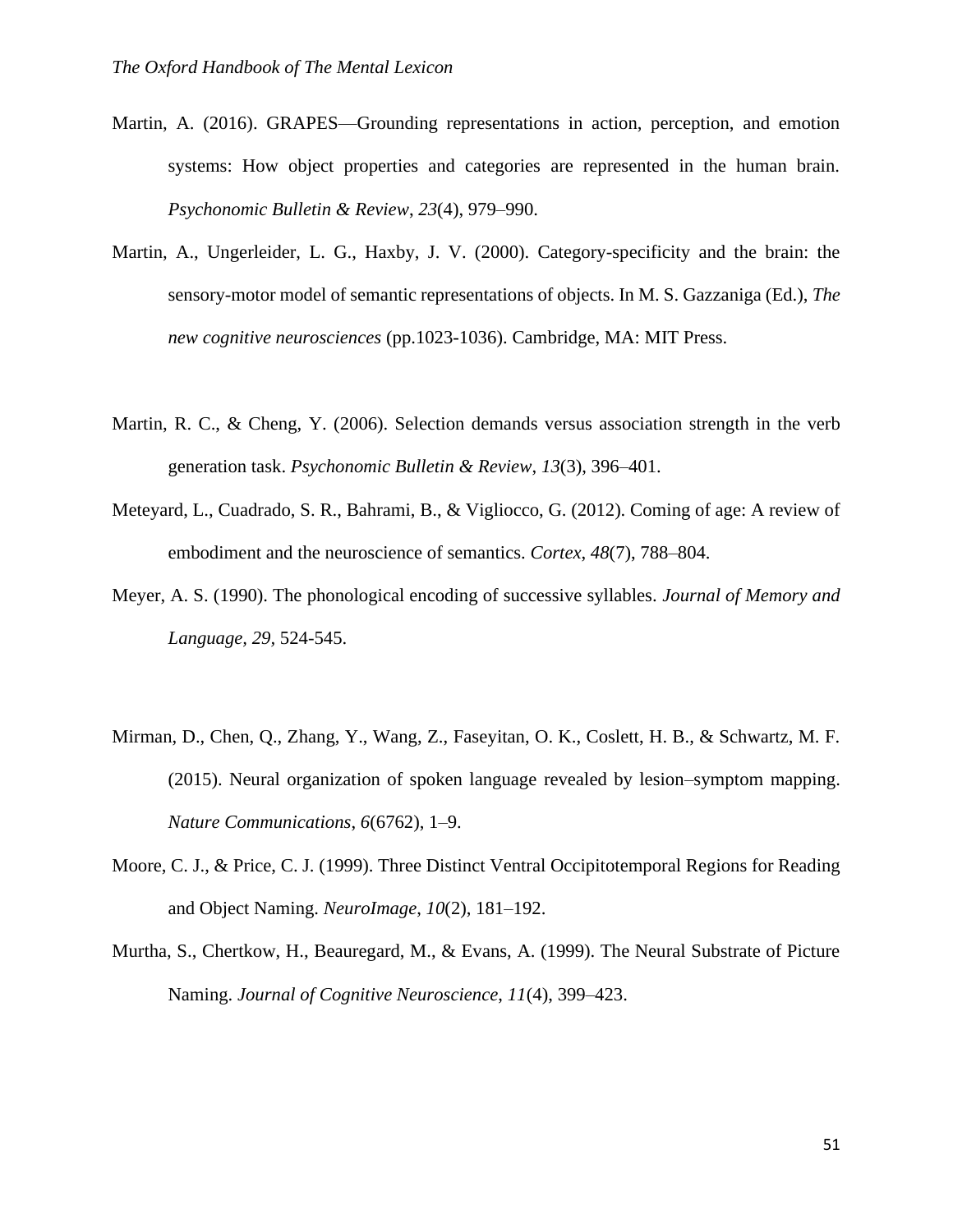Martin, A. (2016). GRAPES—Grounding representations in action, perception, and emotion systems: How object properties and categories are represented in the human brain. *Psychonomic Bulletin & Review*, *23*(4), 979–990.

Martin, A., Ungerleider, L. G., Haxby, J. V. (2000). Category-specificity and the brain: the sensory-motor model of semantic representations of objects. In M. S. Gazzaniga (Ed.), *The new cognitive neurosciences* (pp.1023-1036). Cambridge, MA: MIT Press.

Martin, R. C., & Cheng, Y. (2006). Selection demands versus association strength in the verb generation task. *Psychonomic Bulletin & Review*, *13*(3), 396–401.

Meteyard, L., Cuadrado, S. R., Bahrami, B., & Vigliocco, G. (2012). Coming of age: A review of embodiment and the neuroscience of semantics. *Cortex*, *48*(7), 788–804.

Meyer, A. S. (1990). The phonological encoding of successive syllables. *Journal of Memory and Language*, *29*, 524-545.

Mirman, D., Chen, Q., Zhang, Y., Wang, Z., Faseyitan, O. K., Coslett, H. B., & Schwartz, M. F. (2015). Neural organization of spoken language revealed by lesion–symptom mapping. *Nature Communications*, *6*(6762), 1–9.

Moore, C. J., & Price, C. J. (1999). Three Distinct Ventral Occipitotemporal Regions for Reading and Object Naming. *NeuroImage*, *10*(2), 181–192.

Murtha, S., Chertkow, H., Beauregard, M., & Evans, A. (1999). The Neural Substrate of Picture Naming. *Journal of Cognitive Neuroscience*, *11*(4), 399–423.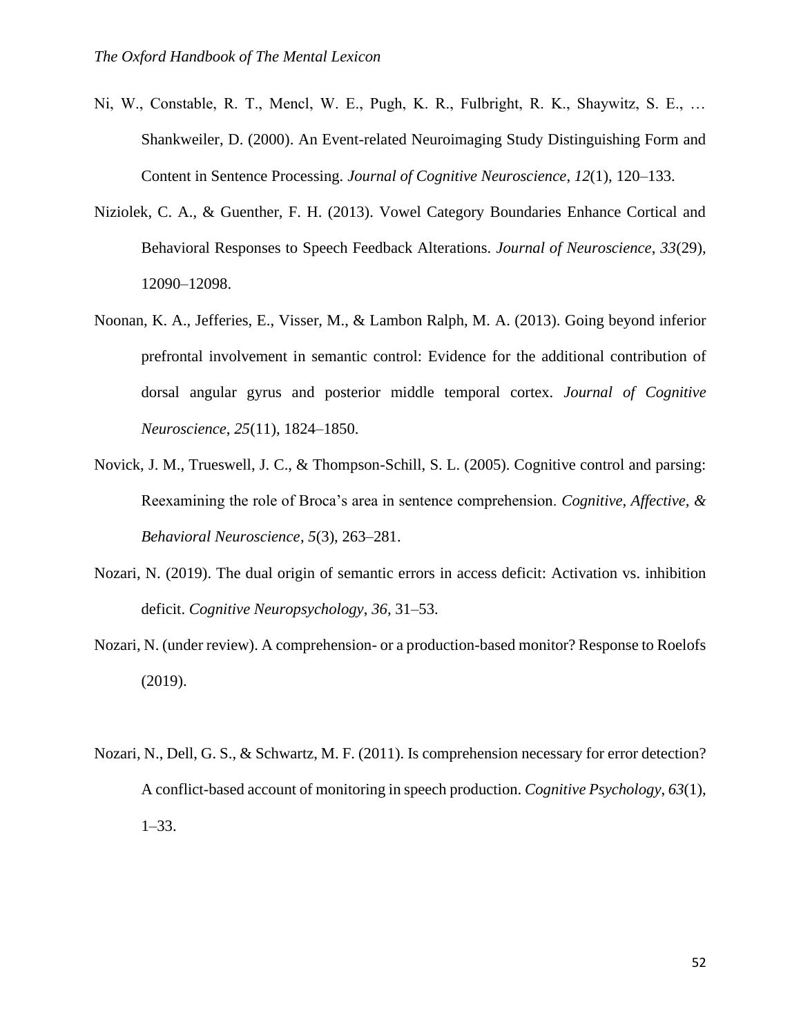Ni, W., Constable, R. T., Mencl, W. E., Pugh, K. R., Fulbright, R. K., Shaywitz, S. E., … Shankweiler, D. (2000). An Event-related Neuroimaging Study Distinguishing Form and Content in Sentence Processing. *Journal of Cognitive Neuroscience*, *12*(1), 120–133.

Niziolek, C. A., & Guenther, F. H. (2013). Vowel Category Boundaries Enhance Cortical and Behavioral Responses to Speech Feedback Alterations. *Journal of Neuroscience*, *33*(29), 12090–12098.

Noonan, K. A., Jefferies, E., Visser, M., & Lambon Ralph, M. A. (2013). Going beyond inferior prefrontal involvement in semantic control: Evidence for the additional contribution of dorsal angular gyrus and posterior middle temporal cortex. *Journal of Cognitive Neuroscience*, *25*(11), 1824–1850.

Novick, J. M., Trueswell, J. C., & Thompson-Schill, S. L. (2005). Cognitive control and parsing: Reexamining the role of Broca's area in sentence comprehension. *Cognitive, Affective, & Behavioral Neuroscience*, *5*(3), 263–281.

Nozari, N. (2019). The dual origin of semantic errors in access deficit: Activation vs. inhibition deficit. *Cognitive Neuropsychology*, *36*, 31–53.

Nozari, N. (under review). A comprehension- or a production-based monitor? Response to Roelofs (2019).

Nozari, N., Dell, G. S., & Schwartz, M. F. (2011). Is comprehension necessary for error detection? A conflict-based account of monitoring in speech production. *Cognitive Psychology*, *63*(1), 1–33.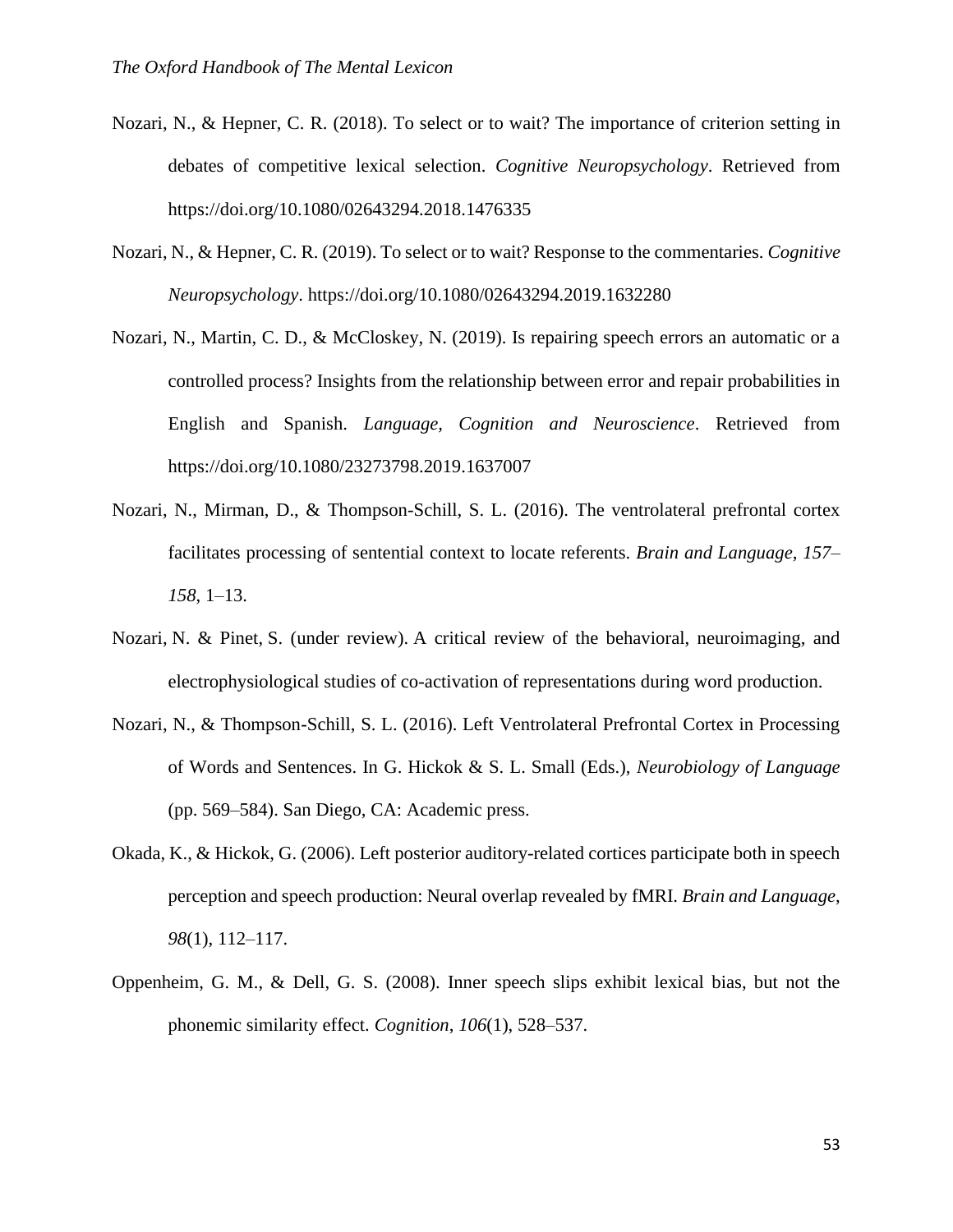Nozari, N., & Hepner, C. R. (2018). To select or to wait? The importance of criterion setting in debates of competitive lexical selection. *Cognitive Neuropsychology*. Retrieved from https://doi.org/10.1080/02643294.2018.1476335

Nozari, N., & Hepner, C. R. (2019). To select or to wait? Response to the commentaries. *Cognitive Neuropsychology*. https://doi.org/10.1080/02643294.2019.1632280

Nozari, N., Martin, C. D., & McCloskey, N. (2019). Is repairing speech errors an automatic or a controlled process? Insights from the relationship between error and repair probabilities in English and Spanish. *Language, Cognition and Neuroscience*. Retrieved from https://doi.org/10.1080/23273798.2019.1637007

Nozari, N., Mirman, D., & Thompson-Schill, S. L. (2016). The ventrolateral prefrontal cortex facilitates processing of sentential context to locate referents. *Brain and Language*, *157–158*, 1–13.

Nozari, N. & Pinet, S. (under review). A critical review of the behavioral, neuroimaging, and electrophysiological studies of co-activation of representations during word production.

Nozari, N., & Thompson-Schill, S. L. (2016). Left Ventrolateral Prefrontal Cortex in Processing of Words and Sentences. In G. Hickok & S. L. Small (Eds.), *Neurobiology of Language* (pp. 569–584). San Diego, CA: Academic press.

Okada, K., & Hickok, G. (2006). Left posterior auditory-related cortices participate both in speech perception and speech production: Neural overlap revealed by fMRI. *Brain and Language*, *98*(1), 112–117.

Oppenheim, G. M., & Dell, G. S. (2008). Inner speech slips exhibit lexical bias, but not the phonemic similarity effect. *Cognition*, *106*(1), 528–537.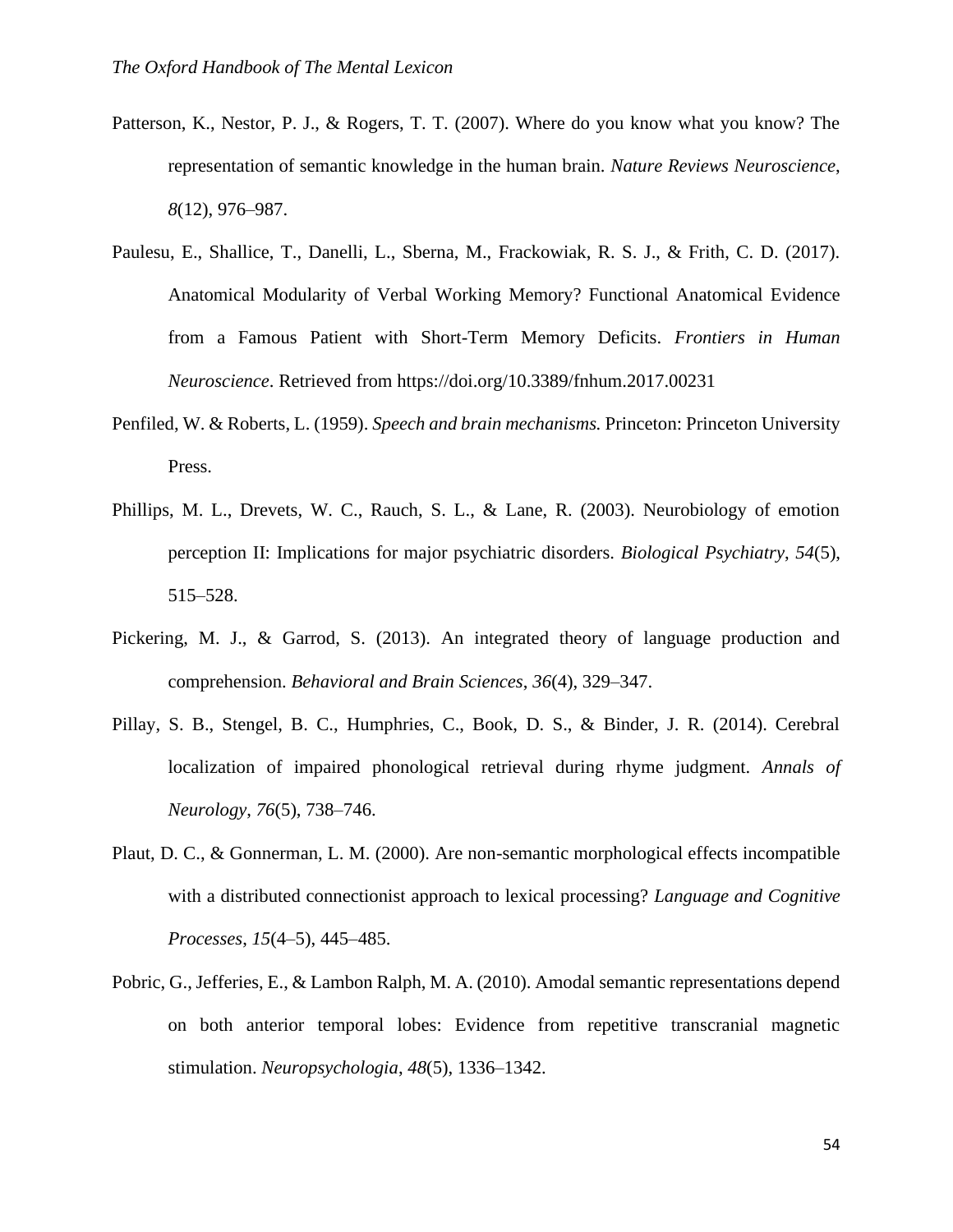Patterson, K., Nestor, P. J., & Rogers, T. T. (2007). Where do you know what you know? The representation of semantic knowledge in the human brain. *Nature Reviews Neuroscience*, *8*(12), 976–987.

Paulesu, E., Shallice, T., Danelli, L., Sberna, M., Frackowiak, R. S. J., & Frith, C. D. (2017). Anatomical Modularity of Verbal Working Memory? Functional Anatomical Evidence from a Famous Patient with Short-Term Memory Deficits. *Frontiers in Human Neuroscience*. Retrieved from https://doi.org/10.3389/fnhum.2017.00231

Penfiled, W. & Roberts, L. (1959). *Speech and brain mechanisms.* Princeton: Princeton University Press.

Phillips, M. L., Drevets, W. C., Rauch, S. L., & Lane, R. (2003). Neurobiology of emotion perception II: Implications for major psychiatric disorders. *Biological Psychiatry*, *54*(5), 515–528.

Pickering, M. J., & Garrod, S. (2013). An integrated theory of language production and comprehension. *Behavioral and Brain Sciences*, *36*(4), 329–347.

Pillay, S. B., Stengel, B. C., Humphries, C., Book, D. S., & Binder, J. R. (2014). Cerebral localization of impaired phonological retrieval during rhyme judgment. *Annals of Neurology*, *76*(5), 738–746.

Plaut, D. C., & Gonnerman, L. M. (2000). Are non-semantic morphological effects incompatible with a distributed connectionist approach to lexical processing? *Language and Cognitive Processes*, *15*(4–5), 445–485.

Pobric, G., Jefferies, E., & Lambon Ralph, M. A. (2010). Amodal semantic representations depend on both anterior temporal lobes: Evidence from repetitive transcranial magnetic stimulation. *Neuropsychologia*, *48*(5), 1336–1342.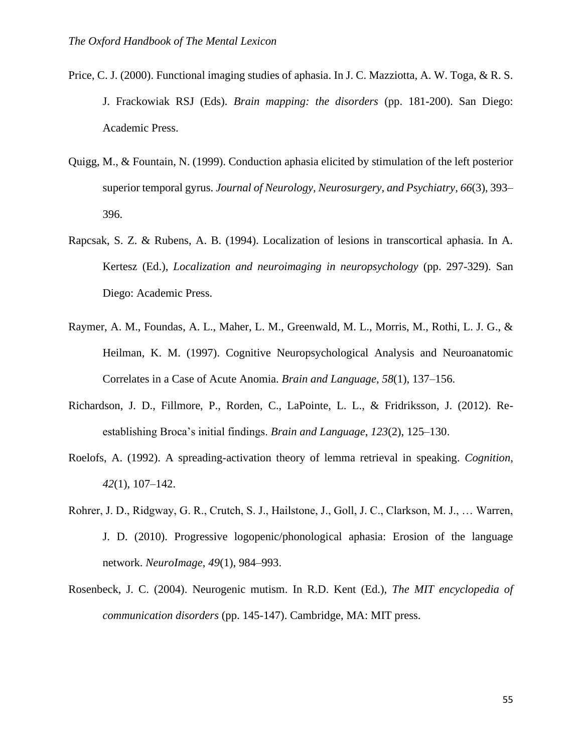Price, C. J. (2000). Functional imaging studies of aphasia. In J. C. Mazziotta, A. W. Toga, & R. S. J. Frackowiak RSJ (Eds). *Brain mapping: the disorders* (pp. 181-200). San Diego: Academic Press.

Quigg, M., & Fountain, N. (1999). Conduction aphasia elicited by stimulation of the left posterior superior temporal gyrus. *Journal of Neurology, Neurosurgery, and Psychiatry*, *66*(3), 393–396.

Rapcsak, S. Z. & Rubens, A. B. (1994). Localization of lesions in transcortical aphasia. In A. Kertesz (Ed.), *Localization and neuroimaging in neuropsychology* (pp. 297-329). San Diego: Academic Press.

Raymer, A. M., Foundas, A. L., Maher, L. M., Greenwald, M. L., Morris, M., Rothi, L. J. G., & Heilman, K. M. (1997). Cognitive Neuropsychological Analysis and Neuroanatomic Correlates in a Case of Acute Anomia. *Brain and Language*, *58*(1), 137–156.

Richardson, J. D., Fillmore, P., Rorden, C., LaPointe, L. L., & Fridriksson, J. (2012). Re-establishing Broca's initial findings. *Brain and Language*, *123*(2), 125–130.

Roelofs, A. (1992). A spreading-activation theory of lemma retrieval in speaking. *Cognition*, *42*(1), 107–142.

Rohrer, J. D., Ridgway, G. R., Crutch, S. J., Hailstone, J., Goll, J. C., Clarkson, M. J., … Warren, J. D. (2010). Progressive logopenic/phonological aphasia: Erosion of the language network. *NeuroImage*, *49*(1), 984–993.

Rosenbeck, J. C. (2004). Neurogenic mutism. In R.D. Kent (Ed.), *The MIT encyclopedia of communication disorders* (pp. 145-147). Cambridge, MA: MIT press.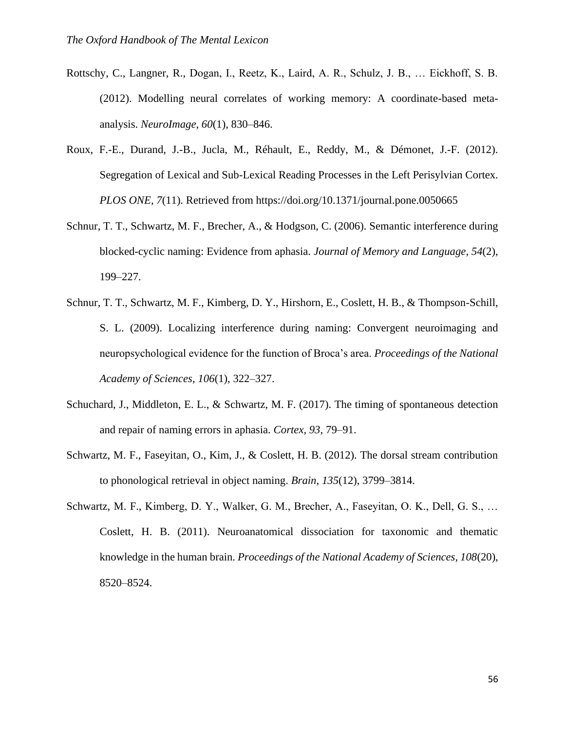Rottschy, C., Langner, R., Dogan, I., Reetz, K., Laird, A. R., Schulz, J. B., … Eickhoff, S. B. (2012). Modelling neural correlates of working memory: A coordinate-based meta-analysis. *NeuroImage*, *60*(1), 830–846.

Roux, F.-E., Durand, J.-B., Jucla, M., Réhault, E., Reddy, M., & Démonet, J.-F. (2012). Segregation of Lexical and Sub-Lexical Reading Processes in the Left Perisylvian Cortex. *PLOS ONE*, *7*(11). Retrieved from https://doi.org/10.1371/journal.pone.0050665

Schnur, T. T., Schwartz, M. F., Brecher, A., & Hodgson, C. (2006). Semantic interference during blocked-cyclic naming: Evidence from aphasia. *Journal of Memory and Language*, *54*(2), 199–227.

Schnur, T. T., Schwartz, M. F., Kimberg, D. Y., Hirshorn, E., Coslett, H. B., & Thompson-Schill, S. L. (2009). Localizing interference during naming: Convergent neuroimaging and neuropsychological evidence for the function of Broca's area. *Proceedings of the National Academy of Sciences*, *106*(1), 322–327.

Schuchard, J., Middleton, E. L., & Schwartz, M. F. (2017). The timing of spontaneous detection and repair of naming errors in aphasia. *Cortex*, *93*, 79–91.

Schwartz, M. F., Faseyitan, O., Kim, J., & Coslett, H. B. (2012). The dorsal stream contribution to phonological retrieval in object naming. *Brain*, *135*(12), 3799–3814.

Schwartz, M. F., Kimberg, D. Y., Walker, G. M., Brecher, A., Faseyitan, O. K., Dell, G. S., … Coslett, H. B. (2011). Neuroanatomical dissociation for taxonomic and thematic knowledge in the human brain. *Proceedings of the National Academy of Sciences*, *108*(20), 8520–8524.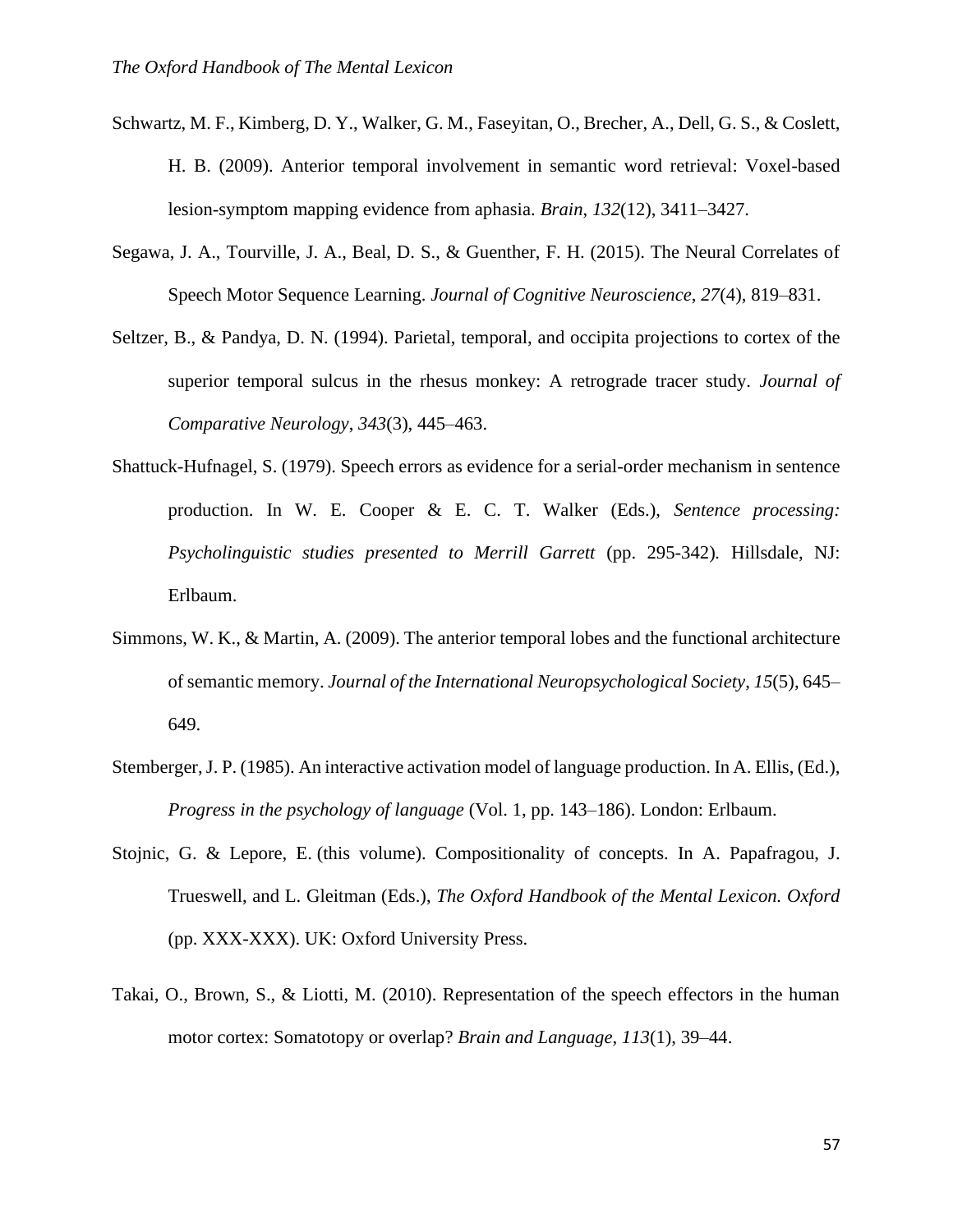Schwartz, M. F., Kimberg, D. Y., Walker, G. M., Faseyitan, O., Brecher, A., Dell, G. S., & Coslett, H. B. (2009). Anterior temporal involvement in semantic word retrieval: Voxel-based lesion-symptom mapping evidence from aphasia. *Brain*, *132*(12), 3411–3427.

Segawa, J. A., Tourville, J. A., Beal, D. S., & Guenther, F. H. (2015). The Neural Correlates of Speech Motor Sequence Learning. *Journal of Cognitive Neuroscience*, *27*(4), 819–831.

Seltzer, B., & Pandya, D. N. (1994). Parietal, temporal, and occipita projections to cortex of the superior temporal sulcus in the rhesus monkey: A retrograde tracer study. *Journal of Comparative Neurology*, *343*(3), 445–463.

Shattuck-Hufnagel, S. (1979). Speech errors as evidence for a serial-order mechanism in sentence production. In W. E. Cooper & E. C. T. Walker (Eds.), *Sentence processing: Psycholinguistic studies presented to Merrill Garrett* (pp. 295-342). Hillsdale, NJ: Erlbaum.

Simmons, W. K., & Martin, A. (2009). The anterior temporal lobes and the functional architecture of semantic memory. *Journal of the International Neuropsychological Society*, *15*(5), 645–649.

Stemberger, J. P. (1985). An interactive activation model of language production. In A. Ellis, (Ed.), *Progress in the psychology of language* (Vol. 1, pp. 143–186). London: Erlbaum.

Stojnic, G. & Lepore, E. (this volume). Compositionality of concepts. In A. Papafragou, J. Trueswell, and L. Gleitman (Eds.), *The Oxford Handbook of the Mental Lexicon. Oxford* (pp. XXX-XXX). UK: Oxford University Press.

Takai, O., Brown, S., & Liotti, M. (2010). Representation of the speech effectors in the human motor cortex: Somatotopy or overlap? *Brain and Language*, *113*(1), 39–44.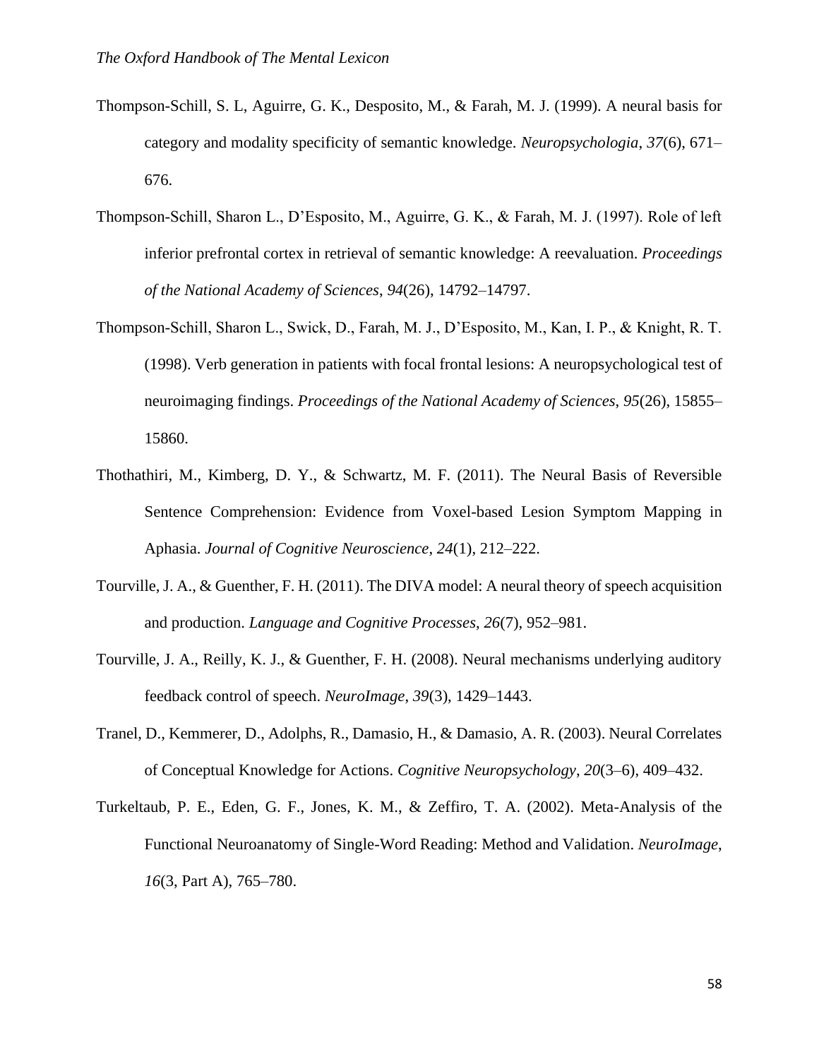Thompson-Schill, S. L, Aguirre, G. K., Desposito, M., & Farah, M. J. (1999). A neural basis for category and modality specificity of semantic knowledge. *Neuropsychologia*, *37*(6), 671–676.

Thompson-Schill, Sharon L., D'Esposito, M., Aguirre, G. K., & Farah, M. J. (1997). Role of left inferior prefrontal cortex in retrieval of semantic knowledge: A reevaluation. *Proceedings of the National Academy of Sciences*, *94*(26), 14792–14797.

Thompson-Schill, Sharon L., Swick, D., Farah, M. J., D'Esposito, M., Kan, I. P., & Knight, R. T. (1998). Verb generation in patients with focal frontal lesions: A neuropsychological test of neuroimaging findings. *Proceedings of the National Academy of Sciences*, *95*(26), 15855–15860.

Thothathiri, M., Kimberg, D. Y., & Schwartz, M. F. (2011). The Neural Basis of Reversible Sentence Comprehension: Evidence from Voxel-based Lesion Symptom Mapping in Aphasia. *Journal of Cognitive Neuroscience*, *24*(1), 212–222.

Tourville, J. A., & Guenther, F. H. (2011). The DIVA model: A neural theory of speech acquisition and production. *Language and Cognitive Processes*, *26*(7), 952–981.

Tourville, J. A., Reilly, K. J., & Guenther, F. H. (2008). Neural mechanisms underlying auditory feedback control of speech. *NeuroImage*, *39*(3), 1429–1443.

Tranel, D., Kemmerer, D., Adolphs, R., Damasio, H., & Damasio, A. R. (2003). Neural Correlates of Conceptual Knowledge for Actions. *Cognitive Neuropsychology*, *20*(3–6), 409–432.

Turkeltaub, P. E., Eden, G. F., Jones, K. M., & Zeffiro, T. A. (2002). Meta-Analysis of the Functional Neuroanatomy of Single-Word Reading: Method and Validation. *NeuroImage*, *16*(3, Part A), 765–780.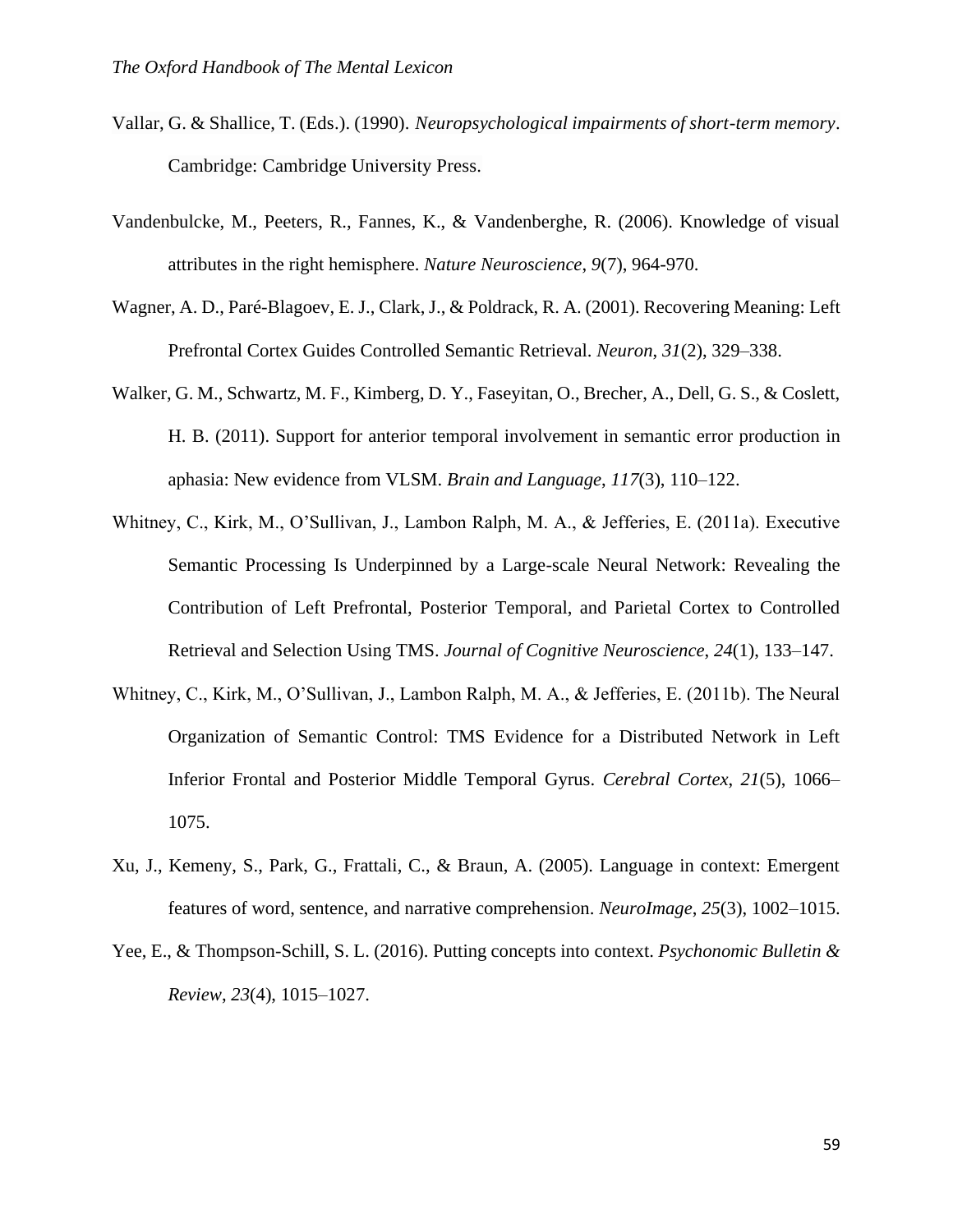Vallar, G. & Shallice, T. (Eds.). (1990). *Neuropsychological impairments of short-term memory*. Cambridge: Cambridge University Press.

Vandenbulcke, M., Peeters, R., Fannes, K., & Vandenberghe, R. (2006). Knowledge of visual attributes in the right hemisphere. *Nature Neuroscience*, *9*(7), 964-970.

Wagner, A. D., Paré-Blagoev, E. J., Clark, J., & Poldrack, R. A. (2001). Recovering Meaning: Left Prefrontal Cortex Guides Controlled Semantic Retrieval. *Neuron*, *31*(2), 329–338.

Walker, G. M., Schwartz, M. F., Kimberg, D. Y., Faseyitan, O., Brecher, A., Dell, G. S., & Coslett, H. B. (2011). Support for anterior temporal involvement in semantic error production in aphasia: New evidence from VLSM. *Brain and Language*, *117*(3), 110–122.

Whitney, C., Kirk, M., O'Sullivan, J., Lambon Ralph, M. A., & Jefferies, E. (2011a). Executive Semantic Processing Is Underpinned by a Large-scale Neural Network: Revealing the Contribution of Left Prefrontal, Posterior Temporal, and Parietal Cortex to Controlled Retrieval and Selection Using TMS. *Journal of Cognitive Neuroscience*, *24*(1), 133–147.

Whitney, C., Kirk, M., O'Sullivan, J., Lambon Ralph, M. A., & Jefferies, E. (2011b). The Neural Organization of Semantic Control: TMS Evidence for a Distributed Network in Left Inferior Frontal and Posterior Middle Temporal Gyrus. *Cerebral Cortex*, *21*(5), 1066–1075.

Xu, J., Kemeny, S., Park, G., Frattali, C., & Braun, A. (2005). Language in context: Emergent features of word, sentence, and narrative comprehension. *NeuroImage*, *25*(3), 1002–1015.

Yee, E., & Thompson-Schill, S. L. (2016). Putting concepts into context. *Psychonomic Bulletin & Review*, *23*(4), 1015–1027.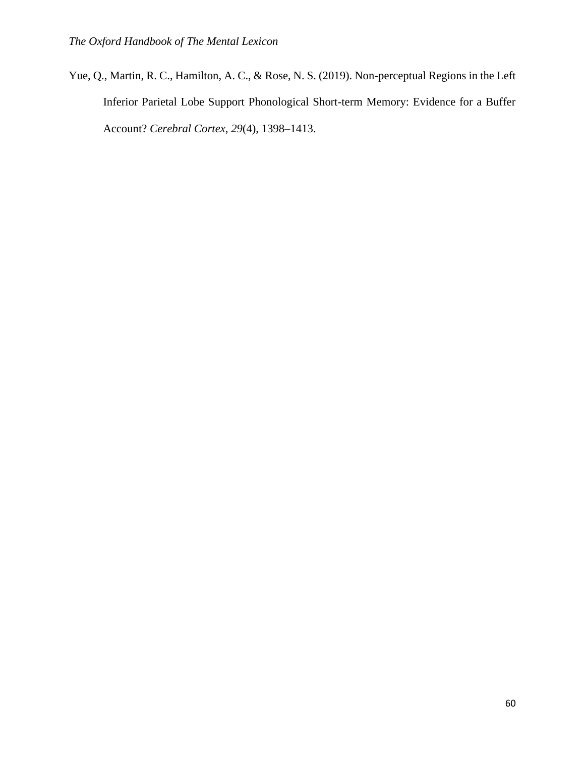Yue, Q., Martin, R. C., Hamilton, A. C., & Rose, N. S. (2019). Non-perceptual Regions in the Left Inferior Parietal Lobe Support Phonological Short-term Memory: Evidence for a Buffer Account? *Cerebral Cortex*, *29*(4), 1398–1413.